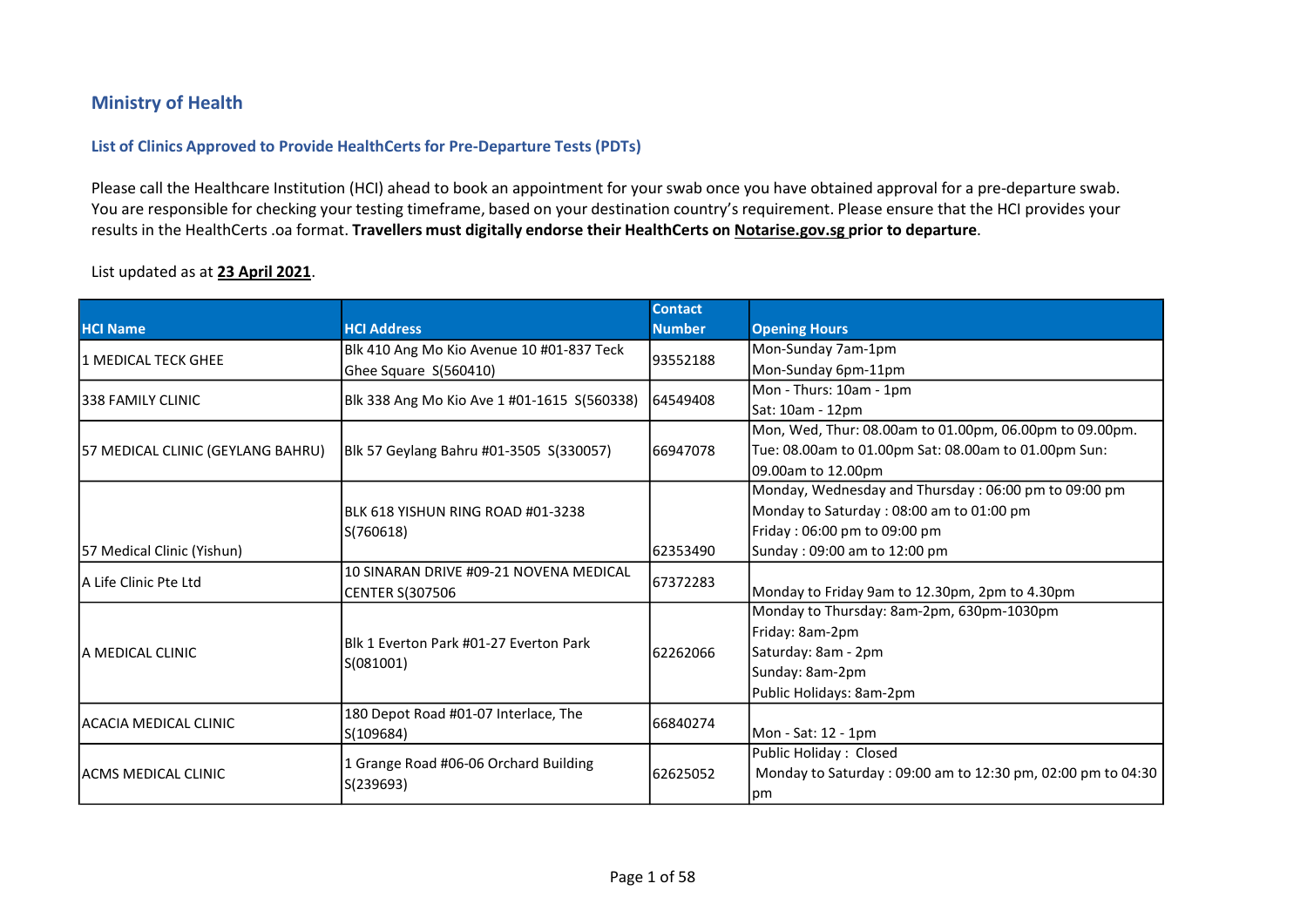# Ministry of Health

## List of Clinics Approved to Provide HealthCerts for Pre-Departure Tests (PDTs)

Please call the Healthcare Institution (HCI) ahead to book an appointment for your swab once you have obtained approval for a pre-departure swab. You are responsible for checking your testing timeframe, based on your destination country's requirement. Please ensure that the HCI provides your results in the HealthCerts .oa format. **Travellers must digitally endorse their HealthCerts on Notarise.gov.sg prior to departure**.

List updated as at **23 April 2021**.

| HCI Name | HCI Address | Contact Number | Opening Hours |
| --- | --- | --- | --- |
| 1 MEDICAL TECK GHEE | Blk 410 Ang Mo Kio Avenue 10 #01-837 Teck Ghee Square S(560410) | 93552188 | Mon-Sunday 7am-1pm<br>Mon-Sunday 6pm-11pm |
| 338 FAMILY CLINIC | Blk 338 Ang Mo Kio Ave 1 #01-1615 S(560338) | 64549408 | Mon - Thurs: 10am - 1pm<br>Sat: 10am - 12pm |
| 57 MEDICAL CLINIC (GEYLANG BAHRU) | Blk 57 Geylang Bahru #01-3505 S(330057) | 66947078 | Mon, Wed, Thur: 08.00am to 01.00pm, 06.00pm to 09.00pm. Tue: 08.00am to 01.00pm Sat: 08.00am to 01.00pm Sun: 09.00am to 12.00pm |
| 57 Medical Clinic (Yishun) | BLK 618 YISHUN RING ROAD #01-3238 S(760618) | 62353490 | Monday, Wednesday and Thursday : 06:00 pm to 09:00 pm<br>Monday to Saturday : 08:00 am to 01:00 pm<br>Friday : 06:00 pm to 09:00 pm<br>Sunday : 09:00 am to 12:00 pm |
| A Life Clinic Pte Ltd | 10 SINARAN DRIVE #09-21 NOVENA MEDICAL CENTER S(307506 | 67372283 | Monday to Friday 9am to 12.30pm, 2pm to 4.30pm |
| A MEDICAL CLINIC | Blk 1 Everton Park #01-27 Everton Park S(081001) | 62262066 | Monday to Thursday: 8am-2pm, 630pm-1030pm<br>Friday: 8am-2pm<br>Saturday: 8am - 2pm<br>Sunday: 8am-2pm<br>Public Holidays: 8am-2pm |
| ACACIA MEDICAL CLINIC | 180 Depot Road #01-07 Interlace, The S(109684) | 66840274 | Mon - Sat: 12 - 1pm |
| ACMS MEDICAL CLINIC | 1 Grange Road #06-06 Orchard Building S(239693) | 62625052 | Public Holiday : Closed<br>Monday to Saturday : 09:00 am to 12:30 pm, 02:00 pm to 04:30 pm |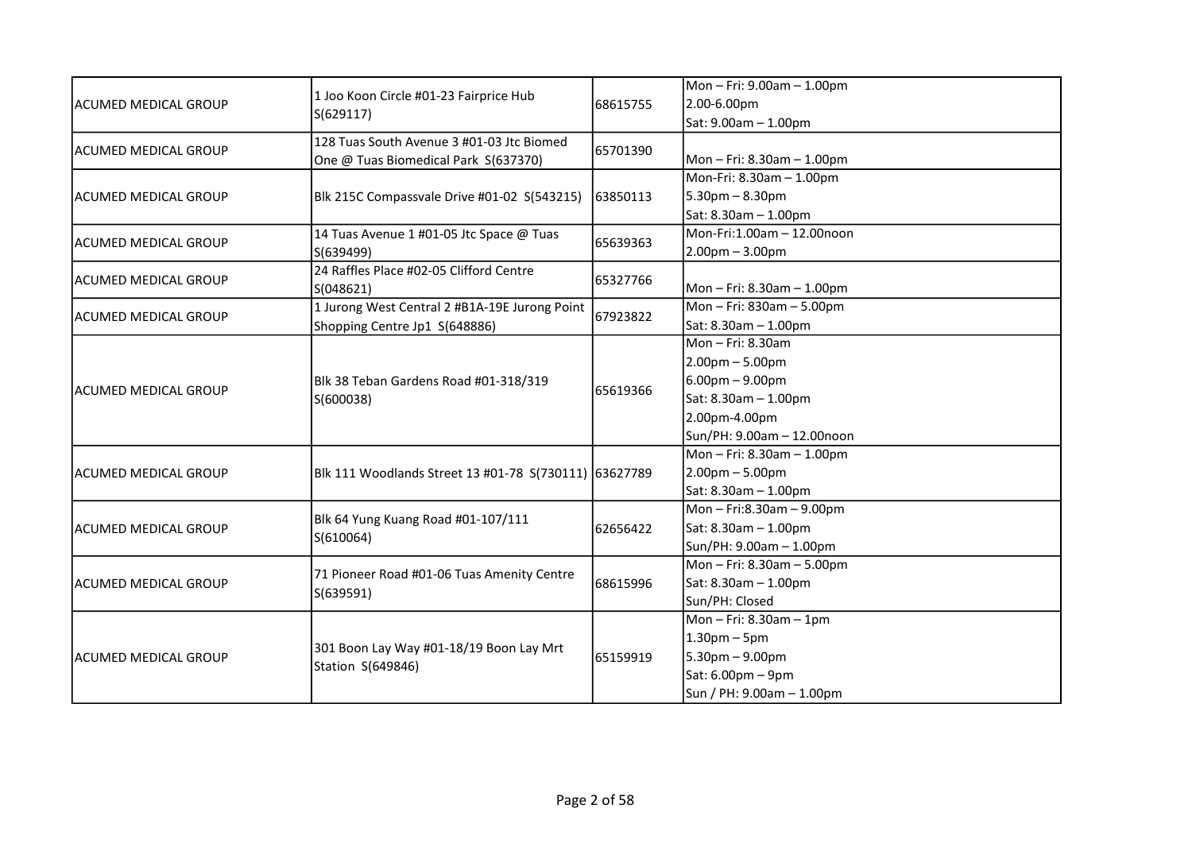| | | | |
|---|---|---|---|
| ACUMED MEDICAL GROUP | 1 Joo Koon Circle #01-23 Fairprice Hub S(629117) | 68615755 | Mon – Fri: 9.00am – 1.00pm<br>2.00-6.00pm<br>Sat: 9.00am – 1.00pm |
| ACUMED MEDICAL GROUP | 128 Tuas South Avenue 3 #01-03 Jtc Biomed One @ Tuas Biomedical Park S(637370) | 65701390 | Mon – Fri: 8.30am – 1.00pm |
| ACUMED MEDICAL GROUP | Blk 215C Compassvale Drive #01-02 S(543215) | 63850113 | Mon-Fri: 8.30am – 1.00pm<br>5.30pm – 8.30pm<br>Sat: 8.30am – 1.00pm |
| ACUMED MEDICAL GROUP | 14 Tuas Avenue 1 #01-05 Jtc Space @ Tuas S(639499) | 65639363 | Mon-Fri:1.00am – 12.00noon<br>2.00pm – 3.00pm |
| ACUMED MEDICAL GROUP | 24 Raffles Place #02-05 Clifford Centre S(048621) | 65327766 | Mon – Fri: 8.30am – 1.00pm |
| ACUMED MEDICAL GROUP | 1 Jurong West Central 2 #B1A-19E Jurong Point Shopping Centre Jp1 S(648886) | 67923822 | Mon – Fri: 830am – 5.00pm<br>Sat: 8.30am – 1.00pm |
| ACUMED MEDICAL GROUP | Blk 38 Teban Gardens Road #01-318/319 S(600038) | 65619366 | Mon – Fri: 8.30am<br>2.00pm – 5.00pm<br>6.00pm – 9.00pm<br>Sat: 8.30am – 1.00pm<br>2.00pm-4.00pm<br>Sun/PH: 9.00am – 12.00noon |
| ACUMED MEDICAL GROUP | Blk 111 Woodlands Street 13 #01-78 S(730111) | 63627789 | Mon – Fri: 8.30am – 1.00pm<br>2.00pm – 5.00pm<br>Sat: 8.30am – 1.00pm |
| ACUMED MEDICAL GROUP | Blk 64 Yung Kuang Road #01-107/111 S(610064) | 62656422 | Mon – Fri:8.30am – 9.00pm<br>Sat: 8.30am – 1.00pm<br>Sun/PH: 9.00am – 1.00pm |
| ACUMED MEDICAL GROUP | 71 Pioneer Road #01-06 Tuas Amenity Centre S(639591) | 68615996 | Mon – Fri: 8.30am – 5.00pm<br>Sat: 8.30am – 1.00pm<br>Sun/PH: Closed |
| ACUMED MEDICAL GROUP | 301 Boon Lay Way #01-18/19 Boon Lay Mrt Station S(649846) | 65159919 | Mon – Fri: 8.30am – 1pm<br>1.30pm – 5pm<br>5.30pm – 9.00pm<br>Sat: 6.00pm – 9pm<br>Sun / PH: 9.00am – 1.00pm |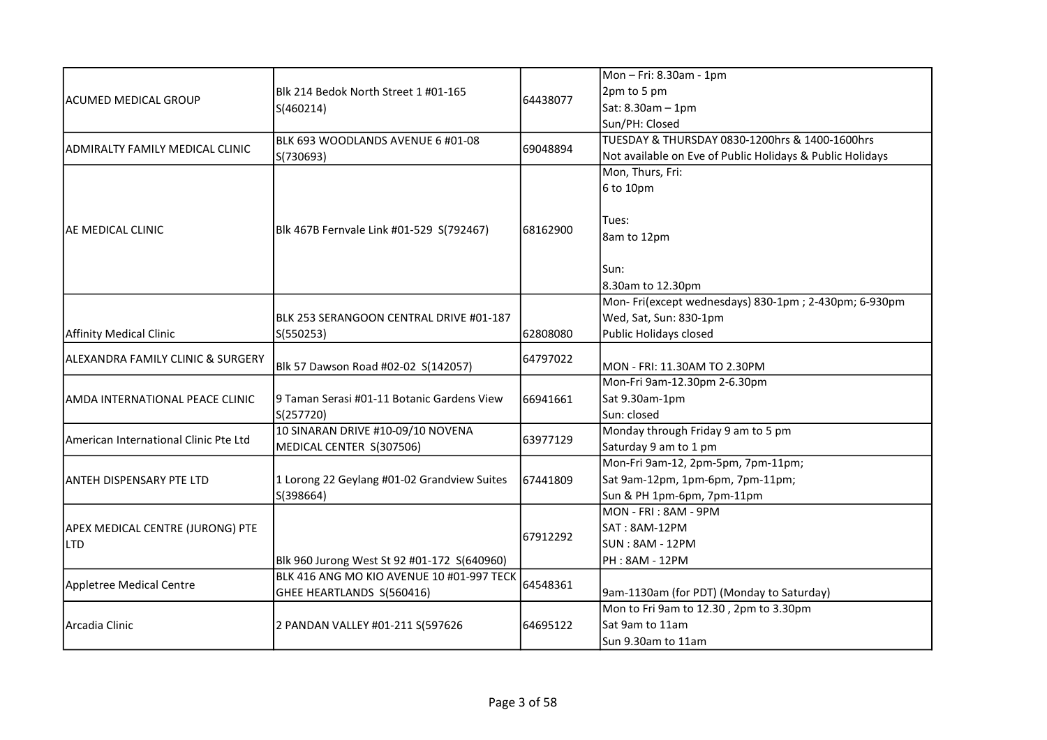| | | | |
|---|---|---|---|
| ACUMED MEDICAL GROUP | Blk 214 Bedok North Street 1 #01-165 S(460214) | 64438077 | Mon – Fri: 8.30am - 1pm<br>2pm to 5 pm<br>Sat: 8.30am – 1pm<br>Sun/PH: Closed |
| ADMIRALTY FAMILY MEDICAL CLINIC | BLK 693 WOODLANDS AVENUE 6 #01-08 S(730693) | 69048894 | TUESDAY & THURSDAY 0830-1200hrs & 1400-1600hrs<br>Not available on Eve of Public Holidays & Public Holidays |
| AE MEDICAL CLINIC | Blk 467B Fernvale Link #01-529 S(792467) | 68162900 | Mon, Thurs, Fri:<br>6 to 10pm<br><br>Tues:<br>8am to 12pm<br><br>Sun:<br>8.30am to 12.30pm |
| Affinity Medical Clinic | BLK 253 SERANGOON CENTRAL DRIVE #01-187 S(550253) | 62808080 | Mon- Fri(except wednesdays) 830-1pm ; 2-430pm; 6-930pm<br>Wed, Sat, Sun: 830-1pm<br>Public Holidays closed |
| ALEXANDRA FAMILY CLINIC & SURGERY | Blk 57 Dawson Road #02-02 S(142057) | 64797022 | MON - FRI: 11.30AM TO 2.30PM |
| AMDA INTERNATIONAL PEACE CLINIC | 9 Taman Serasi #01-11 Botanic Gardens View S(257720) | 66941661 | Mon-Fri 9am-12.30pm 2-6.30pm<br>Sat 9.30am-1pm<br>Sun: closed |
| American International Clinic Pte Ltd | 10 SINARAN DRIVE #10-09/10 NOVENA MEDICAL CENTER S(307506) | 63977129 | Monday through Friday 9 am to 5 pm<br>Saturday 9 am to 1 pm |
| ANTEH DISPENSARY PTE LTD | 1 Lorong 22 Geylang #01-02 Grandview Suites S(398664) | 67441809 | Mon-Fri 9am-12, 2pm-5pm, 7pm-11pm;<br>Sat 9am-12pm, 1pm-6pm, 7pm-11pm;<br>Sun & PH 1pm-6pm, 7pm-11pm |
| APEX MEDICAL CENTRE (JURONG) PTE LTD | Blk 960 Jurong West St 92 #01-172 S(640960) | 67912292 | MON - FRI : 8AM - 9PM<br>SAT : 8AM-12PM<br>SUN : 8AM - 12PM<br>PH : 8AM - 12PM |
| Appletree Medical Centre | BLK 416 ANG MO KIO AVENUE 10 #01-997 TECK GHEE HEARTLANDS S(560416) | 64548361 | 9am-1130am (for PDT) (Monday to Saturday) |
| Arcadia Clinic | 2 PANDAN VALLEY #01-211 S(597626 | 64695122 | Mon to Fri 9am to 12.30 , 2pm to 3.30pm<br>Sat 9am to 11am<br>Sun 9.30am to 11am |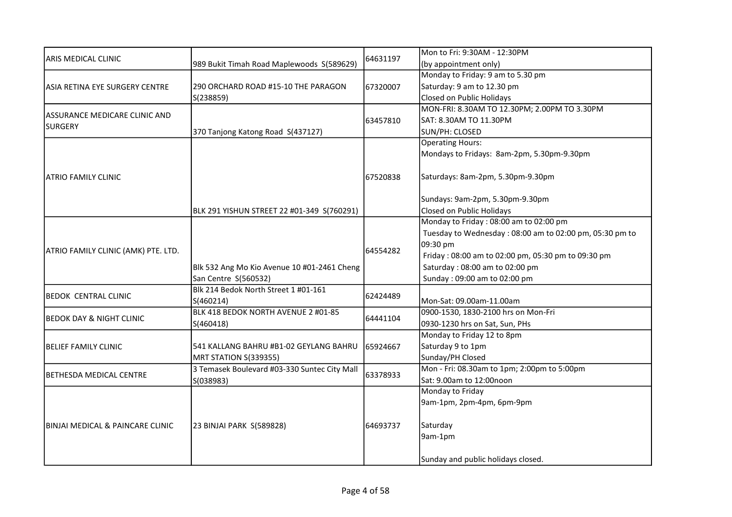| | | | |
|---|---|---|---|
| ARIS MEDICAL CLINIC | 989 Bukit Timah Road Maplewoods S(589629) | 64631197 | Mon to Fri: 9:30AM - 12:30PM<br>(by appointment only) |
| ASIA RETINA EYE SURGERY CENTRE | 290 ORCHARD ROAD #15-10 THE PARAGON S(238859) | 67320007 | Monday to Friday: 9 am to 5.30 pm<br>Saturday: 9 am to 12.30 pm<br>Closed on Public Holidays |
| ASSURANCE MEDICARE CLINIC AND SURGERY | 370 Tanjong Katong Road S(437127) | 63457810 | MON-FRI: 8.30AM TO 12.30PM; 2.00PM TO 3.30PM<br>SAT: 8.30AM TO 11.30PM<br>SUN/PH: CLOSED |
| ATRIO FAMILY CLINIC | BLK 291 YISHUN STREET 22 #01-349 S(760291) | 67520838 | Operating Hours:<br>Mondays to Fridays: 8am-2pm, 5.30pm-9.30pm<br><br>Saturdays: 8am-2pm, 5.30pm-9.30pm<br><br>Sundays: 9am-2pm, 5.30pm-9.30pm<br>Closed on Public Holidays |
| ATRIO FAMILY CLINIC (AMK) PTE. LTD. | Blk 532 Ang Mo Kio Avenue 10 #01-2461 Cheng San Centre S(560532) | 64554282 | Monday to Friday : 08:00 am to 02:00 pm<br>Tuesday to Wednesday : 08:00 am to 02:00 pm, 05:30 pm to 09:30 pm<br>Friday : 08:00 am to 02:00 pm, 05:30 pm to 09:30 pm<br>Saturday : 08:00 am to 02:00 pm<br>Sunday : 09:00 am to 02:00 pm |
| BEDOK CENTRAL CLINIC | Blk 214 Bedok North Street 1 #01-161 S(460214) | 62424489 | Mon-Sat: 09.00am-11.00am |
| BEDOK DAY & NIGHT CLINIC | BLK 418 BEDOK NORTH AVENUE 2 #01-85 S(460418) | 64441104 | 0900-1530, 1830-2100 hrs on Mon-Fri<br>0930-1230 hrs on Sat, Sun, PHs |
| BELIEF FAMILY CLINIC | 541 KALLANG BAHRU #B1-02 GEYLANG BAHRU MRT STATION S(339355) | 65924667 | Monday to Friday 12 to 8pm<br>Saturday 9 to 1pm<br>Sunday/PH Closed |
| BETHESDA MEDICAL CENTRE | 3 Temasek Boulevard #03-330 Suntec City Mall S(038983) | 63378933 | Mon - Fri: 08.30am to 1pm; 2:00pm to 5:00pm<br>Sat: 9.00am to 12:00noon |
| BINJAI MEDICAL & PAINCARE CLINIC | 23 BINJAI PARK S(589828) | 64693737 | Monday to Friday<br>9am-1pm, 2pm-4pm, 6pm-9pm<br><br>Saturday<br>9am-1pm<br><br>Sunday and public holidays closed. |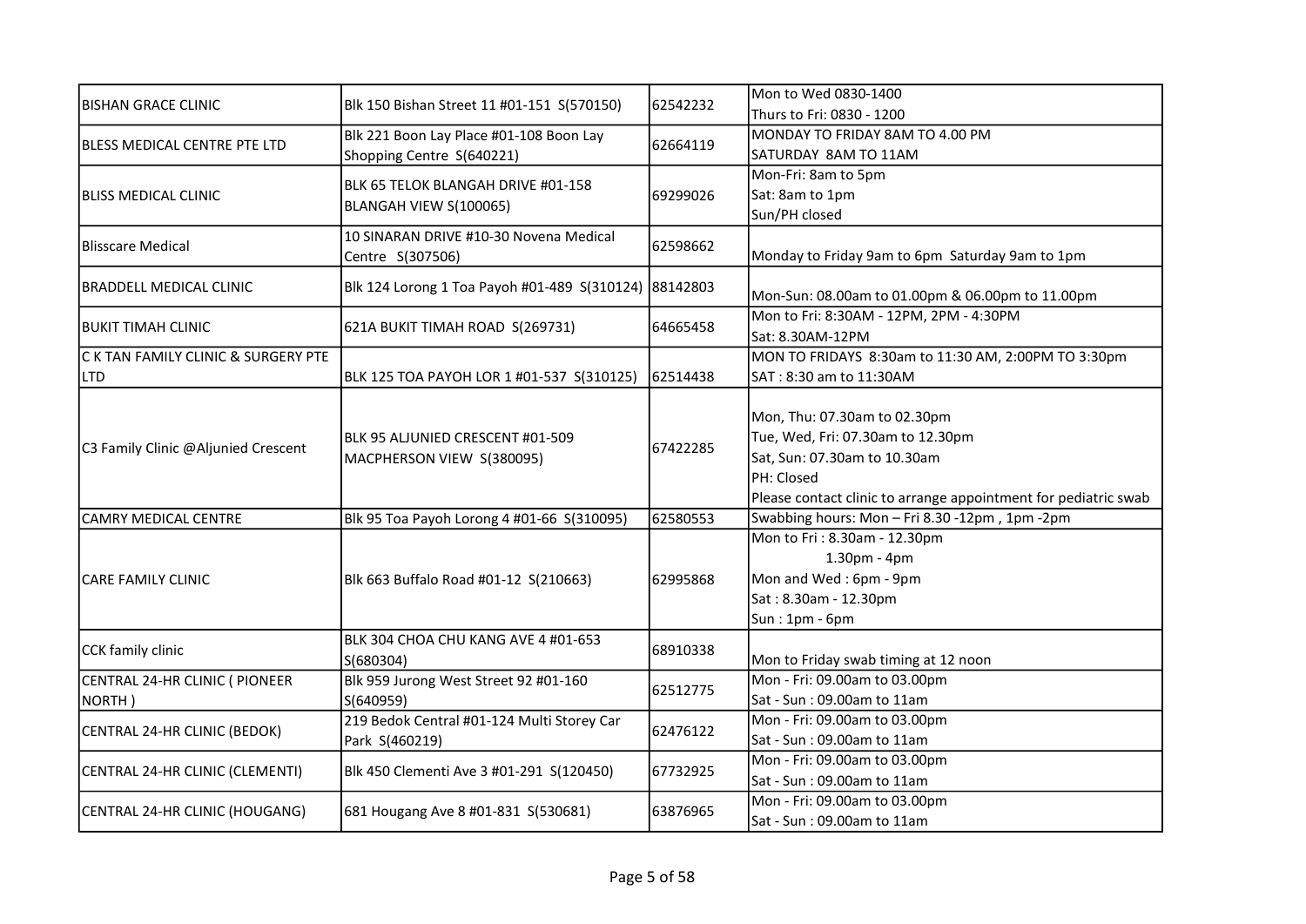| | | | |
|---|---|---|---|
| BISHAN GRACE CLINIC | Blk 150 Bishan Street 11 #01-151 S(570150) | 62542232 | Mon to Wed 0830-1400<br>Thurs to Fri: 0830 - 1200 |
| BLESS MEDICAL CENTRE PTE LTD | Blk 221 Boon Lay Place #01-108 Boon Lay Shopping Centre S(640221) | 62664119 | MONDAY TO FRIDAY 8AM TO 4.00 PM<br>SATURDAY 8AM TO 11AM |
| BLISS MEDICAL CLINIC | BLK 65 TELOK BLANGAH DRIVE #01-158 BLANGAH VIEW S(100065) | 69299026 | Mon-Fri: 8am to 5pm<br>Sat: 8am to 1pm<br>Sun/PH closed |
| Blisscare Medical | 10 SINARAN DRIVE #10-30 Novena Medical Centre S(307506) | 62598662 | Monday to Friday 9am to 6pm Saturday 9am to 1pm |
| BRADDELL MEDICAL CLINIC | Blk 124 Lorong 1 Toa Payoh #01-489 S(310124) | 88142803 | Mon-Sun: 08.00am to 01.00pm & 06.00pm to 11.00pm |
| BUKIT TIMAH CLINIC | 621A BUKIT TIMAH ROAD S(269731) | 64665458 | Mon to Fri: 8:30AM - 12PM, 2PM - 4:30PM<br>Sat: 8.30AM-12PM |
| C K TAN FAMILY CLINIC & SURGERY PTE LTD | BLK 125 TOA PAYOH LOR 1 #01-537 S(310125) | 62514438 | MON TO FRIDAYS 8:30am to 11:30 AM, 2:00PM TO 3:30pm<br>SAT : 8:30 am to 11:30AM |
| C3 Family Clinic @Aljunied Crescent | BLK 95 ALJUNIED CRESCENT #01-509 MACPHERSON VIEW S(380095) | 67422285 | Mon, Thu: 07.30am to 02.30pm<br>Tue, Wed, Fri: 07.30am to 12.30pm<br>Sat, Sun: 07.30am to 10.30am<br>PH: Closed<br>Please contact clinic to arrange appointment for pediatric swab |
| CAMRY MEDICAL CENTRE | Blk 95 Toa Payoh Lorong 4 #01-66 S(310095) | 62580553 | Swabbing hours: Mon – Fri 8.30 -12pm , 1pm -2pm |
| CARE FAMILY CLINIC | Blk 663 Buffalo Road #01-12 S(210663) | 62995868 | Mon to Fri : 8.30am - 12.30pm<br>1.30pm - 4pm<br>Mon and Wed : 6pm - 9pm<br>Sat : 8.30am - 12.30pm<br>Sun : 1pm - 6pm |
| CCK family clinic | BLK 304 CHOA CHU KANG AVE 4 #01-653 S(680304) | 68910338 | Mon to Friday swab timing at 12 noon |
| CENTRAL 24-HR CLINIC ( PIONEER NORTH ) | Blk 959 Jurong West Street 92 #01-160 S(640959) | 62512775 | Mon - Fri: 09.00am to 03.00pm<br>Sat - Sun : 09.00am to 11am |
| CENTRAL 24-HR CLINIC (BEDOK) | 219 Bedok Central #01-124 Multi Storey Car Park S(460219) | 62476122 | Mon - Fri: 09.00am to 03.00pm<br>Sat - Sun : 09.00am to 11am |
| CENTRAL 24-HR CLINIC (CLEMENTI) | Blk 450 Clementi Ave 3 #01-291 S(120450) | 67732925 | Mon - Fri: 09.00am to 03.00pm<br>Sat - Sun : 09.00am to 11am |
| CENTRAL 24-HR CLINIC (HOUGANG) | 681 Hougang Ave 8 #01-831 S(530681) | 63876965 | Mon - Fri: 09.00am to 03.00pm<br>Sat - Sun : 09.00am to 11am |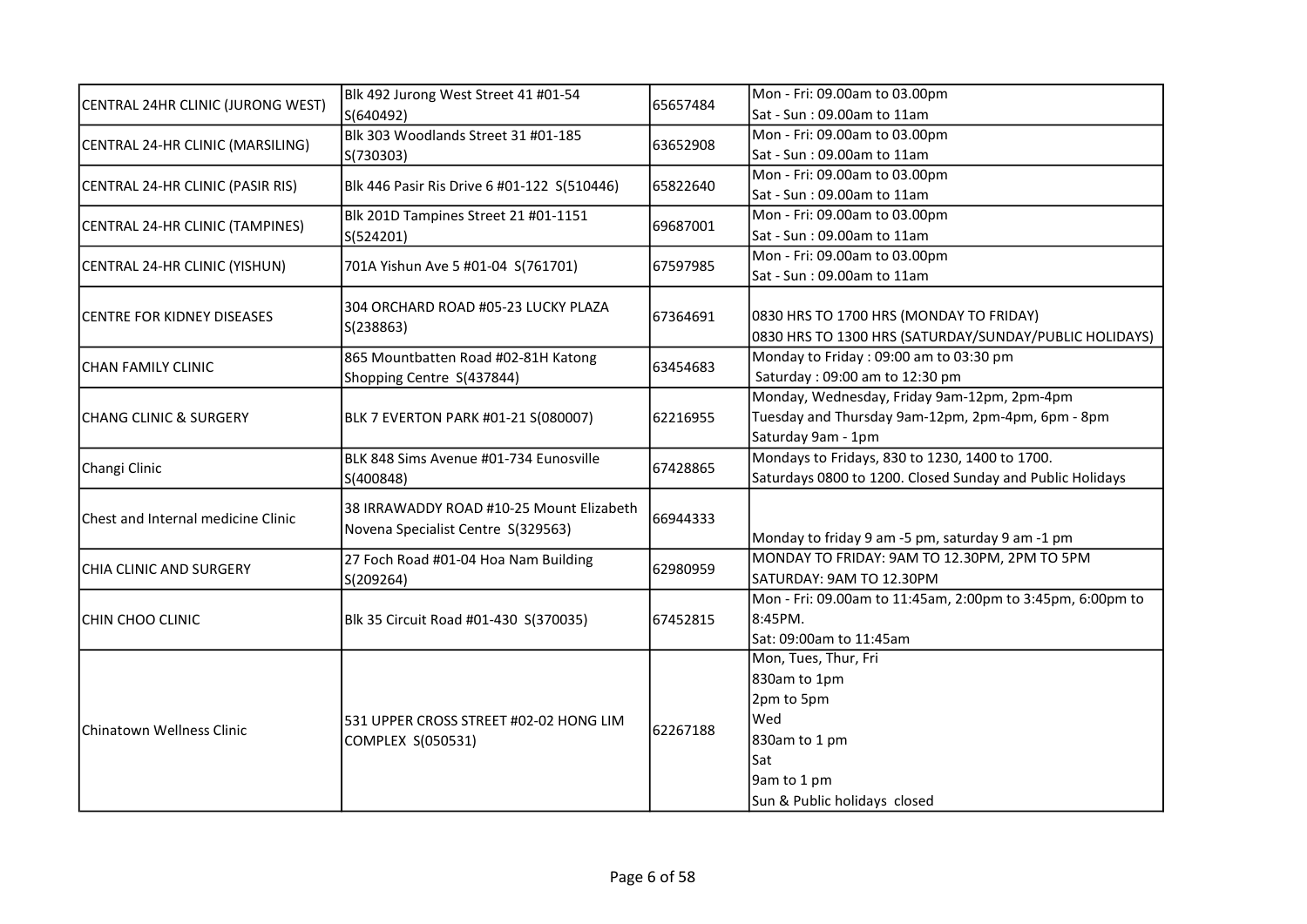| | | | |
|---|---|---|---|
| CENTRAL 24HR CLINIC (JURONG WEST) | Blk 492 Jurong West Street 41 #01-54 S(640492) | 65657484 | Mon - Fri: 09.00am to 03.00pm<br>Sat - Sun : 09.00am to 11am |
| CENTRAL 24-HR CLINIC (MARSILING) | Blk 303 Woodlands Street 31 #01-185 S(730303) | 63652908 | Mon - Fri: 09.00am to 03.00pm<br>Sat - Sun : 09.00am to 11am |
| CENTRAL 24-HR CLINIC (PASIR RIS) | Blk 446 Pasir Ris Drive 6 #01-122 S(510446) | 65822640 | Mon - Fri: 09.00am to 03.00pm<br>Sat - Sun : 09.00am to 11am |
| CENTRAL 24-HR CLINIC (TAMPINES) | Blk 201D Tampines Street 21 #01-1151 S(524201) | 69687001 | Mon - Fri: 09.00am to 03.00pm<br>Sat - Sun : 09.00am to 11am |
| CENTRAL 24-HR CLINIC (YISHUN) | 701A Yishun Ave 5 #01-04 S(761701) | 67597985 | Mon - Fri: 09.00am to 03.00pm<br>Sat - Sun : 09.00am to 11am |
| CENTRE FOR KIDNEY DISEASES | 304 ORCHARD ROAD #05-23 LUCKY PLAZA S(238863) | 67364691 | 0830 HRS TO 1700 HRS (MONDAY TO FRIDAY)<br>0830 HRS TO 1300 HRS (SATURDAY/SUNDAY/PUBLIC HOLIDAYS) |
| CHAN FAMILY CLINIC | 865 Mountbatten Road #02-81H Katong Shopping Centre S(437844) | 63454683 | Monday to Friday : 09:00 am to 03:30 pm<br>Saturday : 09:00 am to 12:30 pm |
| CHANG CLINIC & SURGERY | BLK 7 EVERTON PARK #01-21 S(080007) | 62216955 | Monday, Wednesday, Friday 9am-12pm, 2pm-4pm<br>Tuesday and Thursday 9am-12pm, 2pm-4pm, 6pm - 8pm<br>Saturday 9am - 1pm |
| Changi Clinic | BLK 848 Sims Avenue #01-734 Eunosville S(400848) | 67428865 | Mondays to Fridays, 830 to 1230, 1400 to 1700.<br>Saturdays 0800 to 1200. Closed Sunday and Public Holidays |
| Chest and Internal medicine Clinic | 38 IRRAWADDY ROAD #10-25 Mount Elizabeth Novena Specialist Centre S(329563) | 66944333 | Monday to friday 9 am -5 pm, saturday 9 am -1 pm |
| CHIA CLINIC AND SURGERY | 27 Foch Road #01-04 Hoa Nam Building S(209264) | 62980959 | MONDAY TO FRIDAY: 9AM TO 12.30PM, 2PM TO 5PM<br>SATURDAY: 9AM TO 12.30PM |
| CHIN CHOO CLINIC | Blk 35 Circuit Road #01-430 S(370035) | 67452815 | Mon - Fri: 09.00am to 11:45am, 2:00pm to 3:45pm, 6:00pm to 8:45PM.<br>Sat: 09:00am to 11:45am |
| Chinatown Wellness Clinic | 531 UPPER CROSS STREET #02-02 HONG LIM COMPLEX S(050531) | 62267188 | Mon, Tues, Thur, Fri<br>830am to 1pm<br>2pm to 5pm<br>Wed<br>830am to 1 pm<br>Sat<br>9am to 1 pm<br>Sun & Public holidays closed |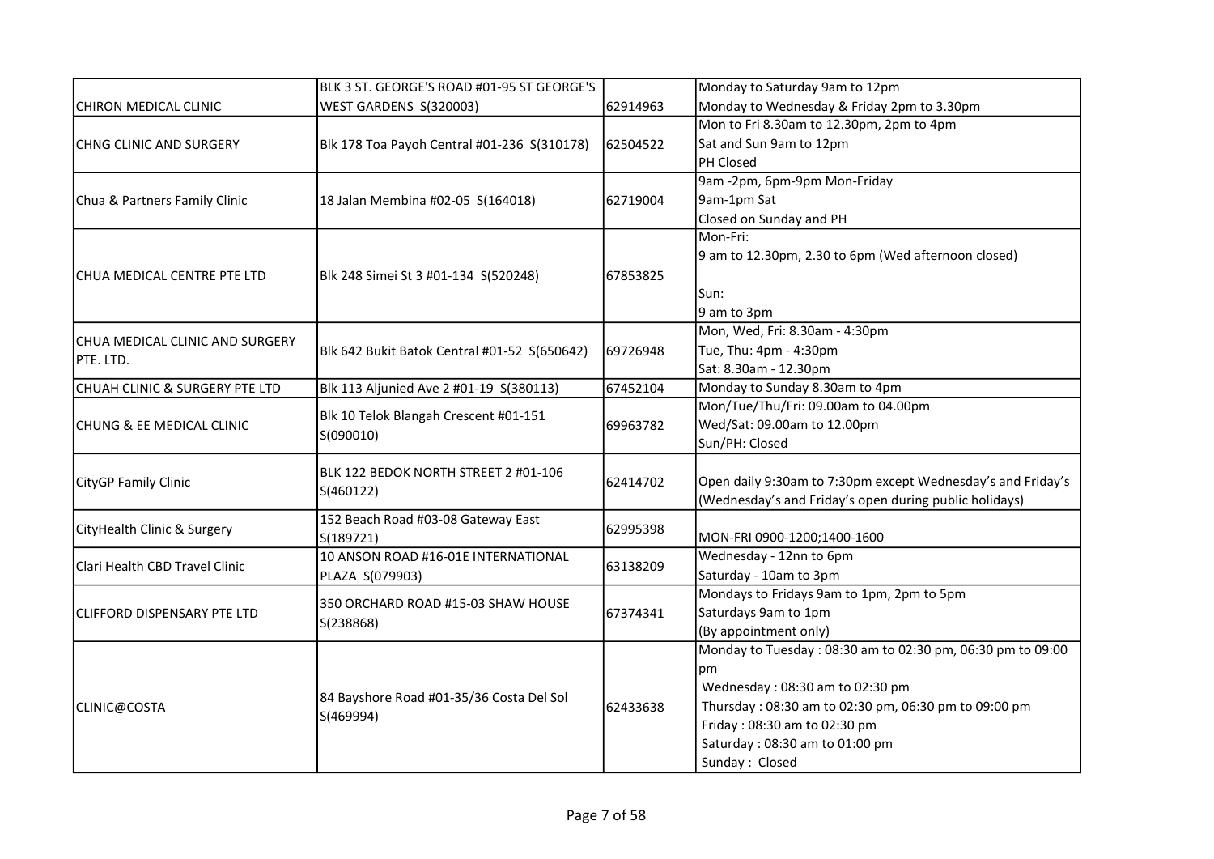| | | | |
|---|---|---|---|
| CHIRON MEDICAL CLINIC | BLK 3 ST. GEORGE'S ROAD #01-95 ST GEORGE'S WEST GARDENS S(320003) | 62914963 | Monday to Saturday 9am to 12pm<br>Monday to Wednesday & Friday 2pm to 3.30pm |
| CHNG CLINIC AND SURGERY | Blk 178 Toa Payoh Central #01-236 S(310178) | 62504522 | Mon to Fri 8.30am to 12.30pm, 2pm to 4pm<br>Sat and Sun 9am to 12pm<br>PH Closed |
| Chua & Partners Family Clinic | 18 Jalan Membina #02-05 S(164018) | 62719004 | 9am -2pm, 6pm-9pm Mon-Friday<br>9am-1pm Sat<br>Closed on Sunday and PH |
| CHUA MEDICAL CENTRE PTE LTD | Blk 248 Simei St 3 #01-134 S(520248) | 67853825 | Mon-Fri:<br>9 am to 12.30pm, 2.30 to 6pm (Wed afternoon closed)<br><br>Sun:<br>9 am to 3pm |
| CHUA MEDICAL CLINIC AND SURGERY PTE. LTD. | Blk 642 Bukit Batok Central #01-52 S(650642) | 69726948 | Mon, Wed, Fri: 8.30am - 4:30pm<br>Tue, Thu: 4pm - 4:30pm<br>Sat: 8.30am - 12.30pm |
| CHUAH CLINIC & SURGERY PTE LTD | Blk 113 Aljunied Ave 2 #01-19 S(380113) | 67452104 | Monday to Sunday 8.30am to 4pm |
| CHUNG & EE MEDICAL CLINIC | Blk 10 Telok Blangah Crescent #01-151 S(090010) | 69963782 | Mon/Tue/Thu/Fri: 09.00am to 04.00pm<br>Wed/Sat: 09.00am to 12.00pm<br>Sun/PH: Closed |
| CityGP Family Clinic | BLK 122 BEDOK NORTH STREET 2 #01-106 S(460122) | 62414702 | Open daily 9:30am to 7:30pm except Wednesday's and Friday's (Wednesday's and Friday's open during public holidays) |
| CityHealth Clinic & Surgery | 152 Beach Road #03-08 Gateway East S(189721) | 62995398 | MON-FRI 0900-1200;1400-1600 |
| Clari Health CBD Travel Clinic | 10 ANSON ROAD #16-01E INTERNATIONAL PLAZA S(079903) | 63138209 | Wednesday - 12nn to 6pm<br>Saturday - 10am to 3pm |
| CLIFFORD DISPENSARY PTE LTD | 350 ORCHARD ROAD #15-03 SHAW HOUSE S(238868) | 67374341 | Mondays to Fridays 9am to 1pm, 2pm to 5pm<br>Saturdays 9am to 1pm<br>(By appointment only) |
| CLINIC@COSTA | 84 Bayshore Road #01-35/36 Costa Del Sol S(469994) | 62433638 | Monday to Tuesday : 08:30 am to 02:30 pm, 06:30 pm to 09:00 pm<br>Wednesday : 08:30 am to 02:30 pm<br>Thursday : 08:30 am to 02:30 pm, 06:30 pm to 09:00 pm<br>Friday : 08:30 am to 02:30 pm<br>Saturday : 08:30 am to 01:00 pm<br>Sunday : Closed |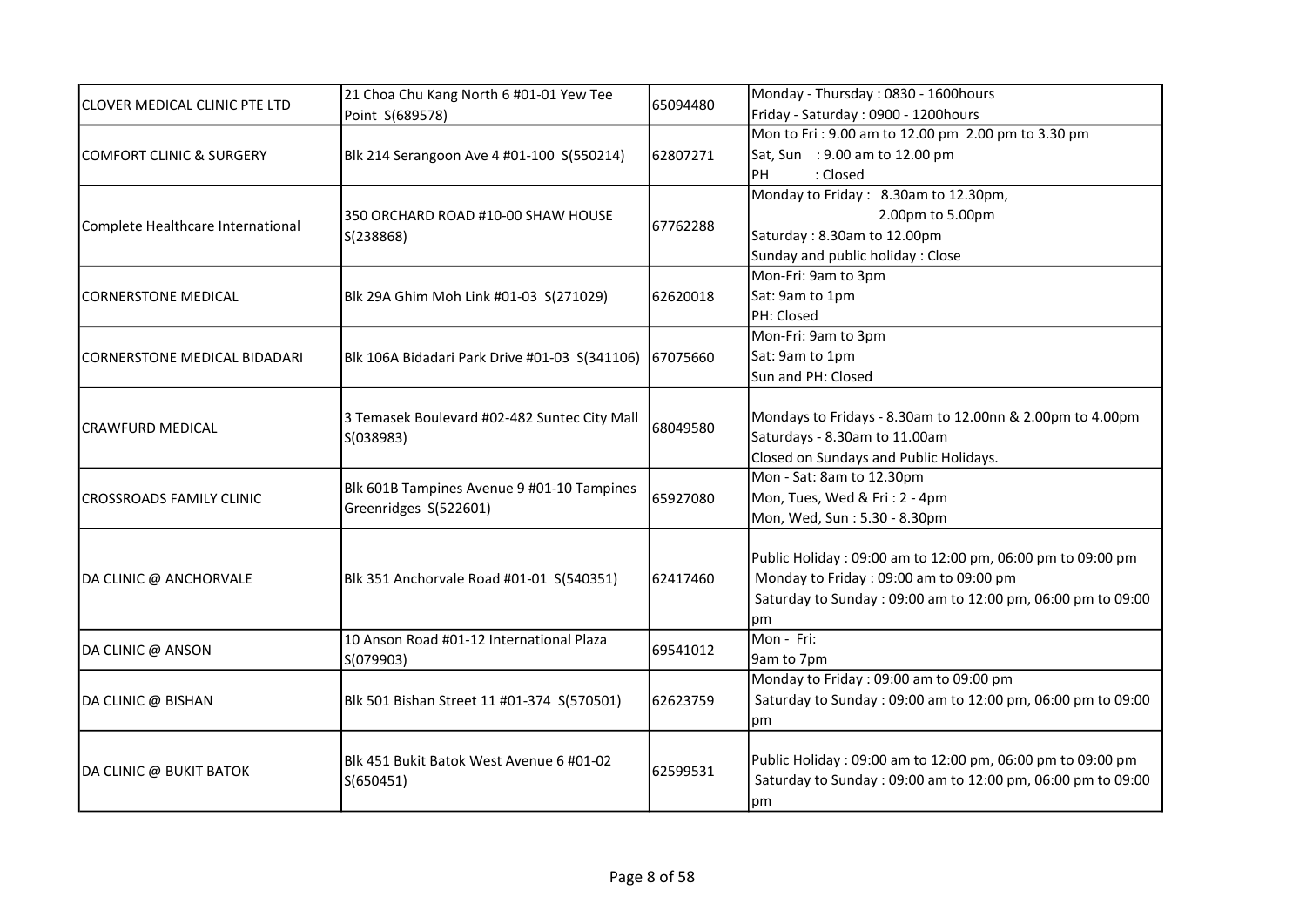| | | | |
|---|---|---|---|
| CLOVER MEDICAL CLINIC PTE LTD | 21 Choa Chu Kang North 6 #01-01 Yew Tee Point S(689578) | 65094480 | Monday - Thursday : 0830 - 1600hours<br>Friday - Saturday : 0900 - 1200hours |
| COMFORT CLINIC & SURGERY | Blk 214 Serangoon Ave 4 #01-100 S(550214) | 62807271 | Mon to Fri : 9.00 am to 12.00 pm 2.00 pm to 3.30 pm<br>Sat, Sun : 9.00 am to 12.00 pm<br>PH : Closed |
| Complete Healthcare International | 350 ORCHARD ROAD #10-00 SHAW HOUSE S(238868) | 67762288 | Monday to Friday : 8.30am to 12.30pm,<br>2.00pm to 5.00pm<br>Saturday : 8.30am to 12.00pm<br>Sunday and public holiday : Close |
| CORNERSTONE MEDICAL | Blk 29A Ghim Moh Link #01-03 S(271029) | 62620018 | Mon-Fri: 9am to 3pm<br>Sat: 9am to 1pm<br>PH: Closed |
| CORNERSTONE MEDICAL BIDADARI | Blk 106A Bidadari Park Drive #01-03 S(341106) | 67075660 | Mon-Fri: 9am to 3pm<br>Sat: 9am to 1pm<br>Sun and PH: Closed |
| CRAWFURD MEDICAL | 3 Temasek Boulevard #02-482 Suntec City Mall S(038983) | 68049580 | Mondays to Fridays - 8.30am to 12.00nn & 2.00pm to 4.00pm<br>Saturdays - 8.30am to 11.00am<br>Closed on Sundays and Public Holidays. |
| CROSSROADS FAMILY CLINIC | Blk 601B Tampines Avenue 9 #01-10 Tampines Greenridges S(522601) | 65927080 | Mon - Sat: 8am to 12.30pm<br>Mon, Tues, Wed & Fri : 2 - 4pm<br>Mon, Wed, Sun : 5.30 - 8.30pm |
| DA CLINIC @ ANCHORVALE | Blk 351 Anchorvale Road #01-01 S(540351) | 62417460 | Public Holiday : 09:00 am to 12:00 pm, 06:00 pm to 09:00 pm<br>Monday to Friday : 09:00 am to 09:00 pm<br>Saturday to Sunday : 09:00 am to 12:00 pm, 06:00 pm to 09:00 pm |
| DA CLINIC @ ANSON | 10 Anson Road #01-12 International Plaza S(079903) | 69541012 | Mon - Fri:<br>9am to 7pm |
| DA CLINIC @ BISHAN | Blk 501 Bishan Street 11 #01-374 S(570501) | 62623759 | Monday to Friday : 09:00 am to 09:00 pm<br>Saturday to Sunday : 09:00 am to 12:00 pm, 06:00 pm to 09:00 pm |
| DA CLINIC @ BUKIT BATOK | Blk 451 Bukit Batok West Avenue 6 #01-02 S(650451) | 62599531 | Public Holiday : 09:00 am to 12:00 pm, 06:00 pm to 09:00 pm<br>Saturday to Sunday : 09:00 am to 12:00 pm, 06:00 pm to 09:00 pm |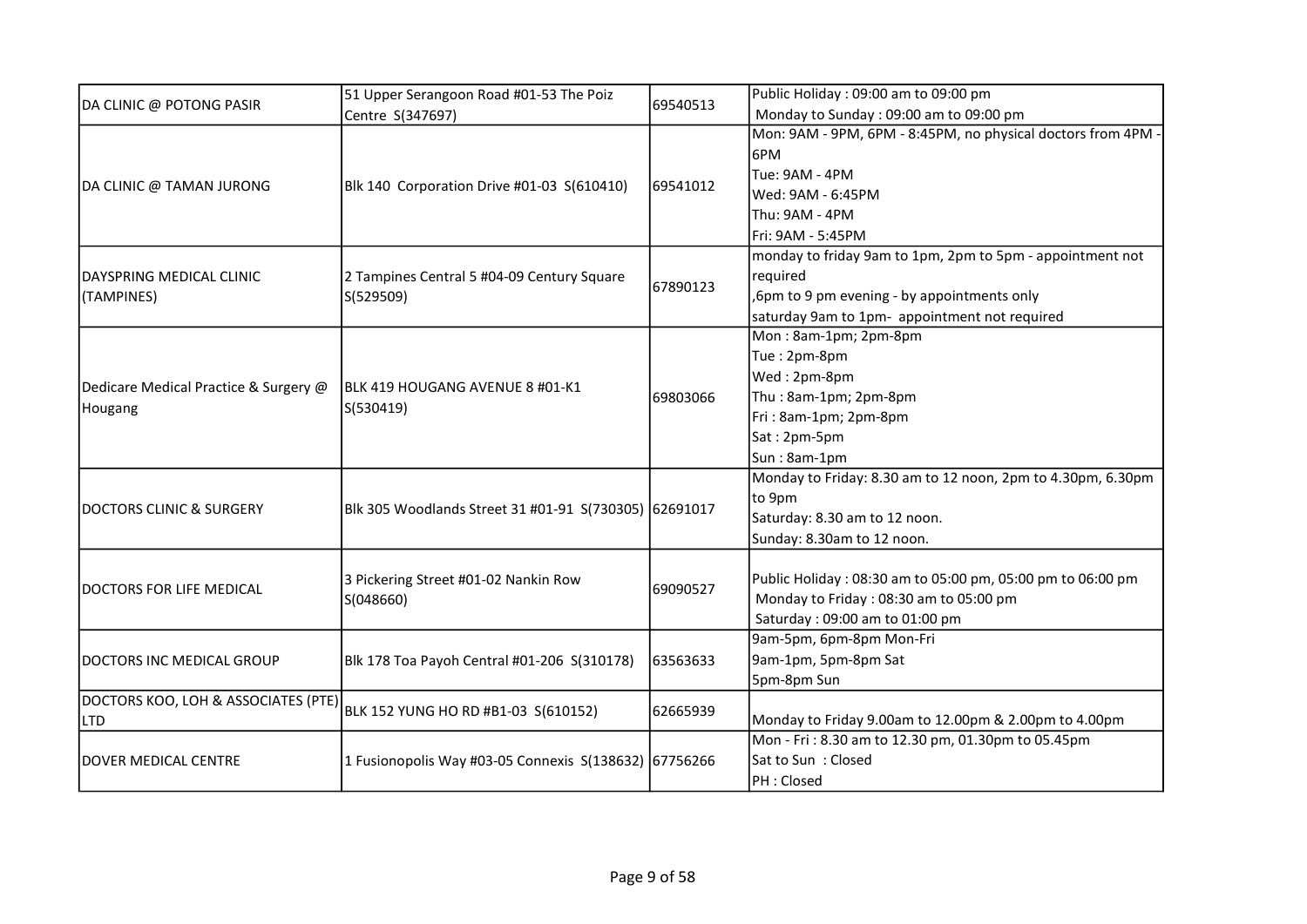| | | | |
|---|---|---|---|
| DA CLINIC @ POTONG PASIR | 51 Upper Serangoon Road #01-53 The Poiz Centre S(347697) | 69540513 | Public Holiday : 09:00 am to 09:00 pm<br>Monday to Sunday : 09:00 am to 09:00 pm |
| DA CLINIC @ TAMAN JURONG | Blk 140 Corporation Drive #01-03 S(610410) | 69541012 | Mon: 9AM - 9PM, 6PM - 8:45PM, no physical doctors from 4PM - 6PM<br>Tue: 9AM - 4PM<br>Wed: 9AM - 6:45PM<br>Thu: 9AM - 4PM<br>Fri: 9AM - 5:45PM |
| DAYSPRING MEDICAL CLINIC (TAMPINES) | 2 Tampines Central 5 #04-09 Century Square S(529509) | 67890123 | monday to friday 9am to 1pm, 2pm to 5pm - appointment not required<br>,6pm to 9 pm evening - by appointments only<br>saturday 9am to 1pm- appointment not required |
| Dedicare Medical Practice & Surgery @ Hougang | BLK 419 HOUGANG AVENUE 8 #01-K1 S(530419) | 69803066 | Mon : 8am-1pm; 2pm-8pm<br>Tue : 2pm-8pm<br>Wed : 2pm-8pm<br>Thu : 8am-1pm; 2pm-8pm<br>Fri : 8am-1pm; 2pm-8pm<br>Sat : 2pm-5pm<br>Sun : 8am-1pm |
| DOCTORS CLINIC & SURGERY | Blk 305 Woodlands Street 31 #01-91 S(730305) | 62691017 | Monday to Friday: 8.30 am to 12 noon, 2pm to 4.30pm, 6.30pm to 9pm<br>Saturday: 8.30 am to 12 noon.<br>Sunday: 8.30am to 12 noon. |
| DOCTORS FOR LIFE MEDICAL | 3 Pickering Street #01-02 Nankin Row S(048660) | 69090527 | Public Holiday : 08:30 am to 05:00 pm, 05:00 pm to 06:00 pm<br>Monday to Friday : 08:30 am to 05:00 pm<br>Saturday : 09:00 am to 01:00 pm |
| DOCTORS INC MEDICAL GROUP | Blk 178 Toa Payoh Central #01-206 S(310178) | 63563633 | 9am-5pm, 6pm-8pm Mon-Fri<br>9am-1pm, 5pm-8pm Sat<br>5pm-8pm Sun |
| DOCTORS KOO, LOH & ASSOCIATES (PTE) LTD | BLK 152 YUNG HO RD #B1-03 S(610152) | 62665939 | Monday to Friday 9.00am to 12.00pm & 2.00pm to 4.00pm |
| DOVER MEDICAL CENTRE | 1 Fusionopolis Way #03-05 Connexis S(138632) | 67756266 | Mon - Fri : 8.30 am to 12.30 pm, 01.30pm to 05.45pm<br>Sat to Sun : Closed<br>PH : Closed |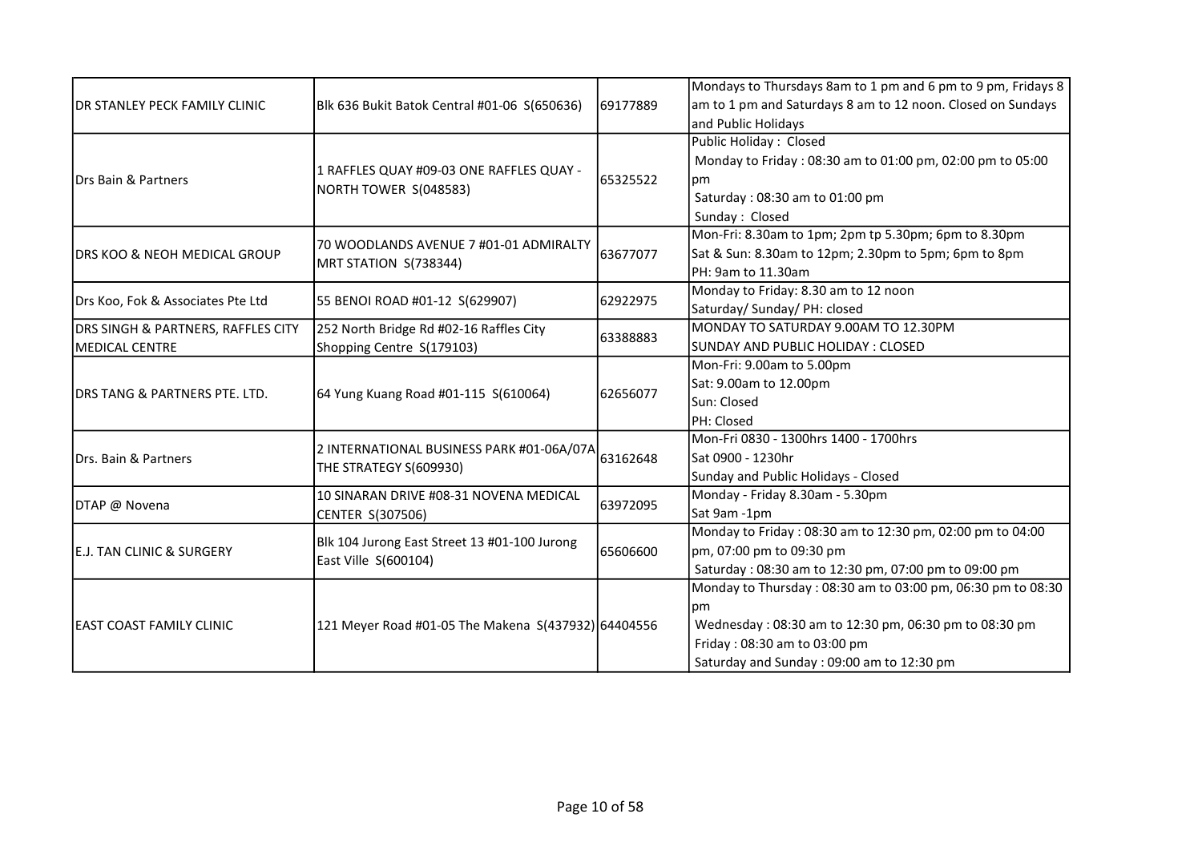| | | | |
|---|---|---|---|
| DR STANLEY PECK FAMILY CLINIC | Blk 636 Bukit Batok Central #01-06 S(650636) | 69177889 | Mondays to Thursdays 8am to 1 pm and 6 pm to 9 pm, Fridays 8 am to 1 pm and Saturdays 8 am to 12 noon. Closed on Sundays and Public Holidays |
| Drs Bain & Partners | 1 RAFFLES QUAY #09-03 ONE RAFFLES QUAY - NORTH TOWER S(048583) | 65325522 | Public Holiday : Closed<br>Monday to Friday : 08:30 am to 01:00 pm, 02:00 pm to 05:00 pm<br>Saturday : 08:30 am to 01:00 pm<br>Sunday : Closed |
| DRS KOO & NEOH MEDICAL GROUP | 70 WOODLANDS AVENUE 7 #01-01 ADMIRALTY MRT STATION S(738344) | 63677077 | Mon-Fri: 8.30am to 1pm; 2pm tp 5.30pm; 6pm to 8.30pm<br>Sat & Sun: 8.30am to 12pm; 2.30pm to 5pm; 6pm to 8pm<br>PH: 9am to 11.30am |
| Drs Koo, Fok & Associates Pte Ltd | 55 BENOI ROAD #01-12 S(629907) | 62922975 | Monday to Friday: 8.30 am to 12 noon<br>Saturday/ Sunday/ PH: closed |
| DRS SINGH & PARTNERS, RAFFLES CITY MEDICAL CENTRE | 252 North Bridge Rd #02-16 Raffles City Shopping Centre S(179103) | 63388883 | MONDAY TO SATURDAY 9.00AM TO 12.30PM<br>SUNDAY AND PUBLIC HOLIDAY : CLOSED |
| DRS TANG & PARTNERS PTE. LTD. | 64 Yung Kuang Road #01-115 S(610064) | 62656077 | Mon-Fri: 9.00am to 5.00pm<br>Sat: 9.00am to 12.00pm<br>Sun: Closed<br>PH: Closed |
| Drs. Bain & Partners | 2 INTERNATIONAL BUSINESS PARK #01-06A/07A THE STRATEGY S(609930) | 63162648 | Mon-Fri 0830 - 1300hrs 1400 - 1700hrs<br>Sat 0900 - 1230hr<br>Sunday and Public Holidays - Closed |
| DTAP @ Novena | 10 SINARAN DRIVE #08-31 NOVENA MEDICAL CENTER S(307506) | 63972095 | Monday - Friday 8.30am - 5.30pm<br>Sat 9am -1pm |
| E.J. TAN CLINIC & SURGERY | Blk 104 Jurong East Street 13 #01-100 Jurong East Ville S(600104) | 65606600 | Monday to Friday : 08:30 am to 12:30 pm, 02:00 pm to 04:00 pm, 07:00 pm to 09:30 pm<br>Saturday : 08:30 am to 12:30 pm, 07:00 pm to 09:00 pm |
| EAST COAST FAMILY CLINIC | 121 Meyer Road #01-05 The Makena S(437932) | 64404556 | Monday to Thursday : 08:30 am to 03:00 pm, 06:30 pm to 08:30 pm<br>Wednesday : 08:30 am to 12:30 pm, 06:30 pm to 08:30 pm<br>Friday : 08:30 am to 03:00 pm<br>Saturday and Sunday : 09:00 am to 12:30 pm |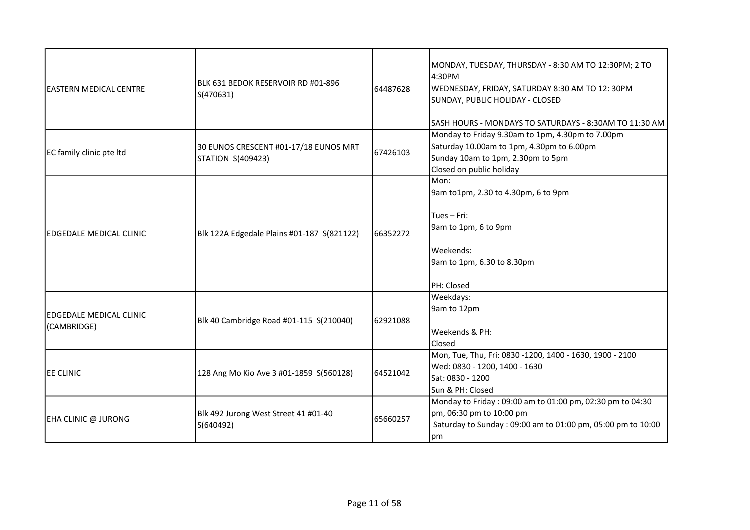| | | | |
|---|---|---|---|
| EASTERN MEDICAL CENTRE | BLK 631 BEDOK RESERVOIR RD #01-896 S(470631) | 64487628 | MONDAY, TUESDAY, THURSDAY - 8:30 AM TO 12:30PM; 2 TO 4:30PM<br>WEDNESDAY, FRIDAY, SATURDAY 8:30 AM TO 12: 30PM<br>SUNDAY, PUBLIC HOLIDAY - CLOSED<br><br>SASH HOURS - MONDAYS TO SATURDAYS - 8:30AM TO 11:30 AM |
| EC family clinic pte ltd | 30 EUNOS CRESCENT #01-17/18 EUNOS MRT STATION S(409423) | 67426103 | Monday to Friday 9.30am to 1pm, 4.30pm to 7.00pm<br>Saturday 10.00am to 1pm, 4.30pm to 6.00pm<br>Sunday 10am to 1pm, 2.30pm to 5pm<br>Closed on public holiday |
| EDGEDALE MEDICAL CLINIC | Blk 122A Edgedale Plains #01-187 S(821122) | 66352272 | Mon:<br>9am to1pm, 2.30 to 4.30pm, 6 to 9pm<br><br>Tues – Fri:<br>9am to 1pm, 6 to 9pm<br><br>Weekends:<br>9am to 1pm, 6.30 to 8.30pm<br><br>PH: Closed |
| EDGEDALE MEDICAL CLINIC (CAMBRIDGE) | Blk 40 Cambridge Road #01-115 S(210040) | 62921088 | Weekdays:<br>9am to 12pm<br><br>Weekends & PH:<br>Closed |
| EE CLINIC | 128 Ang Mo Kio Ave 3 #01-1859 S(560128) | 64521042 | Mon, Tue, Thu, Fri: 0830 -1200, 1400 - 1630, 1900 - 2100<br>Wed: 0830 - 1200, 1400 - 1630<br>Sat: 0830 - 1200<br>Sun & PH: Closed |
| EHA CLINIC @ JURONG | Blk 492 Jurong West Street 41 #01-40 S(640492) | 65660257 | Monday to Friday : 09:00 am to 01:00 pm, 02:30 pm to 04:30 pm, 06:30 pm to 10:00 pm<br>Saturday to Sunday : 09:00 am to 01:00 pm, 05:00 pm to 10:00 pm |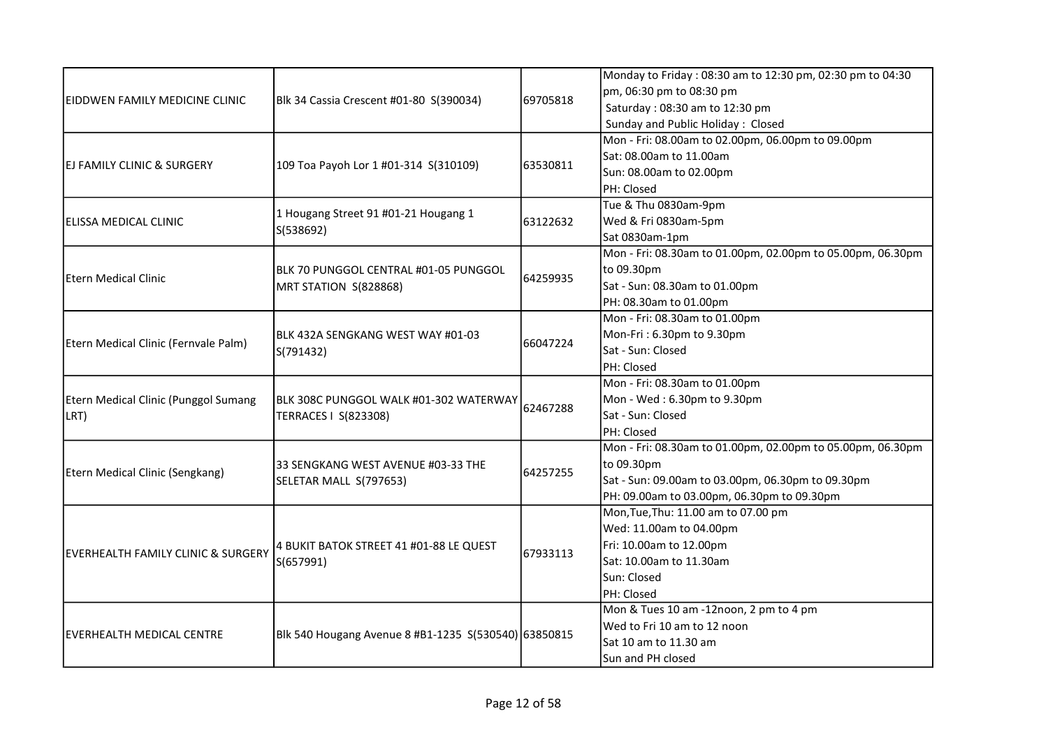| | | | |
|---|---|---|---|
| EIDDWEN FAMILY MEDICINE CLINIC | Blk 34 Cassia Crescent #01-80 S(390034) | 69705818 | Monday to Friday : 08:30 am to 12:30 pm, 02:30 pm to 04:30 pm, 06:30 pm to 08:30 pm<br>Saturday : 08:30 am to 12:30 pm<br>Sunday and Public Holiday : Closed |
| EJ FAMILY CLINIC & SURGERY | 109 Toa Payoh Lor 1 #01-314 S(310109) | 63530811 | Mon - Fri: 08.00am to 02.00pm, 06.00pm to 09.00pm<br>Sat: 08.00am to 11.00am<br>Sun: 08.00am to 02.00pm<br>PH: Closed |
| ELISSA MEDICAL CLINIC | 1 Hougang Street 91 #01-21 Hougang 1 S(538692) | 63122632 | Tue & Thu 0830am-9pm<br>Wed & Fri 0830am-5pm<br>Sat 0830am-1pm |
| Etern Medical Clinic | BLK 70 PUNGGOL CENTRAL #01-05 PUNGGOL MRT STATION S(828868) | 64259935 | Mon - Fri: 08.30am to 01.00pm, 02.00pm to 05.00pm, 06.30pm to 09.30pm<br>Sat - Sun: 08.30am to 01.00pm<br>PH: 08.30am to 01.00pm |
| Etern Medical Clinic (Fernvale Palm) | BLK 432A SENGKANG WEST WAY #01-03 S(791432) | 66047224 | Mon - Fri: 08.30am to 01.00pm<br>Mon-Fri : 6.30pm to 9.30pm<br>Sat - Sun: Closed<br>PH: Closed |
| Etern Medical Clinic (Punggol Sumang LRT) | BLK 308C PUNGGOL WALK #01-302 WATERWAY TERRACES I S(823308) | 62467288 | Mon - Fri: 08.30am to 01.00pm<br>Mon - Wed : 6.30pm to 9.30pm<br>Sat - Sun: Closed<br>PH: Closed |
| Etern Medical Clinic (Sengkang) | 33 SENGKANG WEST AVENUE #03-33 THE SELETAR MALL S(797653) | 64257255 | Mon - Fri: 08.30am to 01.00pm, 02.00pm to 05.00pm, 06.30pm to 09.30pm<br>Sat - Sun: 09.00am to 03.00pm, 06.30pm to 09.30pm<br>PH: 09.00am to 03.00pm, 06.30pm to 09.30pm |
| EVERHEALTH FAMILY CLINIC & SURGERY | 4 BUKIT BATOK STREET 41 #01-88 LE QUEST S(657991) | 67933113 | Mon,Tue,Thu: 11.00 am to 07.00 pm<br>Wed: 11.00am to 04.00pm<br>Fri: 10.00am to 12.00pm<br>Sat: 10.00am to 11.30am<br>Sun: Closed<br>PH: Closed |
| EVERHEALTH MEDICAL CENTRE | Blk 540 Hougang Avenue 8 #B1-1235 S(530540) | 63850815 | Mon & Tues 10 am -12noon, 2 pm to 4 pm<br>Wed to Fri 10 am to 12 noon<br>Sat 10 am to 11.30 am<br>Sun and PH closed |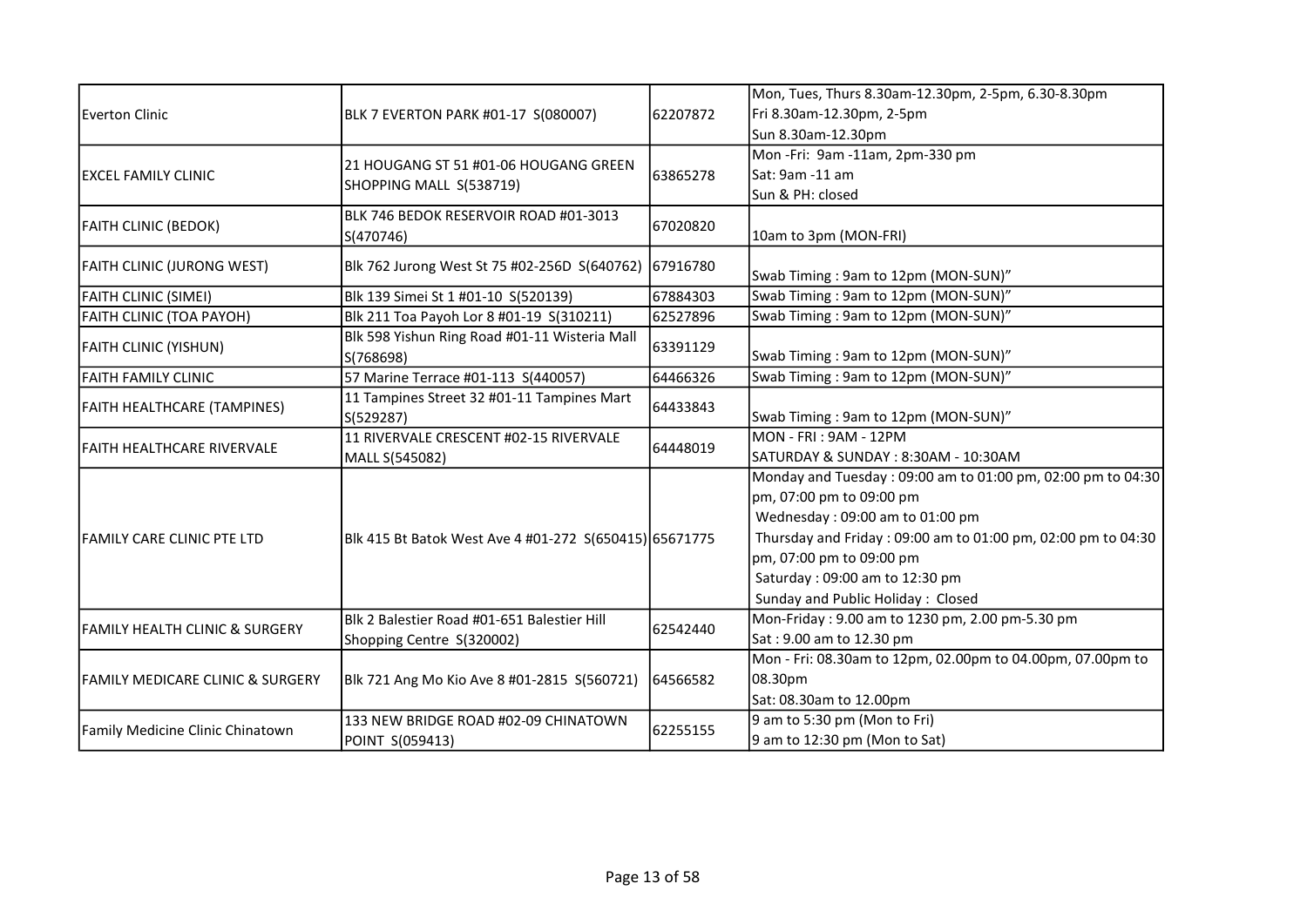| Everton Clinic | BLK 7 EVERTON PARK #01-17 S(080007) | 62207872 | Mon, Tues, Thurs 8.30am-12.30pm, 2-5pm, 6.30-8.30pm<br>Fri 8.30am-12.30pm, 2-5pm<br>Sun 8.30am-12.30pm |
|---|---|---|---|
| EXCEL FAMILY CLINIC | 21 HOUGANG ST 51 #01-06 HOUGANG GREEN SHOPPING MALL S(538719) | 63865278 | Mon -Fri: 9am -11am, 2pm-330 pm<br>Sat: 9am -11 am<br>Sun & PH: closed |
| FAITH CLINIC (BEDOK) | BLK 746 BEDOK RESERVOIR ROAD #01-3013 S(470746) | 67020820 | 10am to 3pm (MON-FRI) |
| FAITH CLINIC (JURONG WEST) | Blk 762 Jurong West St 75 #02-256D S(640762) | 67916780 | Swab Timing : 9am to 12pm (MON-SUN)" |
| FAITH CLINIC (SIMEI) | Blk 139 Simei St 1 #01-10 S(520139) | 67884303 | Swab Timing : 9am to 12pm (MON-SUN)" |
| FAITH CLINIC (TOA PAYOH) | Blk 211 Toa Payoh Lor 8 #01-19 S(310211) | 62527896 | Swab Timing : 9am to 12pm (MON-SUN)" |
| FAITH CLINIC (YISHUN) | Blk 598 Yishun Ring Road #01-11 Wisteria Mall S(768698) | 63391129 | Swab Timing : 9am to 12pm (MON-SUN)" |
| FAITH FAMILY CLINIC | 57 Marine Terrace #01-113 S(440057) | 64466326 | Swab Timing : 9am to 12pm (MON-SUN)" |
| FAITH HEALTHCARE (TAMPINES) | 11 Tampines Street 32 #01-11 Tampines Mart S(529287) | 64433843 | Swab Timing : 9am to 12pm (MON-SUN)" |
| FAITH HEALTHCARE RIVERVALE | 11 RIVERVALE CRESCENT #02-15 RIVERVALE MALL S(545082) | 64448019 | MON - FRI : 9AM - 12PM<br>SATURDAY & SUNDAY : 8:30AM - 10:30AM |
| FAMILY CARE CLINIC PTE LTD | Blk 415 Bt Batok West Ave 4 #01-272 S(650415) | 65671775 | Monday and Tuesday : 09:00 am to 01:00 pm, 02:00 pm to 04:30 pm, 07:00 pm to 09:00 pm<br>Wednesday : 09:00 am to 01:00 pm<br>Thursday and Friday : 09:00 am to 01:00 pm, 02:00 pm to 04:30 pm, 07:00 pm to 09:00 pm<br>Saturday : 09:00 am to 12:30 pm<br>Sunday and Public Holiday : Closed |
| FAMILY HEALTH CLINIC & SURGERY | Blk 2 Balestier Road #01-651 Balestier Hill Shopping Centre S(320002) | 62542440 | Mon-Friday : 9.00 am to 1230 pm, 2.00 pm-5.30 pm<br>Sat : 9.00 am to 12.30 pm |
| FAMILY MEDICARE CLINIC & SURGERY | Blk 721 Ang Mo Kio Ave 8 #01-2815 S(560721) | 64566582 | Mon - Fri: 08.30am to 12pm, 02.00pm to 04.00pm, 07.00pm to 08.30pm<br>Sat: 08.30am to 12.00pm |
| Family Medicine Clinic Chinatown | 133 NEW BRIDGE ROAD #02-09 CHINATOWN POINT S(059413) | 62255155 | 9 am to 5:30 pm (Mon to Fri)<br>9 am to 12:30 pm (Mon to Sat) |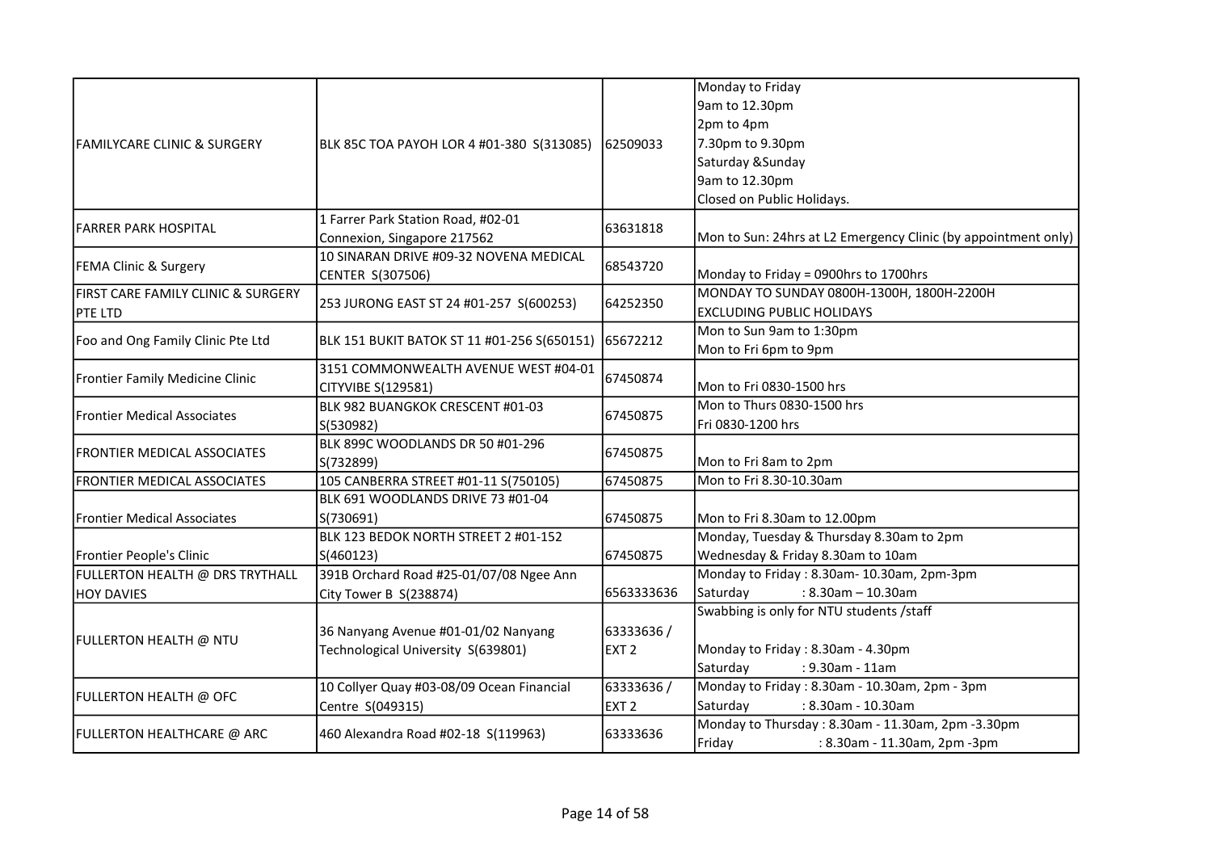| | | | |
|---|---|---|---|
| FAMILYCARE CLINIC & SURGERY | BLK 85C TOA PAYOH LOR 4 #01-380 S(313085) | 62509033 | Monday to Friday<br>9am to 12.30pm<br>2pm to 4pm<br>7.30pm to 9.30pm<br>Saturday &Sunday<br>9am to 12.30pm<br>Closed on Public Holidays. |
| FARRER PARK HOSPITAL | 1 Farrer Park Station Road, #02-01 Connexion, Singapore 217562 | 63631818 | Mon to Sun: 24hrs at L2 Emergency Clinic (by appointment only) |
| FEMA Clinic & Surgery | 10 SINARAN DRIVE #09-32 NOVENA MEDICAL CENTER S(307506) | 68543720 | Monday to Friday = 0900hrs to 1700hrs |
| FIRST CARE FAMILY CLINIC & SURGERY PTE LTD | 253 JURONG EAST ST 24 #01-257 S(600253) | 64252350 | MONDAY TO SUNDAY 0800H-1300H, 1800H-2200H<br>EXCLUDING PUBLIC HOLIDAYS |
| Foo and Ong Family Clinic Pte Ltd | BLK 151 BUKIT BATOK ST 11 #01-256 S(650151) | 65672212 | Mon to Sun 9am to 1:30pm<br>Mon to Fri 6pm to 9pm |
| Frontier Family Medicine Clinic | 3151 COMMONWEALTH AVENUE WEST #04-01 CITYVIBE S(129581) | 67450874 | Mon to Fri 0830-1500 hrs |
| Frontier Medical Associates | BLK 982 BUANGKOK CRESCENT #01-03 S(530982) | 67450875 | Mon to Thurs 0830-1500 hrs<br>Fri 0830-1200 hrs |
| FRONTIER MEDICAL ASSOCIATES | BLK 899C WOODLANDS DR 50 #01-296 S(732899) | 67450875 | Mon to Fri 8am to 2pm |
| FRONTIER MEDICAL ASSOCIATES | 105 CANBERRA STREET #01-11 S(750105) | 67450875 | Mon to Fri 8.30-10.30am |
| Frontier Medical Associates | BLK 691 WOODLANDS DRIVE 73 #01-04 S(730691) | 67450875 | Mon to Fri 8.30am to 12.00pm |
| Frontier People's Clinic | BLK 123 BEDOK NORTH STREET 2 #01-152 S(460123) | 67450875 | Monday, Tuesday & Thursday 8.30am to 2pm<br>Wednesday & Friday 8.30am to 10am |
| FULLERTON HEALTH @ DRS TRYTHALL HOY DAVIES | 391B Orchard Road #25-01/07/08 Ngee Ann City Tower B S(238874) | 6563333636 | Monday to Friday : 8.30am- 10.30am, 2pm-3pm<br>Saturday : 8.30am – 10.30am |
| FULLERTON HEALTH @ NTU | 36 Nanyang Avenue #01-01/02 Nanyang Technological University S(639801) | 63333636 / EXT 2 | Swabbing is only for NTU students /staff<br><br>Monday to Friday : 8.30am - 4.30pm<br>Saturday : 9.30am - 11am |
| FULLERTON HEALTH @ OFC | 10 Collyer Quay #03-08/09 Ocean Financial Centre S(049315) | 63333636 / EXT 2 | Monday to Friday : 8.30am - 10.30am, 2pm - 3pm<br>Saturday : 8.30am - 10.30am |
| FULLERTON HEALTHCARE @ ARC | 460 Alexandra Road #02-18 S(119963) | 63333636 | Monday to Thursday : 8.30am - 11.30am, 2pm -3.30pm<br>Friday : 8.30am - 11.30am, 2pm -3pm |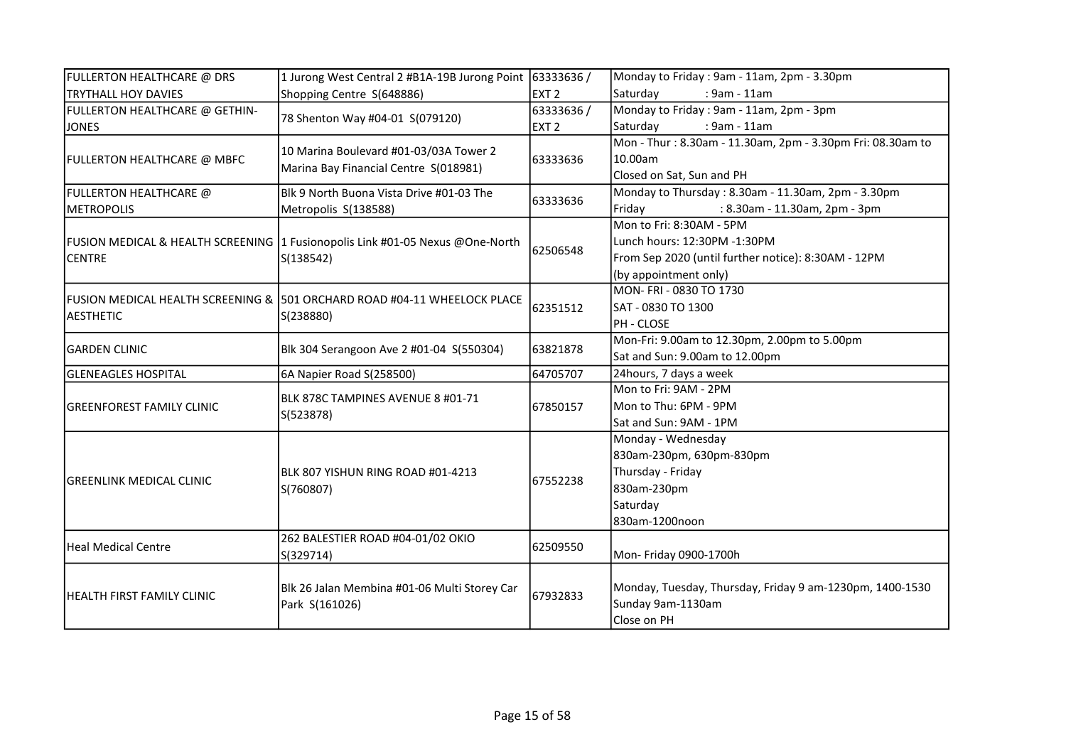| | | | |
|---|---|---|---|
| FULLERTON HEALTHCARE @ DRS TRYTHALL HOY DAVIES | 1 Jurong West Central 2 #B1A-19B Jurong Point Shopping Centre S(648886) | 63333636 / EXT 2 | Monday to Friday : 9am - 11am, 2pm - 3.30pm<br>Saturday : 9am - 11am |
| FULLERTON HEALTHCARE @ GETHIN-JONES | 78 Shenton Way #04-01 S(079120) | 63333636 / EXT 2 | Monday to Friday : 9am - 11am, 2pm - 3pm<br>Saturday : 9am - 11am |
| FULLERTON HEALTHCARE @ MBFC | 10 Marina Boulevard #01-03/03A Tower 2 Marina Bay Financial Centre S(018981) | 63333636 | Mon - Thur : 8.30am - 11.30am, 2pm - 3.30pm Fri: 08.30am to 10.00am<br>Closed on Sat, Sun and PH |
| FULLERTON HEALTHCARE @ METROPOLIS | Blk 9 North Buona Vista Drive #01-03 The Metropolis S(138588) | 63333636 | Monday to Thursday : 8.30am - 11.30am, 2pm - 3.30pm<br>Friday : 8.30am - 11.30am, 2pm - 3pm |
| FUSION MEDICAL & HEALTH SCREENING CENTRE | 1 Fusionopolis Link #01-05 Nexus @One-North S(138542) | 62506548 | Mon to Fri: 8:30AM - 5PM<br>Lunch hours: 12:30PM -1:30PM<br>From Sep 2020 (until further notice): 8:30AM - 12PM<br>(by appointment only) |
| FUSION MEDICAL HEALTH SCREENING & AESTHETIC | 501 ORCHARD ROAD #04-11 WHEELOCK PLACE S(238880) | 62351512 | MON- FRI - 0830 TO 1730<br>SAT - 0830 TO 1300<br>PH - CLOSE |
| GARDEN CLINIC | Blk 304 Serangoon Ave 2 #01-04 S(550304) | 63821878 | Mon-Fri: 9.00am to 12.30pm, 2.00pm to 5.00pm<br>Sat and Sun: 9.00am to 12.00pm |
| GLENEAGLES HOSPITAL | 6A Napier Road S(258500) | 64705707 | 24hours, 7 days a week |
| GREENFOREST FAMILY CLINIC | BLK 878C TAMPINES AVENUE 8 #01-71 S(523878) | 67850157 | Mon to Fri: 9AM - 2PM<br>Mon to Thu: 6PM - 9PM<br>Sat and Sun: 9AM - 1PM |
| GREENLINK MEDICAL CLINIC | BLK 807 YISHUN RING ROAD #01-4213 S(760807) | 67552238 | Monday - Wednesday<br>830am-230pm, 630pm-830pm<br>Thursday - Friday<br>830am-230pm<br>Saturday<br>830am-1200noon |
| Heal Medical Centre | 262 BALESTIER ROAD #04-01/02 OKIO S(329714) | 62509550 | Mon- Friday 0900-1700h |
| HEALTH FIRST FAMILY CLINIC | Blk 26 Jalan Membina #01-06 Multi Storey Car Park S(161026) | 67932833 | Monday, Tuesday, Thursday, Friday 9 am-1230pm, 1400-1530<br>Sunday 9am-1130am<br>Close on PH |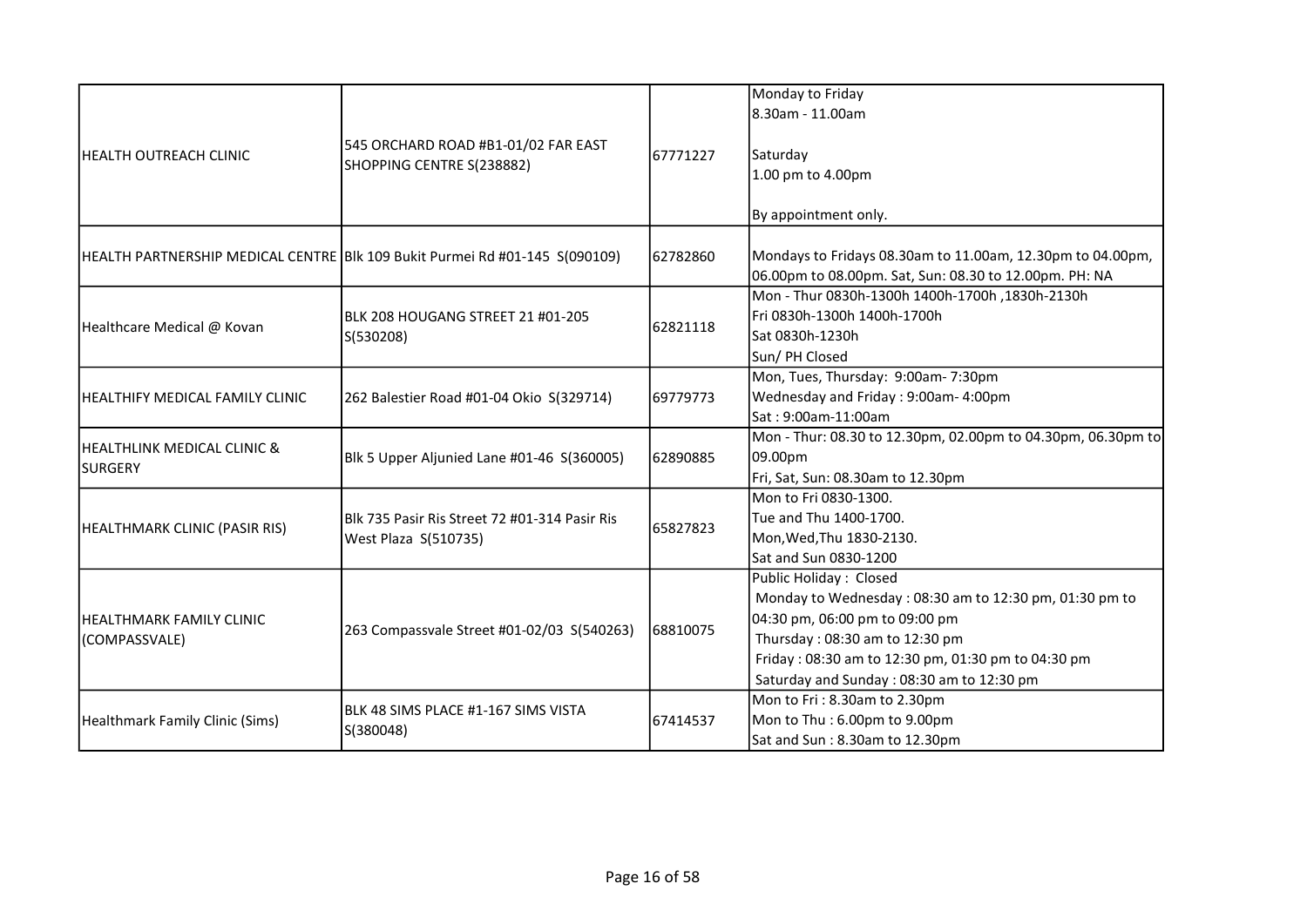| | | | |
|---|---|---|---|
| HEALTH OUTREACH CLINIC | 545 ORCHARD ROAD #B1-01/02 FAR EAST SHOPPING CENTRE S(238882) | 67771227 | Monday to Friday<br>8.30am - 11.00am<br><br>Saturday<br>1.00 pm to 4.00pm<br><br>By appointment only. |
| HEALTH PARTNERSHIP MEDICAL CENTRE | Blk 109 Bukit Purmei Rd #01-145 S(090109) | 62782860 | Mondays to Fridays 08.30am to 11.00am, 12.30pm to 04.00pm, 06.00pm to 08.00pm. Sat, Sun: 08.30 to 12.00pm. PH: NA |
| Healthcare Medical @ Kovan | BLK 208 HOUGANG STREET 21 #01-205 S(530208) | 62821118 | Mon - Thur 0830h-1300h 1400h-1700h ,1830h-2130h<br>Fri 0830h-1300h 1400h-1700h<br>Sat 0830h-1230h<br>Sun/ PH Closed |
| HEALTHIFY MEDICAL FAMILY CLINIC | 262 Balestier Road #01-04 Okio S(329714) | 69779773 | Mon, Tues, Thursday: 9:00am- 7:30pm<br>Wednesday and Friday : 9:00am- 4:00pm<br>Sat : 9:00am-11:00am |
| HEALTHLINK MEDICAL CLINIC & SURGERY | Blk 5 Upper Aljunied Lane #01-46 S(360005) | 62890885 | Mon - Thur: 08.30 to 12.30pm, 02.00pm to 04.30pm, 06.30pm to 09.00pm<br>Fri, Sat, Sun: 08.30am to 12.30pm |
| HEALTHMARK CLINIC (PASIR RIS) | Blk 735 Pasir Ris Street 72 #01-314 Pasir Ris West Plaza S(510735) | 65827823 | Mon to Fri 0830-1300.<br>Tue and Thu 1400-1700.<br>Mon,Wed,Thu 1830-2130.<br>Sat and Sun 0830-1200 |
| HEALTHMARK FAMILY CLINIC (COMPASSVALE) | 263 Compassvale Street #01-02/03 S(540263) | 68810075 | Public Holiday : Closed<br>Monday to Wednesday : 08:30 am to 12:30 pm, 01:30 pm to 04:30 pm, 06:00 pm to 09:00 pm<br>Thursday : 08:30 am to 12:30 pm<br>Friday : 08:30 am to 12:30 pm, 01:30 pm to 04:30 pm<br>Saturday and Sunday : 08:30 am to 12:30 pm |
| Healthmark Family Clinic (Sims) | BLK 48 SIMS PLACE #1-167 SIMS VISTA S(380048) | 67414537 | Mon to Fri : 8.30am to 2.30pm<br>Mon to Thu : 6.00pm to 9.00pm<br>Sat and Sun : 8.30am to 12.30pm |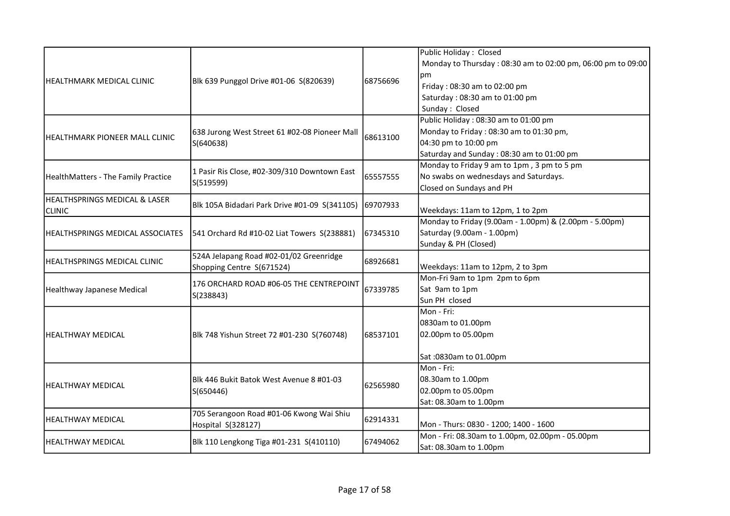| | | | |
|---|---|---|---|
| HEALTHMARK MEDICAL CLINIC | Blk 639 Punggol Drive #01-06 S(820639) | 68756696 | Public Holiday : Closed<br>Monday to Thursday : 08:30 am to 02:00 pm, 06:00 pm to 09:00 pm<br>Friday : 08:30 am to 02:00 pm<br>Saturday : 08:30 am to 01:00 pm<br>Sunday : Closed |
| HEALTHMARK PIONEER MALL CLINIC | 638 Jurong West Street 61 #02-08 Pioneer Mall S(640638) | 68613100 | Public Holiday : 08:30 am to 01:00 pm<br>Monday to Friday : 08:30 am to 01:30 pm,<br>04:30 pm to 10:00 pm<br>Saturday and Sunday : 08:30 am to 01:00 pm |
| HealthMatters - The Family Practice | 1 Pasir Ris Close, #02-309/310 Downtown East S(519599) | 65557555 | Monday to Friday 9 am to 1pm , 3 pm to 5 pm<br>No swabs on wednesdays and Saturdays.<br>Closed on Sundays and PH |
| HEALTHSPRINGS MEDICAL & LASER CLINIC | Blk 105A Bidadari Park Drive #01-09 S(341105) | 69707933 | Weekdays: 11am to 12pm, 1 to 2pm |
| HEALTHSPRINGS MEDICAL ASSOCIATES | 541 Orchard Rd #10-02 Liat Towers S(238881) | 67345310 | Monday to Friday (9.00am - 1.00pm) & (2.00pm - 5.00pm)<br>Saturday (9.00am - 1.00pm)<br>Sunday & PH (Closed) |
| HEALTHSPRINGS MEDICAL CLINIC | 524A Jelapang Road #02-01/02 Greenridge Shopping Centre S(671524) | 68926681 | Weekdays: 11am to 12pm, 2 to 3pm |
| Healthway Japanese Medical | 176 ORCHARD ROAD #06-05 THE CENTREPOINT S(238843) | 67339785 | Mon-Fri 9am to 1pm 2pm to 6pm<br>Sat 9am to 1pm<br>Sun PH closed |
| HEALTHWAY MEDICAL | Blk 748 Yishun Street 72 #01-230 S(760748) | 68537101 | Mon - Fri:<br>0830am to 01.00pm<br>02.00pm to 05.00pm<br><br>Sat :0830am to 01.00pm |
| HEALTHWAY MEDICAL | Blk 446 Bukit Batok West Avenue 8 #01-03 S(650446) | 62565980 | Mon - Fri:<br>08.30am to 1.00pm<br>02.00pm to 05.00pm<br>Sat: 08.30am to 1.00pm |
| HEALTHWAY MEDICAL | 705 Serangoon Road #01-06 Kwong Wai Shiu Hospital S(328127) | 62914331 | Mon - Thurs: 0830 - 1200; 1400 - 1600 |
| HEALTHWAY MEDICAL | Blk 110 Lengkong Tiga #01-231 S(410110) | 67494062 | Mon - Fri: 08.30am to 1.00pm, 02.00pm - 05.00pm<br>Sat: 08.30am to 1.00pm |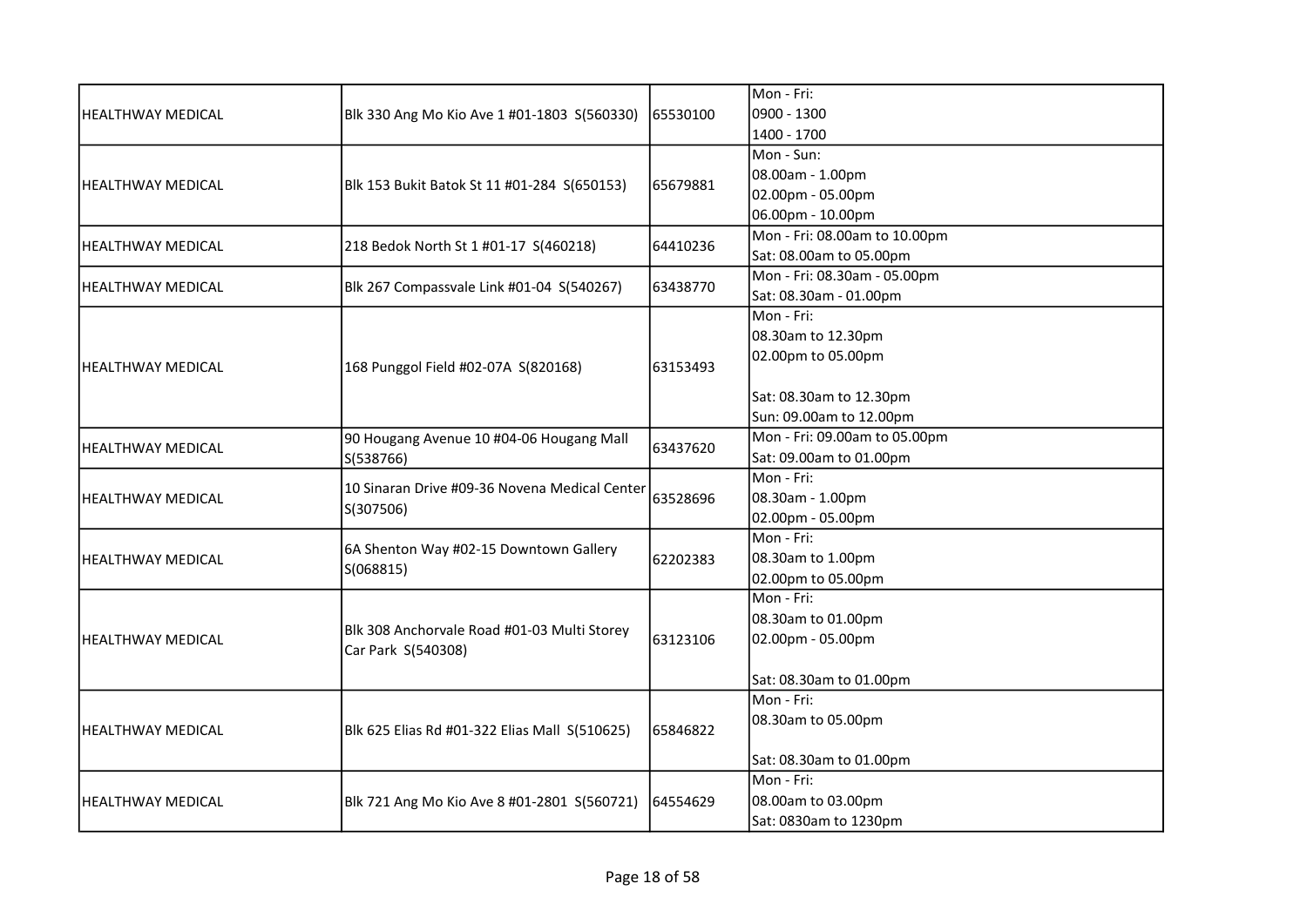| | | | |
|---|---|---|---|
| HEALTHWAY MEDICAL | Blk 330 Ang Mo Kio Ave 1 #01-1803 S(560330) | 65530100 | Mon - Fri:<br>0900 - 1300<br>1400 - 1700 |
| HEALTHWAY MEDICAL | Blk 153 Bukit Batok St 11 #01-284 S(650153) | 65679881 | Mon - Sun:<br>08.00am - 1.00pm<br>02.00pm - 05.00pm<br>06.00pm - 10.00pm |
| HEALTHWAY MEDICAL | 218 Bedok North St 1 #01-17 S(460218) | 64410236 | Mon - Fri: 08.00am to 10.00pm<br>Sat: 08.00am to 05.00pm |
| HEALTHWAY MEDICAL | Blk 267 Compassvale Link #01-04 S(540267) | 63438770 | Mon - Fri: 08.30am - 05.00pm<br>Sat: 08.30am - 01.00pm |
| HEALTHWAY MEDICAL | 168 Punggol Field #02-07A S(820168) | 63153493 | Mon - Fri:<br>08.30am to 12.30pm<br>02.00pm to 05.00pm<br><br>Sat: 08.30am to 12.30pm<br>Sun: 09.00am to 12.00pm |
| HEALTHWAY MEDICAL | 90 Hougang Avenue 10 #04-06 Hougang Mall S(538766) | 63437620 | Mon - Fri: 09.00am to 05.00pm<br>Sat: 09.00am to 01.00pm |
| HEALTHWAY MEDICAL | 10 Sinaran Drive #09-36 Novena Medical Center S(307506) | 63528696 | Mon - Fri:<br>08.30am - 1.00pm<br>02.00pm - 05.00pm |
| HEALTHWAY MEDICAL | 6A Shenton Way #02-15 Downtown Gallery S(068815) | 62202383 | Mon - Fri:<br>08.30am to 1.00pm<br>02.00pm to 05.00pm |
| HEALTHWAY MEDICAL | Blk 308 Anchorvale Road #01-03 Multi Storey Car Park S(540308) | 63123106 | Mon - Fri:<br>08.30am to 01.00pm<br>02.00pm - 05.00pm<br><br>Sat: 08.30am to 01.00pm |
| HEALTHWAY MEDICAL | Blk 625 Elias Rd #01-322 Elias Mall S(510625) | 65846822 | Mon - Fri:<br>08.30am to 05.00pm<br><br>Sat: 08.30am to 01.00pm |
| HEALTHWAY MEDICAL | Blk 721 Ang Mo Kio Ave 8 #01-2801 S(560721) | 64554629 | Mon - Fri:<br>08.00am to 03.00pm<br>Sat: 0830am to 1230pm |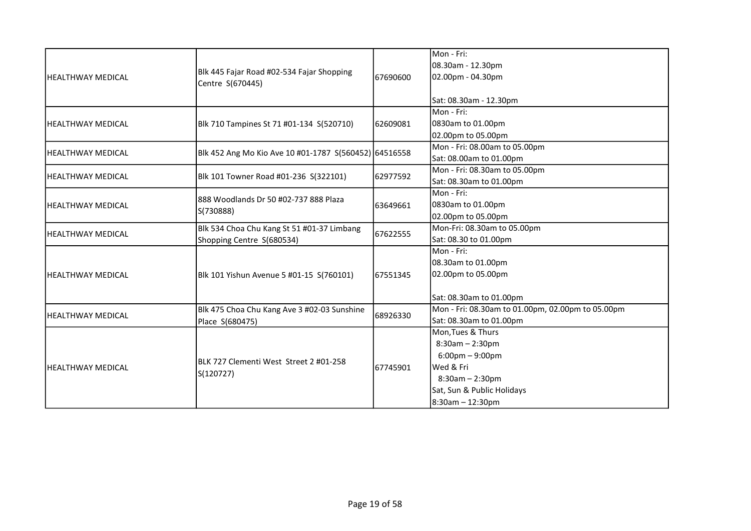| | | | |
|---|---|---|---|
| HEALTHWAY MEDICAL | Blk 445 Fajar Road #02-534 Fajar Shopping Centre S(670445) | 67690600 | Mon - Fri:<br>08.30am - 12.30pm<br>02.00pm - 04.30pm<br><br>Sat: 08.30am - 12.30pm |
| HEALTHWAY MEDICAL | Blk 710 Tampines St 71 #01-134 S(520710) | 62609081 | Mon - Fri:<br>0830am to 01.00pm<br>02.00pm to 05.00pm |
| HEALTHWAY MEDICAL | Blk 452 Ang Mo Kio Ave 10 #01-1787 S(560452) | 64516558 | Mon - Fri: 08.00am to 05.00pm<br>Sat: 08.00am to 01.00pm |
| HEALTHWAY MEDICAL | Blk 101 Towner Road #01-236 S(322101) | 62977592 | Mon - Fri: 08.30am to 05.00pm<br>Sat: 08.30am to 01.00pm |
| HEALTHWAY MEDICAL | 888 Woodlands Dr 50 #02-737 888 Plaza S(730888) | 63649661 | Mon - Fri:<br>0830am to 01.00pm<br>02.00pm to 05.00pm |
| HEALTHWAY MEDICAL | Blk 534 Choa Chu Kang St 51 #01-37 Limbang Shopping Centre S(680534) | 67622555 | Mon-Fri: 08.30am to 05.00pm<br>Sat: 08.30 to 01.00pm |
| HEALTHWAY MEDICAL | Blk 101 Yishun Avenue 5 #01-15 S(760101) | 67551345 | Mon - Fri:<br>08.30am to 01.00pm<br>02.00pm to 05.00pm<br><br>Sat: 08.30am to 01.00pm |
| HEALTHWAY MEDICAL | Blk 475 Choa Chu Kang Ave 3 #02-03 Sunshine Place S(680475) | 68926330 | Mon - Fri: 08.30am to 01.00pm, 02.00pm to 05.00pm<br>Sat: 08.30am to 01.00pm |
| HEALTHWAY MEDICAL | BLK 727 Clementi West Street 2 #01-258 S(120727) | 67745901 | Mon,Tues & Thurs<br>8:30am – 2:30pm<br>6:00pm – 9:00pm<br>Wed & Fri<br>8:30am – 2:30pm<br>Sat, Sun & Public Holidays<br>8:30am – 12:30pm |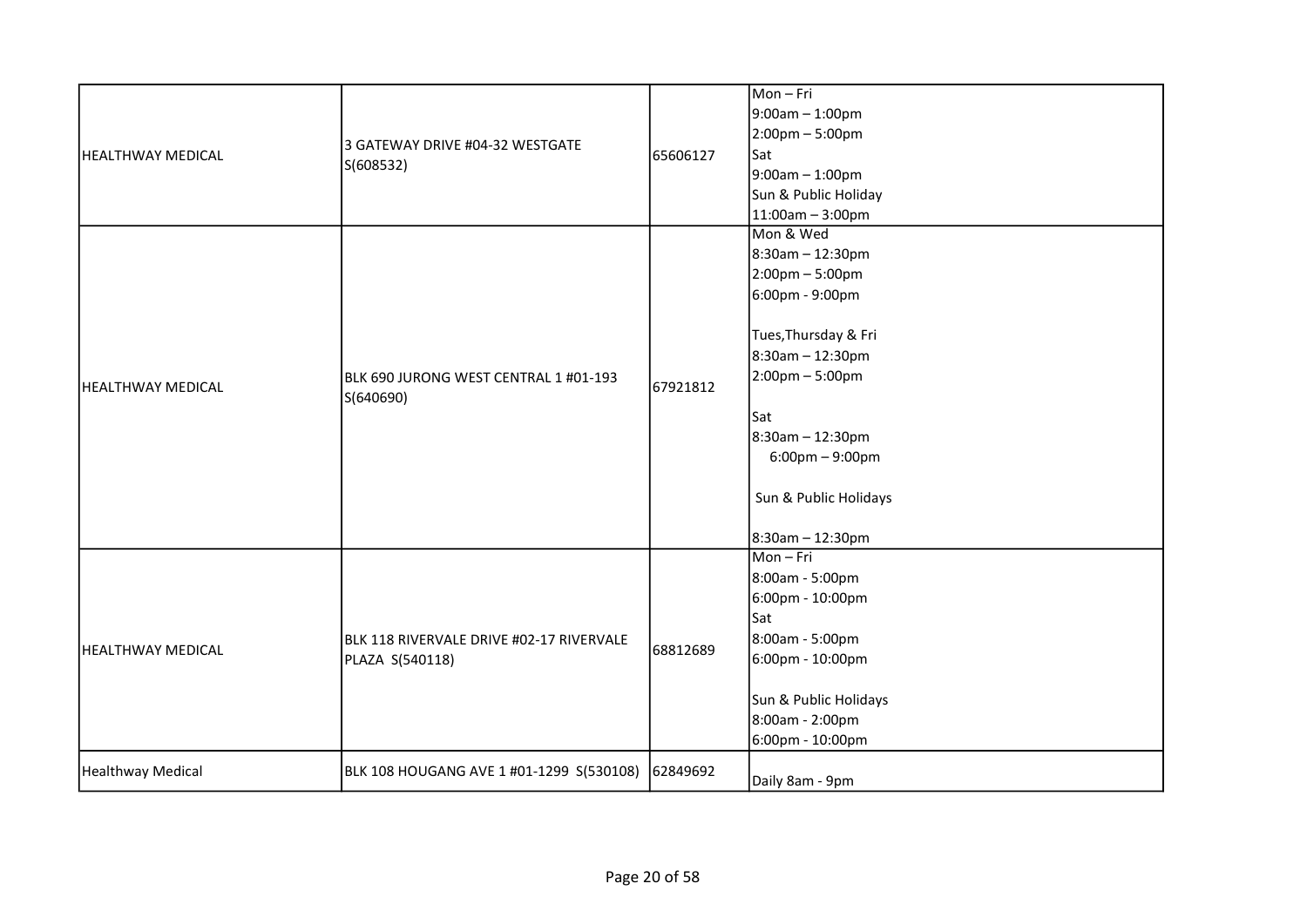| | | | |
|---|---|---|---|
| HEALTHWAY MEDICAL | 3 GATEWAY DRIVE #04-32 WESTGATE S(608532) | 65606127 | Mon – Fri<br>9:00am – 1:00pm<br>2:00pm – 5:00pm<br>Sat<br>9:00am – 1:00pm<br>Sun & Public Holiday<br>11:00am – 3:00pm |
| HEALTHWAY MEDICAL | BLK 690 JURONG WEST CENTRAL 1 #01-193 S(640690) | 67921812 | Mon & Wed<br>8:30am – 12:30pm<br>2:00pm – 5:00pm<br>6:00pm - 9:00pm<br><br>Tues,Thursday & Fri<br>8:30am – 12:30pm<br>2:00pm – 5:00pm<br><br>Sat<br>8:30am – 12:30pm<br>6:00pm – 9:00pm<br><br>Sun & Public Holidays<br><br>8:30am – 12:30pm |
| HEALTHWAY MEDICAL | BLK 118 RIVERVALE DRIVE #02-17 RIVERVALE PLAZA S(540118) | 68812689 | Mon – Fri<br>8:00am - 5:00pm<br>6:00pm - 10:00pm<br>Sat<br>8:00am - 5:00pm<br>6:00pm - 10:00pm<br><br>Sun & Public Holidays<br>8:00am - 2:00pm<br>6:00pm - 10:00pm |
| Healthway Medical | BLK 108 HOUGANG AVE 1 #01-1299 S(530108) | 62849692 | Daily 8am - 9pm |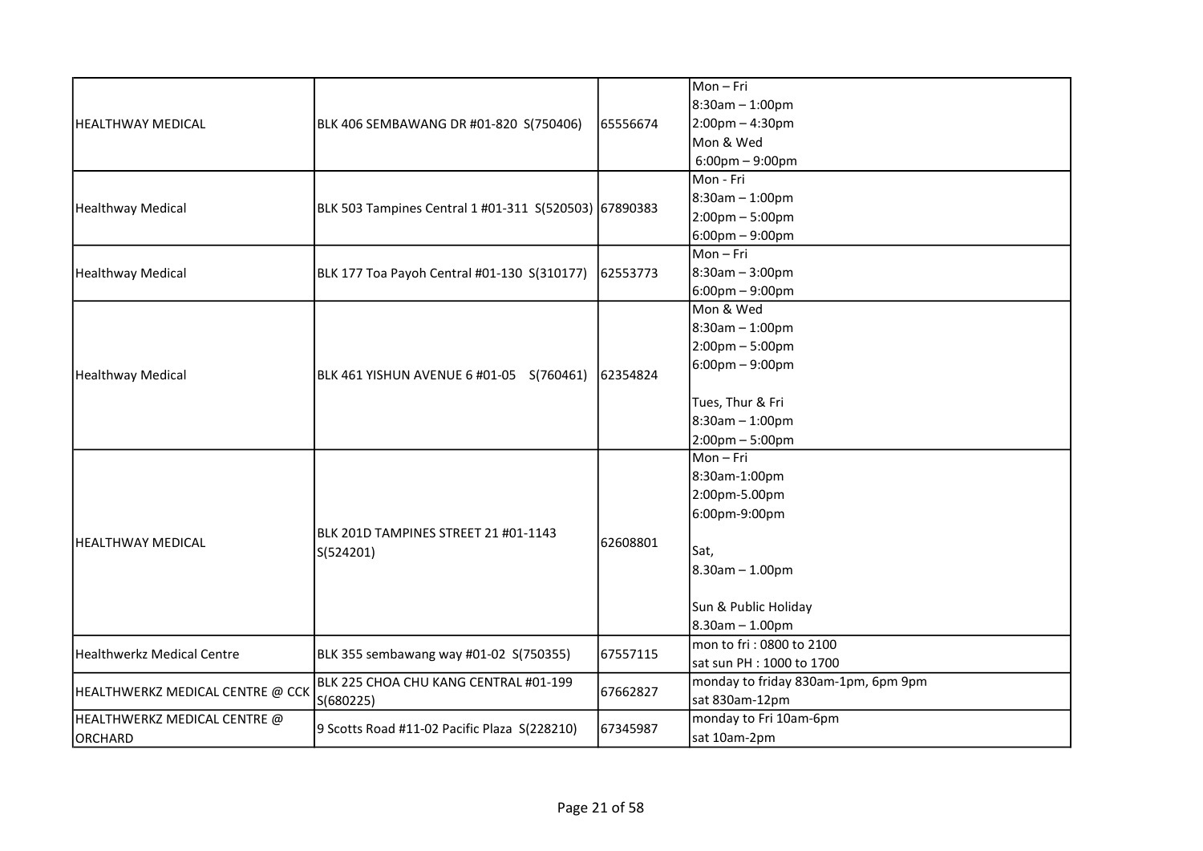| | | | |
|---|---|---|---|
| HEALTHWAY MEDICAL | BLK 406 SEMBAWANG DR #01-820 S(750406) | 65556674 | Mon – Fri<br>8:30am – 1:00pm<br>2:00pm – 4:30pm<br>Mon & Wed<br>6:00pm – 9:00pm |
| Healthway Medical | BLK 503 Tampines Central 1 #01-311 S(520503) | 67890383 | Mon - Fri<br>8:30am – 1:00pm<br>2:00pm – 5:00pm<br>6:00pm – 9:00pm |
| Healthway Medical | BLK 177 Toa Payoh Central #01-130 S(310177) | 62553773 | Mon – Fri<br>8:30am – 3:00pm<br>6:00pm – 9:00pm |
| Healthway Medical | BLK 461 YISHUN AVENUE 6 #01-05 S(760461) | 62354824 | Mon & Wed<br>8:30am – 1:00pm<br>2:00pm – 5:00pm<br>6:00pm – 9:00pm<br><br>Tues, Thur & Fri<br>8:30am – 1:00pm<br>2:00pm – 5:00pm |
| HEALTHWAY MEDICAL | BLK 201D TAMPINES STREET 21 #01-1143 S(524201) | 62608801 | Mon – Fri<br>8:30am-1:00pm<br>2:00pm-5.00pm<br>6:00pm-9:00pm<br><br>Sat,<br>8.30am – 1.00pm<br><br>Sun & Public Holiday<br>8.30am – 1.00pm |
| Healthwerkz Medical Centre | BLK 355 sembawang way #01-02 S(750355) | 67557115 | mon to fri : 0800 to 2100<br>sat sun PH : 1000 to 1700 |
| HEALTHWERKZ MEDICAL CENTRE @ CCK | BLK 225 CHOA CHU KANG CENTRAL #01-199 S(680225) | 67662827 | monday to friday 830am-1pm, 6pm 9pm<br>sat 830am-12pm |
| HEALTHWERKZ MEDICAL CENTRE @ ORCHARD | 9 Scotts Road #11-02 Pacific Plaza S(228210) | 67345987 | monday to Fri 10am-6pm<br>sat 10am-2pm |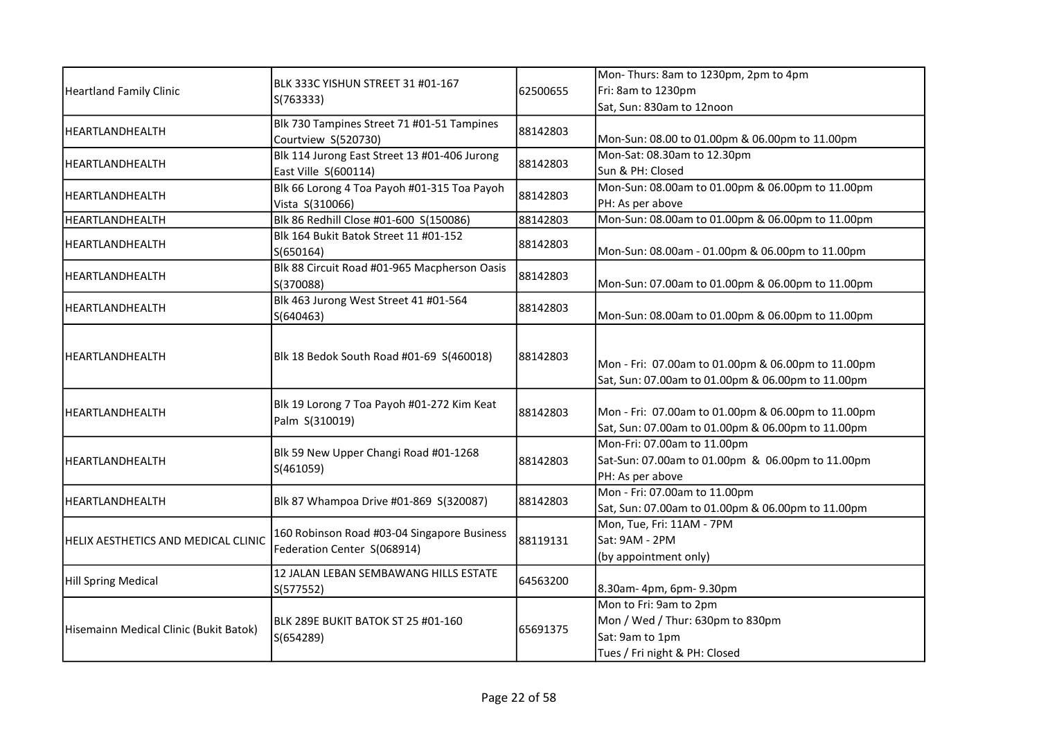| Heartland Family Clinic | BLK 333C YISHUN STREET 31 #01-167 S(763333) | 62500655 | Mon- Thurs: 8am to 1230pm, 2pm to 4pm<br>Fri: 8am to 1230pm<br>Sat, Sun: 830am to 12noon |
|---|---|---|---|
| HEARTLANDHEALTH | Blk 730 Tampines Street 71 #01-51 Tampines Courtview S(520730) | 88142803 | Mon-Sun: 08.00 to 01.00pm & 06.00pm to 11.00pm |
| HEARTLANDHEALTH | Blk 114 Jurong East Street 13 #01-406 Jurong East Ville S(600114) | 88142803 | Mon-Sat: 08.30am to 12.30pm<br>Sun & PH: Closed |
| HEARTLANDHEALTH | Blk 66 Lorong 4 Toa Payoh #01-315 Toa Payoh Vista S(310066) | 88142803 | Mon-Sun: 08.00am to 01.00pm & 06.00pm to 11.00pm<br>PH: As per above |
| HEARTLANDHEALTH | Blk 86 Redhill Close #01-600 S(150086) | 88142803 | Mon-Sun: 08.00am to 01.00pm & 06.00pm to 11.00pm |
| HEARTLANDHEALTH | Blk 164 Bukit Batok Street 11 #01-152 S(650164) | 88142803 | Mon-Sun: 08.00am - 01.00pm & 06.00pm to 11.00pm |
| HEARTLANDHEALTH | Blk 88 Circuit Road #01-965 Macpherson Oasis S(370088) | 88142803 | Mon-Sun: 07.00am to 01.00pm & 06.00pm to 11.00pm |
| HEARTLANDHEALTH | Blk 463 Jurong West Street 41 #01-564 S(640463) | 88142803 | Mon-Sun: 08.00am to 01.00pm & 06.00pm to 11.00pm |
| HEARTLANDHEALTH | Blk 18 Bedok South Road #01-69 S(460018) | 88142803 | Mon - Fri: 07.00am to 01.00pm & 06.00pm to 11.00pm<br>Sat, Sun: 07.00am to 01.00pm & 06.00pm to 11.00pm |
| HEARTLANDHEALTH | Blk 19 Lorong 7 Toa Payoh #01-272 Kim Keat Palm S(310019) | 88142803 | Mon - Fri: 07.00am to 01.00pm & 06.00pm to 11.00pm<br>Sat, Sun: 07.00am to 01.00pm & 06.00pm to 11.00pm |
| HEARTLANDHEALTH | Blk 59 New Upper Changi Road #01-1268 S(461059) | 88142803 | Mon-Fri: 07.00am to 11.00pm<br>Sat-Sun: 07.00am to 01.00pm & 06.00pm to 11.00pm<br>PH: As per above |
| HEARTLANDHEALTH | Blk 87 Whampoa Drive #01-869 S(320087) | 88142803 | Mon - Fri: 07.00am to 11.00pm<br>Sat, Sun: 07.00am to 01.00pm & 06.00pm to 11.00pm |
| HELIX AESTHETICS AND MEDICAL CLINIC | 160 Robinson Road #03-04 Singapore Business Federation Center S(068914) | 88119131 | Mon, Tue, Fri: 11AM - 7PM<br>Sat: 9AM - 2PM<br>(by appointment only) |
| Hill Spring Medical | 12 JALAN LEBAN SEMBAWANG HILLS ESTATE S(577552) | 64563200 | 8.30am- 4pm, 6pm- 9.30pm |
| Hisemainn Medical Clinic (Bukit Batok) | BLK 289E BUKIT BATOK ST 25 #01-160 S(654289) | 65691375 | Mon to Fri: 9am to 2pm<br>Mon / Wed / Thur: 630pm to 830pm<br>Sat: 9am to 1pm<br>Tues / Fri night & PH: Closed |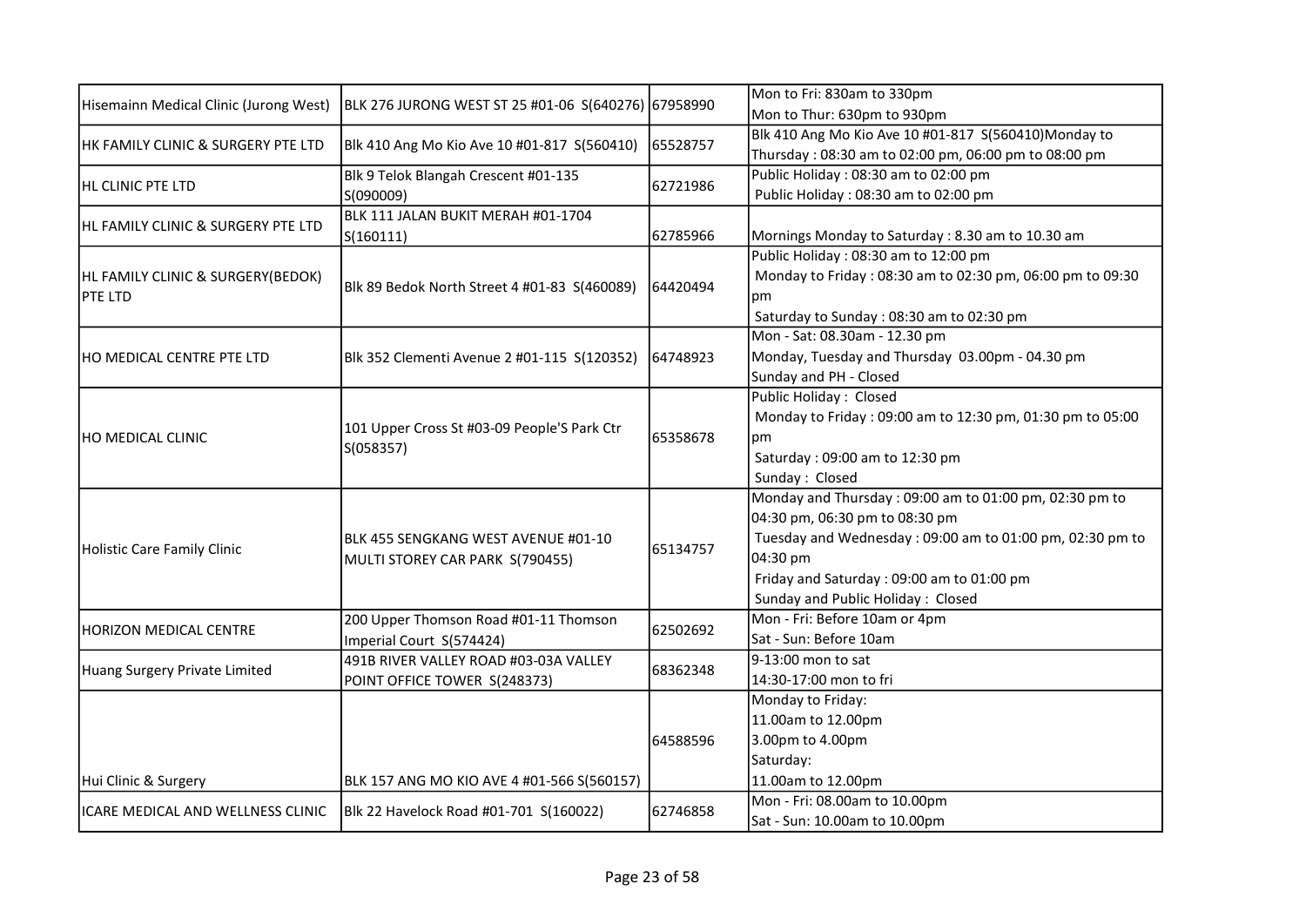| Hisemainn Medical Clinic (Jurong West) | BLK 276 JURONG WEST ST 25 #01-06 S(640276) | 67958990 | Mon to Fri: 830am to 330pm<br>Mon to Thur: 630pm to 930pm |
|---|---|---|---|
| HK FAMILY CLINIC & SURGERY PTE LTD | Blk 410 Ang Mo Kio Ave 10 #01-817 S(560410) | 65528757 | Blk 410 Ang Mo Kio Ave 10 #01-817 S(560410)Monday to Thursday : 08:30 am to 02:00 pm, 06:00 pm to 08:00 pm |
| HL CLINIC PTE LTD | Blk 9 Telok Blangah Crescent #01-135 S(090009) | 62721986 | Public Holiday : 08:30 am to 02:00 pm<br>Public Holiday : 08:30 am to 02:00 pm |
| HL FAMILY CLINIC & SURGERY PTE LTD | BLK 111 JALAN BUKIT MERAH #01-1704 S(160111) | 62785966 | Mornings Monday to Saturday : 8.30 am to 10.30 am |
| HL FAMILY CLINIC & SURGERY(BEDOK) PTE LTD | Blk 89 Bedok North Street 4 #01-83 S(460089) | 64420494 | Public Holiday : 08:30 am to 12:00 pm<br>Monday to Friday : 08:30 am to 02:30 pm, 06:00 pm to 09:30 pm<br>Saturday to Sunday : 08:30 am to 02:30 pm |
| HO MEDICAL CENTRE PTE LTD | Blk 352 Clementi Avenue 2 #01-115 S(120352) | 64748923 | Mon - Sat: 08.30am - 12.30 pm<br>Monday, Tuesday and Thursday 03.00pm - 04.30 pm<br>Sunday and PH - Closed |
| HO MEDICAL CLINIC | 101 Upper Cross St #03-09 People'S Park Ctr S(058357) | 65358678 | Public Holiday : Closed<br>Monday to Friday : 09:00 am to 12:30 pm, 01:30 pm to 05:00 pm<br>Saturday : 09:00 am to 12:30 pm<br>Sunday : Closed |
| Holistic Care Family Clinic | BLK 455 SENGKANG WEST AVENUE #01-10 MULTI STOREY CAR PARK S(790455) | 65134757 | Monday and Thursday : 09:00 am to 01:00 pm, 02:30 pm to 04:30 pm, 06:30 pm to 08:30 pm<br>Tuesday and Wednesday : 09:00 am to 01:00 pm, 02:30 pm to 04:30 pm<br>Friday and Saturday : 09:00 am to 01:00 pm<br>Sunday and Public Holiday : Closed |
| HORIZON MEDICAL CENTRE | 200 Upper Thomson Road #01-11 Thomson Imperial Court S(574424) | 62502692 | Mon - Fri: Before 10am or 4pm<br>Sat - Sun: Before 10am |
| Huang Surgery Private Limited | 491B RIVER VALLEY ROAD #03-03A VALLEY POINT OFFICE TOWER S(248373) | 68362348 | 9-13:00 mon to sat<br>14:30-17:00 mon to fri |
| Hui Clinic & Surgery | BLK 157 ANG MO KIO AVE 4 #01-566 S(560157) | 64588596 | Monday to Friday:<br>11.00am to 12.00pm<br>3.00pm to 4.00pm<br>Saturday:<br>11.00am to 12.00pm |
| ICARE MEDICAL AND WELLNESS CLINIC | Blk 22 Havelock Road #01-701 S(160022) | 62746858 | Mon - Fri: 08.00am to 10.00pm<br>Sat - Sun: 10.00am to 10.00pm |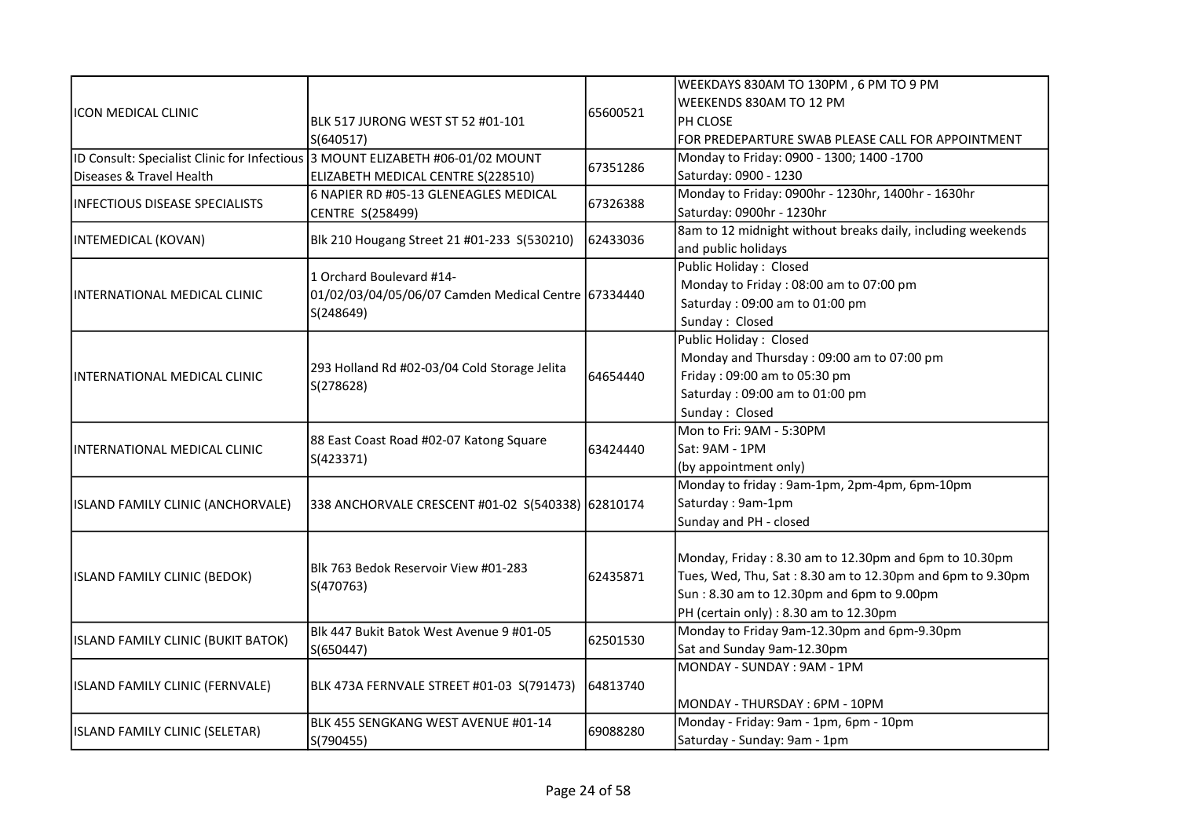| | | | |
|---|---|---|---|
| ICON MEDICAL CLINIC | BLK 517 JURONG WEST ST 52 #01-101 S(640517) | 65600521 | WEEKDAYS 830AM TO 130PM , 6 PM TO 9 PM<br>WEEKENDS 830AM TO 12 PM<br>PH CLOSE<br>FOR PREDEPARTURE SWAB PLEASE CALL FOR APPOINTMENT |
| ID Consult: Specialist Clinic for Infectious Diseases & Travel Health | 3 MOUNT ELIZABETH #06-01/02 MOUNT ELIZABETH MEDICAL CENTRE S(228510) | 67351286 | Monday to Friday: 0900 - 1300; 1400 -1700<br>Saturday: 0900 - 1230 |
| INFECTIOUS DISEASE SPECIALISTS | 6 NAPIER RD #05-13 GLENEAGLES MEDICAL CENTRE S(258499) | 67326388 | Monday to Friday: 0900hr - 1230hr, 1400hr - 1630hr<br>Saturday: 0900hr - 1230hr |
| INTEMEDICAL (KOVAN) | Blk 210 Hougang Street 21 #01-233 S(530210) | 62433036 | 8am to 12 midnight without breaks daily, including weekends and public holidays |
| INTERNATIONAL MEDICAL CLINIC | 1 Orchard Boulevard #14-01/02/03/04/05/06/07 Camden Medical Centre S(248649) | 67334440 | Public Holiday : Closed<br>Monday to Friday : 08:00 am to 07:00 pm<br>Saturday : 09:00 am to 01:00 pm<br>Sunday : Closed |
| INTERNATIONAL MEDICAL CLINIC | 293 Holland Rd #02-03/04 Cold Storage Jelita S(278628) | 64654440 | Public Holiday : Closed<br>Monday and Thursday : 09:00 am to 07:00 pm<br>Friday : 09:00 am to 05:30 pm<br>Saturday : 09:00 am to 01:00 pm<br>Sunday : Closed |
| INTERNATIONAL MEDICAL CLINIC | 88 East Coast Road #02-07 Katong Square S(423371) | 63424440 | Mon to Fri: 9AM - 5:30PM<br>Sat: 9AM - 1PM<br>(by appointment only) |
| ISLAND FAMILY CLINIC (ANCHORVALE) | 338 ANCHORVALE CRESCENT #01-02 S(540338) | 62810174 | Monday to friday : 9am-1pm, 2pm-4pm, 6pm-10pm<br>Saturday : 9am-1pm<br>Sunday and PH - closed |
| ISLAND FAMILY CLINIC (BEDOK) | Blk 763 Bedok Reservoir View #01-283 S(470763) | 62435871 | Monday, Friday : 8.30 am to 12.30pm and 6pm to 10.30pm<br>Tues, Wed, Thu, Sat : 8.30 am to 12.30pm and 6pm to 9.30pm<br>Sun : 8.30 am to 12.30pm and 6pm to 9.00pm<br>PH (certain only) : 8.30 am to 12.30pm |
| ISLAND FAMILY CLINIC (BUKIT BATOK) | Blk 447 Bukit Batok West Avenue 9 #01-05 S(650447) | 62501530 | Monday to Friday 9am-12.30pm and 6pm-9.30pm<br>Sat and Sunday 9am-12.30pm |
| ISLAND FAMILY CLINIC (FERNVALE) | BLK 473A FERNVALE STREET #01-03 S(791473) | 64813740 | MONDAY - SUNDAY : 9AM - 1PM<br>MONDAY - THURSDAY : 6PM - 10PM |
| ISLAND FAMILY CLINIC (SELETAR) | BLK 455 SENGKANG WEST AVENUE #01-14 S(790455) | 69088280 | Monday - Friday: 9am - 1pm, 6pm - 10pm<br>Saturday - Sunday: 9am - 1pm |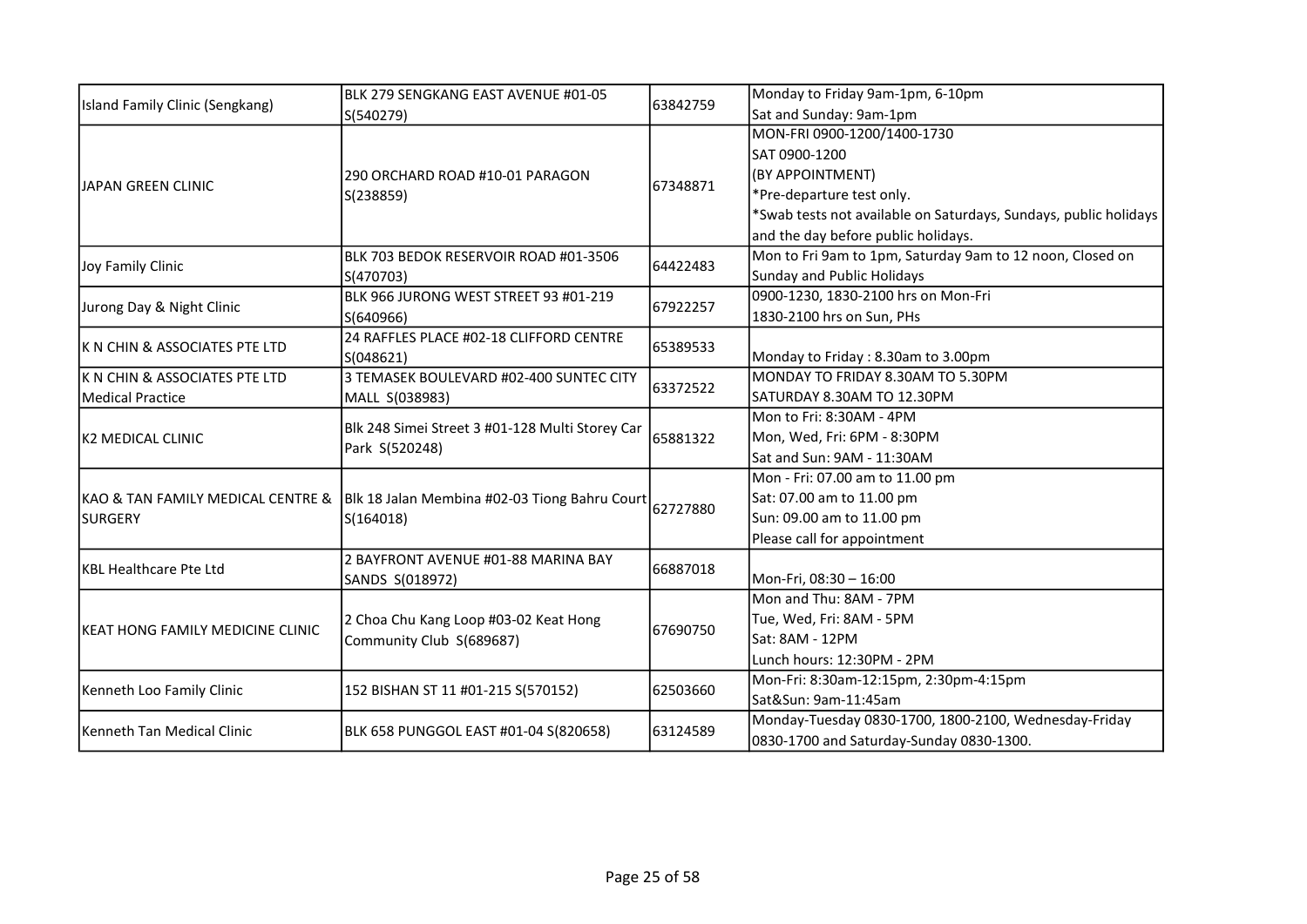| Island Family Clinic (Sengkang) | BLK 279 SENGKANG EAST AVENUE #01-05 S(540279) | 63842759 | Monday to Friday 9am-1pm, 6-10pm<br>Sat and Sunday: 9am-1pm |
|---|---|---|---|
| JAPAN GREEN CLINIC | 290 ORCHARD ROAD #10-01 PARAGON S(238859) | 67348871 | MON-FRI 0900-1200/1400-1730<br>SAT 0900-1200<br>(BY APPOINTMENT)<br>*Pre-departure test only.<br>*Swab tests not available on Saturdays, Sundays, public holidays and the day before public holidays. |
| Joy Family Clinic | BLK 703 BEDOK RESERVOIR ROAD #01-3506 S(470703) | 64422483 | Mon to Fri 9am to 1pm, Saturday 9am to 12 noon, Closed on Sunday and Public Holidays |
| Jurong Day & Night Clinic | BLK 966 JURONG WEST STREET 93 #01-219 S(640966) | 67922257 | 0900-1230, 1830-2100 hrs on Mon-Fri<br>1830-2100 hrs on Sun, PHs |
| K N CHIN & ASSOCIATES PTE LTD | 24 RAFFLES PLACE #02-18 CLIFFORD CENTRE S(048621) | 65389533 | Monday to Friday : 8.30am to 3.00pm |
| K N CHIN & ASSOCIATES PTE LTD Medical Practice | 3 TEMASEK BOULEVARD #02-400 SUNTEC CITY MALL S(038983) | 63372522 | MONDAY TO FRIDAY 8.30AM TO 5.30PM<br>SATURDAY 8.30AM TO 12.30PM |
| K2 MEDICAL CLINIC | Blk 248 Simei Street 3 #01-128 Multi Storey Car Park S(520248) | 65881322 | Mon to Fri: 8:30AM - 4PM<br>Mon, Wed, Fri: 6PM - 8:30PM<br>Sat and Sun: 9AM - 11:30AM |
| KAO & TAN FAMILY MEDICAL CENTRE & SURGERY | Blk 18 Jalan Membina #02-03 Tiong Bahru Court S(164018) | 62727880 | Mon - Fri: 07.00 am to 11.00 pm<br>Sat: 07.00 am to 11.00 pm<br>Sun: 09.00 am to 11.00 pm<br>Please call for appointment |
| KBL Healthcare Pte Ltd | 2 BAYFRONT AVENUE #01-88 MARINA BAY SANDS S(018972) | 66887018 | Mon-Fri, 08:30 – 16:00 |
| KEAT HONG FAMILY MEDICINE CLINIC | 2 Choa Chu Kang Loop #03-02 Keat Hong Community Club S(689687) | 67690750 | Mon and Thu: 8AM - 7PM<br>Tue, Wed, Fri: 8AM - 5PM<br>Sat: 8AM - 12PM<br>Lunch hours: 12:30PM - 2PM |
| Kenneth Loo Family Clinic | 152 BISHAN ST 11 #01-215 S(570152) | 62503660 | Mon-Fri: 8:30am-12:15pm, 2:30pm-4:15pm<br>Sat&Sun: 9am-11:45am |
| Kenneth Tan Medical Clinic | BLK 658 PUNGGOL EAST #01-04 S(820658) | 63124589 | Monday-Tuesday 0830-1700, 1800-2100, Wednesday-Friday 0830-1700 and Saturday-Sunday 0830-1300. |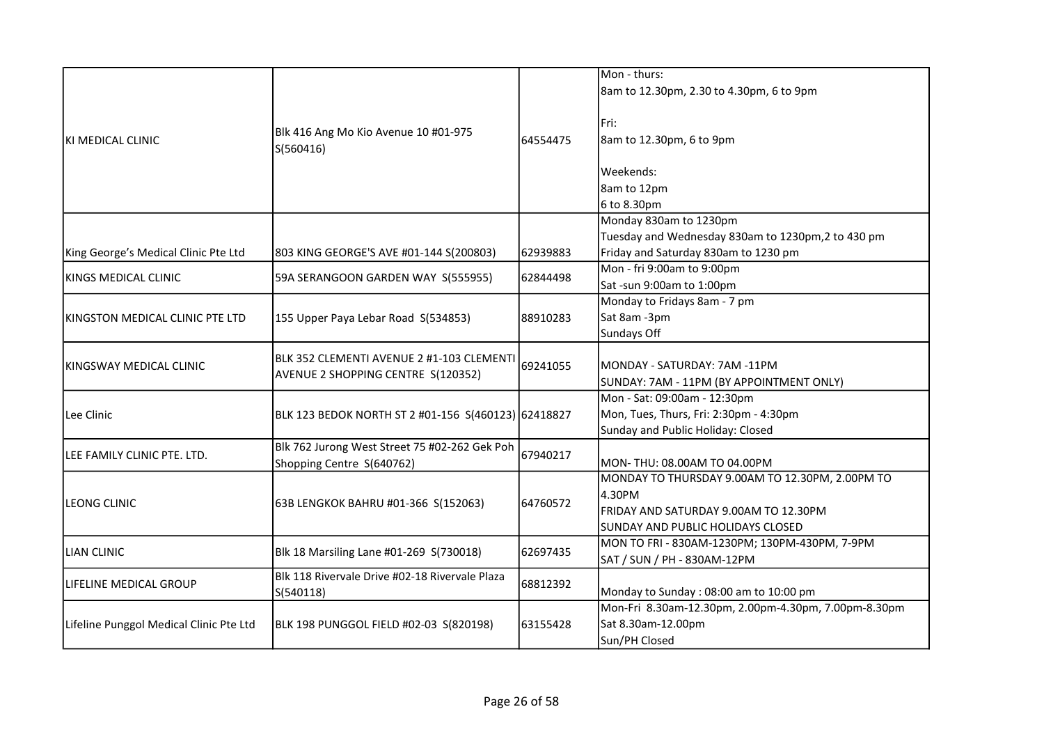| | | | |
|---|---|---|---|
| KI MEDICAL CLINIC | Blk 416 Ang Mo Kio Avenue 10 #01-975 S(560416) | 64554475 | Mon - thurs:<br>8am to 12.30pm, 2.30 to 4.30pm, 6 to 9pm<br><br>Fri:<br>8am to 12.30pm, 6 to 9pm<br><br>Weekends:<br>8am to 12pm<br>6 to 8.30pm |
| King George's Medical Clinic Pte Ltd | 803 KING GEORGE'S AVE #01-144 S(200803) | 62939883 | Monday 830am to 1230pm<br>Tuesday and Wednesday 830am to 1230pm,2 to 430 pm<br>Friday and Saturday 830am to 1230 pm |
| KINGS MEDICAL CLINIC | 59A SERANGOON GARDEN WAY S(555955) | 62844498 | Mon - fri 9:00am to 9:00pm<br>Sat -sun 9:00am to 1:00pm |
| KINGSTON MEDICAL CLINIC PTE LTD | 155 Upper Paya Lebar Road S(534853) | 88910283 | Monday to Fridays 8am - 7 pm<br>Sat 8am -3pm<br>Sundays Off |
| KINGSWAY MEDICAL CLINIC | BLK 352 CLEMENTI AVENUE 2 #1-103 CLEMENTI AVENUE 2 SHOPPING CENTRE S(120352) | 69241055 | MONDAY - SATURDAY: 7AM -11PM<br>SUNDAY: 7AM - 11PM (BY APPOINTMENT ONLY) |
| Lee Clinic | BLK 123 BEDOK NORTH ST 2 #01-156 S(460123) | 62418827 | Mon - Sat: 09:00am - 12:30pm<br>Mon, Tues, Thurs, Fri: 2:30pm - 4:30pm<br>Sunday and Public Holiday: Closed |
| LEE FAMILY CLINIC PTE. LTD. | Blk 762 Jurong West Street 75 #02-262 Gek Poh Shopping Centre S(640762) | 67940217 | MON- THU: 08.00AM TO 04.00PM |
| LEONG CLINIC | 63B LENGKOK BAHRU #01-366 S(152063) | 64760572 | MONDAY TO THURSDAY 9.00AM TO 12.30PM, 2.00PM TO 4.30PM<br>FRIDAY AND SATURDAY 9.00AM TO 12.30PM<br>SUNDAY AND PUBLIC HOLIDAYS CLOSED |
| LIAN CLINIC | Blk 18 Marsiling Lane #01-269 S(730018) | 62697435 | MON TO FRI - 830AM-1230PM; 130PM-430PM, 7-9PM<br>SAT / SUN / PH - 830AM-12PM |
| LIFELINE MEDICAL GROUP | Blk 118 Rivervale Drive #02-18 Rivervale Plaza S(540118) | 68812392 | Monday to Sunday : 08:00 am to 10:00 pm |
| Lifeline Punggol Medical Clinic Pte Ltd | BLK 198 PUNGGOL FIELD #02-03 S(820198) | 63155428 | Mon-Fri 8.30am-12.30pm, 2.00pm-4.30pm, 7.00pm-8.30pm<br>Sat 8.30am-12.00pm<br>Sun/PH Closed |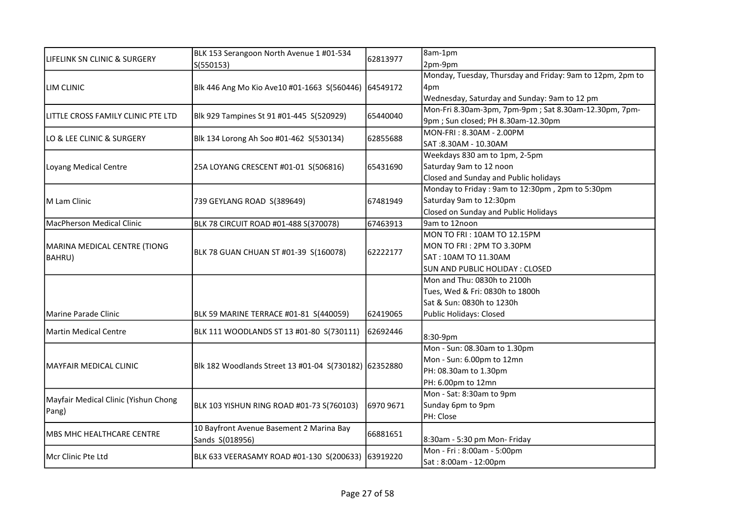| | | | |
|---|---|---|---|
| LIFELINK SN CLINIC & SURGERY | BLK 153 Serangoon North Avenue 1 #01-534 S(550153) | 62813977 | 8am-1pm<br>2pm-9pm |
| LIM CLINIC | Blk 446 Ang Mo Kio Ave10 #01-1663 S(560446) | 64549172 | Monday, Tuesday, Thursday and Friday: 9am to 12pm, 2pm to 4pm<br>Wednesday, Saturday and Sunday: 9am to 12 pm |
| LITTLE CROSS FAMILY CLINIC PTE LTD | Blk 929 Tampines St 91 #01-445 S(520929) | 65440040 | Mon-Fri 8.30am-3pm, 7pm-9pm ; Sat 8.30am-12.30pm, 7pm-9pm ; Sun closed; PH 8.30am-12.30pm |
| LO & LEE CLINIC & SURGERY | Blk 134 Lorong Ah Soo #01-462 S(530134) | 62855688 | MON-FRI : 8.30AM - 2.00PM<br>SAT :8.30AM - 10.30AM |
| Loyang Medical Centre | 25A LOYANG CRESCENT #01-01 S(506816) | 65431690 | Weekdays 830 am to 1pm, 2-5pm<br>Saturday 9am to 12 noon<br>Closed and Sunday and Public holidays |
| M Lam Clinic | 739 GEYLANG ROAD S(389649) | 67481949 | Monday to Friday : 9am to 12:30pm , 2pm to 5:30pm<br>Saturday 9am to 12:30pm<br>Closed on Sunday and Public Holidays |
| MacPherson Medical Clinic | BLK 78 CIRCUIT ROAD #01-488 S(370078) | 67463913 | 9am to 12noon |
| MARINA MEDICAL CENTRE (TIONG BAHRU) | BLK 78 GUAN CHUAN ST #01-39 S(160078) | 62222177 | MON TO FRI : 10AM TO 12.15PM<br>MON TO FRI : 2PM TO 3.30PM<br>SAT : 10AM TO 11.30AM<br>SUN AND PUBLIC HOLIDAY : CLOSED |
| Marine Parade Clinic | BLK 59 MARINE TERRACE #01-81 S(440059) | 62419065 | Mon and Thu: 0830h to 2100h<br>Tues, Wed & Fri: 0830h to 1800h<br>Sat & Sun: 0830h to 1230h<br>Public Holidays: Closed |
| Martin Medical Centre | BLK 111 WOODLANDS ST 13 #01-80 S(730111) | 62692446 | 8:30-9pm |
| MAYFAIR MEDICAL CLINIC | Blk 182 Woodlands Street 13 #01-04 S(730182) | 62352880 | Mon - Sun: 08.30am to 1.30pm<br>Mon - Sun: 6.00pm to 12mn<br>PH: 08.30am to 1.30pm<br>PH: 6.00pm to 12mn |
| Mayfair Medical Clinic (Yishun Chong Pang) | BLK 103 YISHUN RING ROAD #01-73 S(760103) | 6970 9671 | Mon - Sat: 8:30am to 9pm<br>Sunday 6pm to 9pm<br>PH: Close |
| MBS MHC HEALTHCARE CENTRE | 10 Bayfront Avenue Basement 2 Marina Bay Sands S(018956) | 66881651 | 8:30am - 5:30 pm Mon- Friday |
| Mcr Clinic Pte Ltd | BLK 633 VEERASAMY ROAD #01-130 S(200633) | 63919220 | Mon - Fri : 8:00am - 5:00pm<br>Sat : 8:00am - 12:00pm |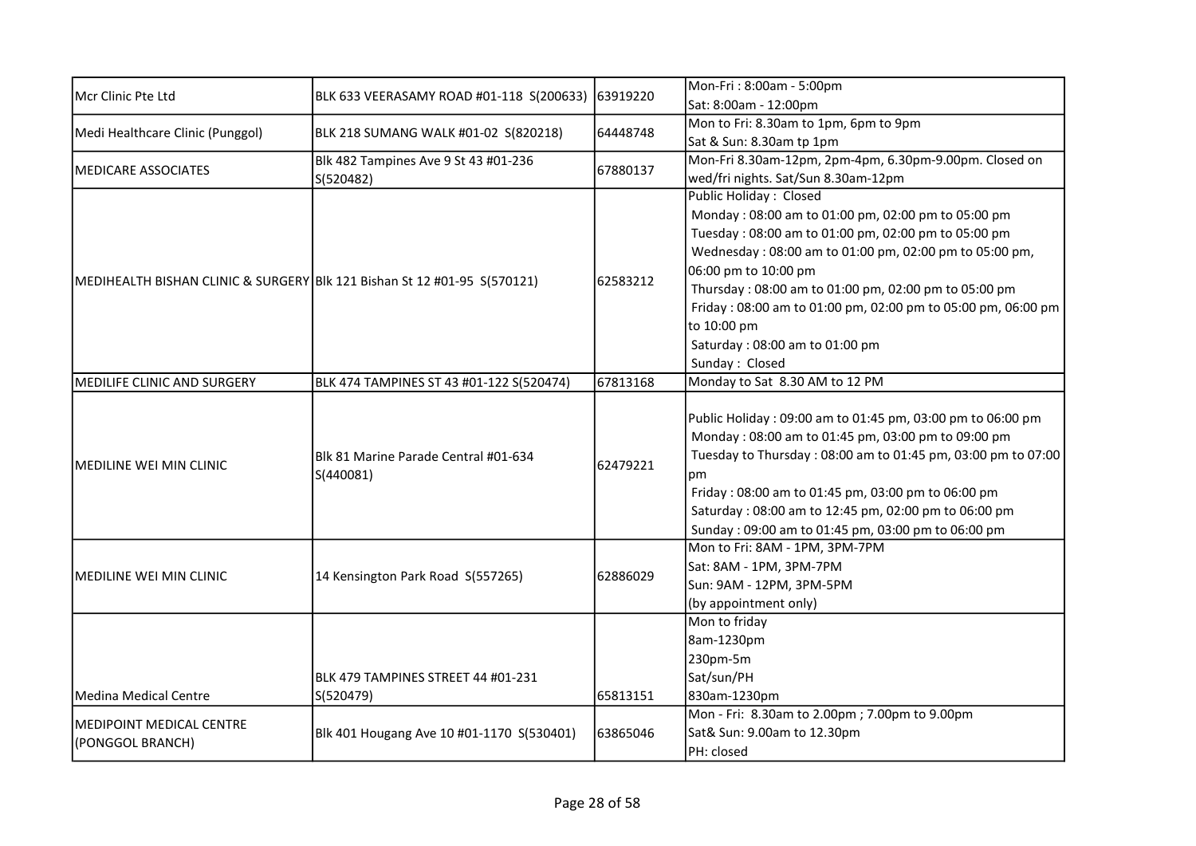| Mcr Clinic Pte Ltd | BLK 633 VEERASAMY ROAD #01-118 S(200633) | 63919220 | Mon-Fri : 8:00am - 5:00pm<br>Sat: 8:00am - 12:00pm |
|---|---|---|---|
| Medi Healthcare Clinic (Punggol) | BLK 218 SUMANG WALK #01-02 S(820218) | 64448748 | Mon to Fri: 8.30am to 1pm, 6pm to 9pm<br>Sat & Sun: 8.30am tp 1pm |
| MEDICARE ASSOCIATES | Blk 482 Tampines Ave 9 St 43 #01-236 S(520482) | 67880137 | Mon-Fri 8.30am-12pm, 2pm-4pm, 6.30pm-9.00pm. Closed on wed/fri nights. Sat/Sun 8.30am-12pm |
| MEDIHEALTH BISHAN CLINIC & SURGERY | Blk 121 Bishan St 12 #01-95 S(570121) | 62583212 | Public Holiday : Closed<br>Monday : 08:00 am to 01:00 pm, 02:00 pm to 05:00 pm<br>Tuesday : 08:00 am to 01:00 pm, 02:00 pm to 05:00 pm<br>Wednesday : 08:00 am to 01:00 pm, 02:00 pm to 05:00 pm, 06:00 pm to 10:00 pm<br>Thursday : 08:00 am to 01:00 pm, 02:00 pm to 05:00 pm<br>Friday : 08:00 am to 01:00 pm, 02:00 pm to 05:00 pm, 06:00 pm to 10:00 pm<br>Saturday : 08:00 am to 01:00 pm<br>Sunday : Closed |
| MEDILIFE CLINIC AND SURGERY | BLK 474 TAMPINES ST 43 #01-122 S(520474) | 67813168 | Monday to Sat 8.30 AM to 12 PM |
| MEDILINE WEI MIN CLINIC | Blk 81 Marine Parade Central #01-634 S(440081) | 62479221 | Public Holiday : 09:00 am to 01:45 pm, 03:00 pm to 06:00 pm<br>Monday : 08:00 am to 01:45 pm, 03:00 pm to 09:00 pm<br>Tuesday to Thursday : 08:00 am to 01:45 pm, 03:00 pm to 07:00 pm<br>Friday : 08:00 am to 01:45 pm, 03:00 pm to 06:00 pm<br>Saturday : 08:00 am to 12:45 pm, 02:00 pm to 06:00 pm<br>Sunday : 09:00 am to 01:45 pm, 03:00 pm to 06:00 pm |
| MEDILINE WEI MIN CLINIC | 14 Kensington Park Road S(557265) | 62886029 | Mon to Fri: 8AM - 1PM, 3PM-7PM<br>Sat: 8AM - 1PM, 3PM-7PM<br>Sun: 9AM - 12PM, 3PM-5PM<br>(by appointment only) |
| Medina Medical Centre | BLK 479 TAMPINES STREET 44 #01-231 S(520479) | 65813151 | Mon to friday<br>8am-1230pm<br>230pm-5m<br>Sat/sun/PH<br>830am-1230pm |
| MEDIPOINT MEDICAL CENTRE (PONGGOL BRANCH) | Blk 401 Hougang Ave 10 #01-1170 S(530401) | 63865046 | Mon - Fri: 8.30am to 2.00pm ; 7.00pm to 9.00pm<br>Sat& Sun: 9.00am to 12.30pm<br>PH: closed |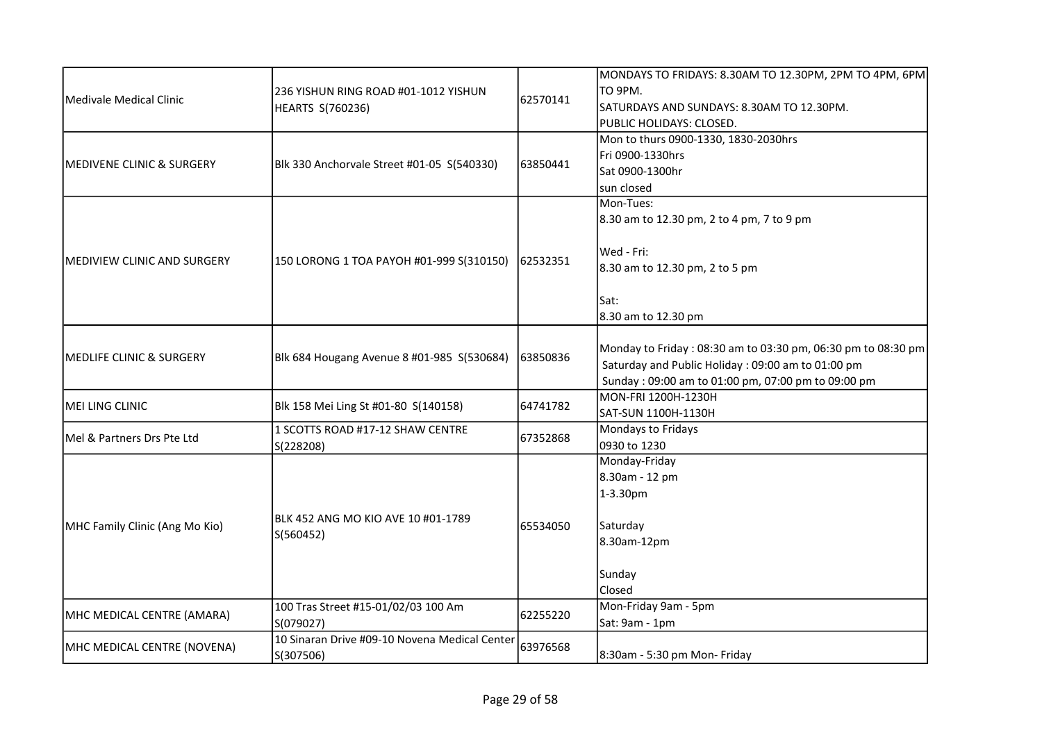| | | | |
|---|---|---|---|
| Medivale Medical Clinic | 236 YISHUN RING ROAD #01-1012 YISHUN HEARTS S(760236) | 62570141 | MONDAYS TO FRIDAYS: 8.30AM TO 12.30PM, 2PM TO 4PM, 6PM TO 9PM.<br>SATURDAYS AND SUNDAYS: 8.30AM TO 12.30PM.<br>PUBLIC HOLIDAYS: CLOSED. |
| MEDIVENE CLINIC & SURGERY | Blk 330 Anchorvale Street #01-05 S(540330) | 63850441 | Mon to thurs 0900-1330, 1830-2030hrs<br>Fri 0900-1330hrs<br>Sat 0900-1300hr<br>sun closed |
| MEDIVIEW CLINIC AND SURGERY | 150 LORONG 1 TOA PAYOH #01-999 S(310150) | 62532351 | Mon-Tues:<br>8.30 am to 12.30 pm, 2 to 4 pm, 7 to 9 pm<br><br>Wed - Fri:<br>8.30 am to 12.30 pm, 2 to 5 pm<br><br>Sat:<br>8.30 am to 12.30 pm |
| MEDLIFE CLINIC & SURGERY | Blk 684 Hougang Avenue 8 #01-985 S(530684) | 63850836 | Monday to Friday : 08:30 am to 03:30 pm, 06:30 pm to 08:30 pm<br>Saturday and Public Holiday : 09:00 am to 01:00 pm<br>Sunday : 09:00 am to 01:00 pm, 07:00 pm to 09:00 pm |
| MEI LING CLINIC | Blk 158 Mei Ling St #01-80 S(140158) | 64741782 | MON-FRI 1200H-1230H<br>SAT-SUN 1100H-1130H |
| Mel & Partners Drs Pte Ltd | 1 SCOTTS ROAD #17-12 SHAW CENTRE S(228208) | 67352868 | Mondays to Fridays<br>0930 to 1230 |
| MHC Family Clinic (Ang Mo Kio) | BLK 452 ANG MO KIO AVE 10 #01-1789 S(560452) | 65534050 | Monday-Friday<br>8.30am - 12 pm<br>1-3.30pm<br><br>Saturday<br>8.30am-12pm<br><br>Sunday<br>Closed |
| MHC MEDICAL CENTRE (AMARA) | 100 Tras Street #15-01/02/03 100 Am S(079027) | 62255220 | Mon-Friday 9am - 5pm<br>Sat: 9am - 1pm |
| MHC MEDICAL CENTRE (NOVENA) | 10 Sinaran Drive #09-10 Novena Medical Center S(307506) | 63976568 | 8:30am - 5:30 pm Mon- Friday |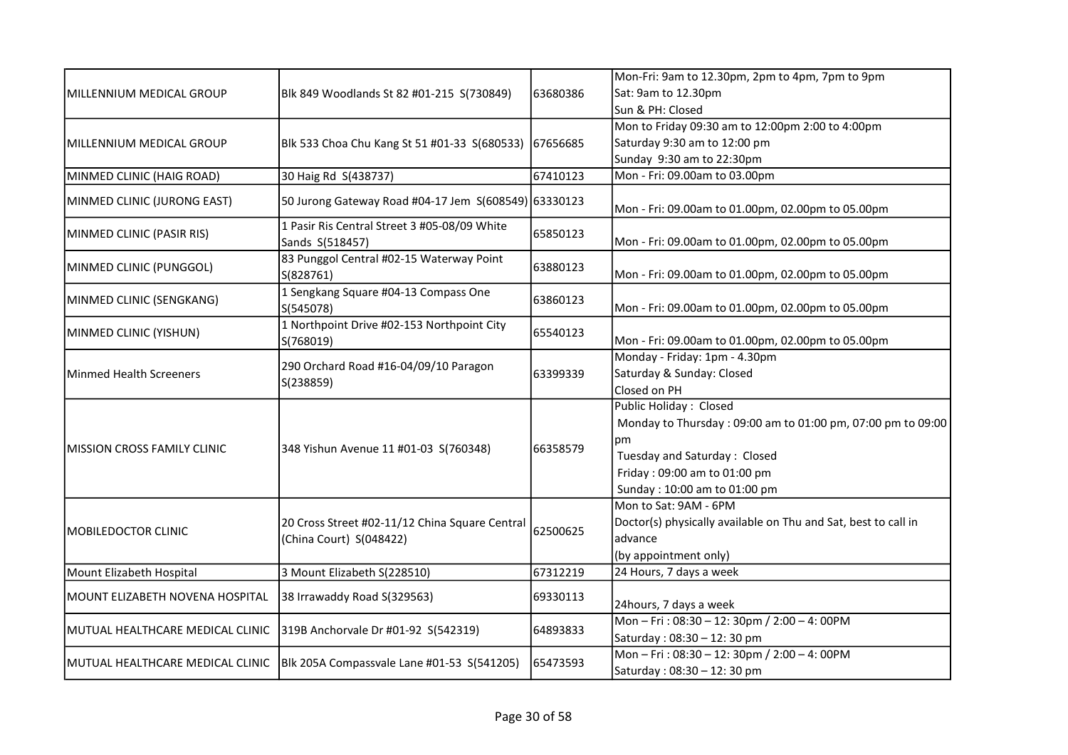| | | | |
|---|---|---|---|
| MILLENNIUM MEDICAL GROUP | Blk 849 Woodlands St 82 #01-215 S(730849) | 63680386 | Mon-Fri: 9am to 12.30pm, 2pm to 4pm, 7pm to 9pm<br>Sat: 9am to 12.30pm<br>Sun & PH: Closed |
| MILLENNIUM MEDICAL GROUP | Blk 533 Choa Chu Kang St 51 #01-33 S(680533) | 67656685 | Mon to Friday 09:30 am to 12:00pm 2:00 to 4:00pm<br>Saturday 9:30 am to 12:00 pm<br>Sunday 9:30 am to 22:30pm |
| MINMED CLINIC (HAIG ROAD) | 30 Haig Rd S(438737) | 67410123 | Mon - Fri: 09.00am to 03.00pm |
| MINMED CLINIC (JURONG EAST) | 50 Jurong Gateway Road #04-17 Jem S(608549) | 63330123 | Mon - Fri: 09.00am to 01.00pm, 02.00pm to 05.00pm |
| MINMED CLINIC (PASIR RIS) | 1 Pasir Ris Central Street 3 #05-08/09 White Sands S(518457) | 65850123 | Mon - Fri: 09.00am to 01.00pm, 02.00pm to 05.00pm |
| MINMED CLINIC (PUNGGOL) | 83 Punggol Central #02-15 Waterway Point S(828761) | 63880123 | Mon - Fri: 09.00am to 01.00pm, 02.00pm to 05.00pm |
| MINMED CLINIC (SENGKANG) | 1 Sengkang Square #04-13 Compass One S(545078) | 63860123 | Mon - Fri: 09.00am to 01.00pm, 02.00pm to 05.00pm |
| MINMED CLINIC (YISHUN) | 1 Northpoint Drive #02-153 Northpoint City S(768019) | 65540123 | Mon - Fri: 09.00am to 01.00pm, 02.00pm to 05.00pm |
| Minmed Health Screeners | 290 Orchard Road #16-04/09/10 Paragon S(238859) | 63399339 | Monday - Friday: 1pm - 4.30pm<br>Saturday & Sunday: Closed<br>Closed on PH |
| MISSION CROSS FAMILY CLINIC | 348 Yishun Avenue 11 #01-03 S(760348) | 66358579 | Public Holiday : Closed<br>Monday to Thursday : 09:00 am to 01:00 pm, 07:00 pm to 09:00 pm<br>Tuesday and Saturday : Closed<br>Friday : 09:00 am to 01:00 pm<br>Sunday : 10:00 am to 01:00 pm |
| MOBILEDOCTOR CLINIC | 20 Cross Street #02-11/12 China Square Central (China Court) S(048422) | 62500625 | Mon to Sat: 9AM - 6PM<br>Doctor(s) physically available on Thu and Sat, best to call in advance<br>(by appointment only) |
| Mount Elizabeth Hospital | 3 Mount Elizabeth S(228510) | 67312219 | 24 Hours, 7 days a week |
| MOUNT ELIZABETH NOVENA HOSPITAL | 38 Irrawaddy Road S(329563) | 69330113 | 24hours, 7 days a week |
| MUTUAL HEALTHCARE MEDICAL CLINIC | 319B Anchorvale Dr #01-92 S(542319) | 64893833 | Mon – Fri : 08:30 – 12: 30pm / 2:00 – 4: 00PM<br>Saturday : 08:30 – 12: 30 pm |
| MUTUAL HEALTHCARE MEDICAL CLINIC | Blk 205A Compassvale Lane #01-53 S(541205) | 65473593 | Mon – Fri : 08:30 – 12: 30pm / 2:00 – 4: 00PM<br>Saturday : 08:30 – 12: 30 pm |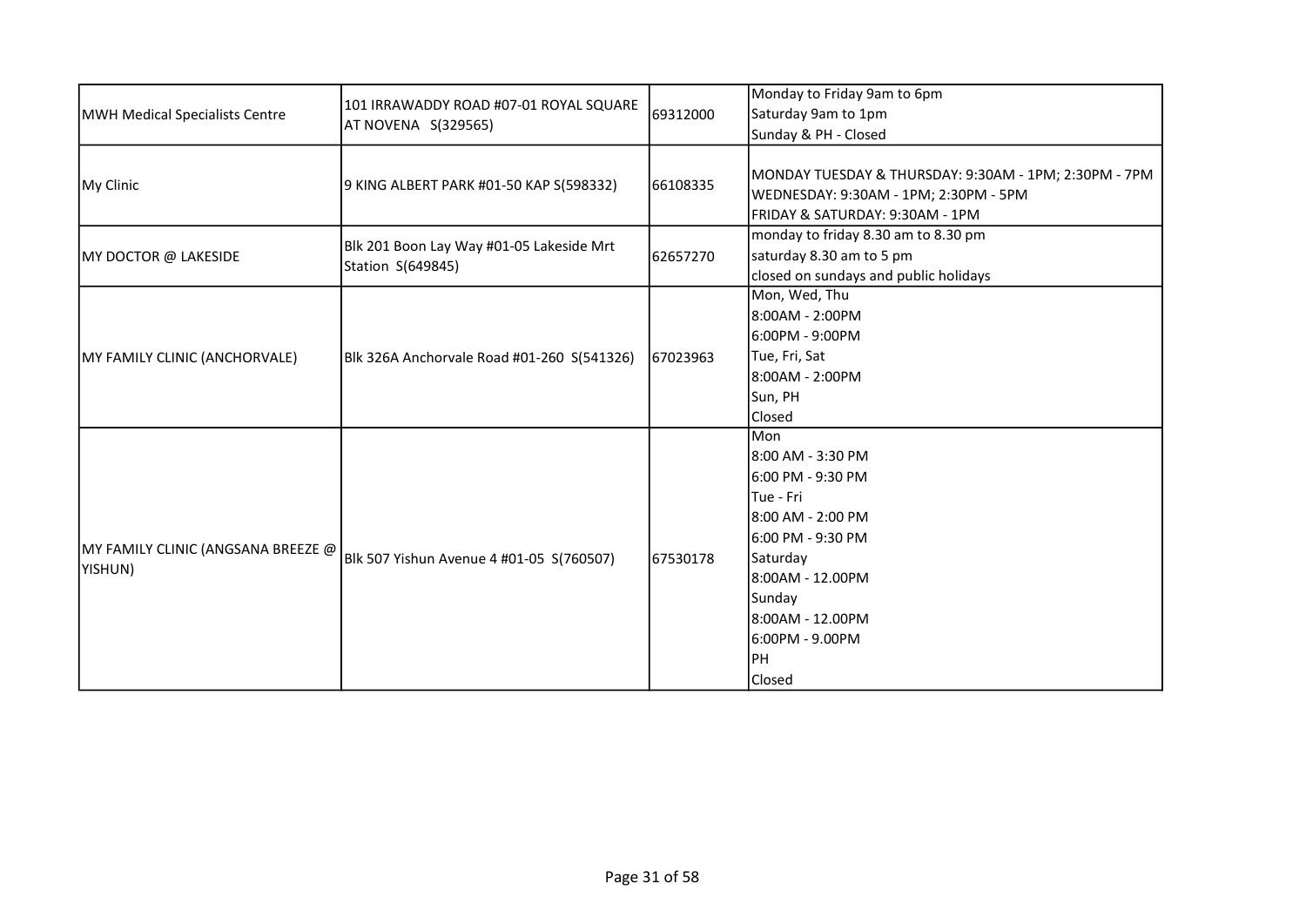| | | | |
|---|---|---|---|
| MWH Medical Specialists Centre | 101 IRRAWADDY ROAD #07-01 ROYAL SQUARE AT NOVENA S(329565) | 69312000 | Monday to Friday 9am to 6pm<br>Saturday 9am to 1pm<br>Sunday & PH - Closed |
| My Clinic | 9 KING ALBERT PARK #01-50 KAP S(598332) | 66108335 | MONDAY TUESDAY & THURSDAY: 9:30AM - 1PM; 2:30PM - 7PM<br>WEDNESDAY: 9:30AM - 1PM; 2:30PM - 5PM<br>FRIDAY & SATURDAY: 9:30AM - 1PM |
| MY DOCTOR @ LAKESIDE | Blk 201 Boon Lay Way #01-05 Lakeside Mrt Station S(649845) | 62657270 | monday to friday 8.30 am to 8.30 pm<br>saturday 8.30 am to 5 pm<br>closed on sundays and public holidays |
| MY FAMILY CLINIC (ANCHORVALE) | Blk 326A Anchorvale Road #01-260 S(541326) | 67023963 | Mon, Wed, Thu<br>8:00AM - 2:00PM<br>6:00PM - 9:00PM<br>Tue, Fri, Sat<br>8:00AM - 2:00PM<br>Sun, PH<br>Closed |
| MY FAMILY CLINIC (ANGSANA BREEZE @ YISHUN) | Blk 507 Yishun Avenue 4 #01-05 S(760507) | 67530178 | Mon<br>8:00 AM - 3:30 PM<br>6:00 PM - 9:30 PM<br>Tue - Fri<br>8:00 AM - 2:00 PM<br>6:00 PM - 9:30 PM<br>Saturday<br>8:00AM - 12.00PM<br>Sunday<br>8:00AM - 12.00PM<br>6:00PM - 9.00PM<br>PH<br>Closed |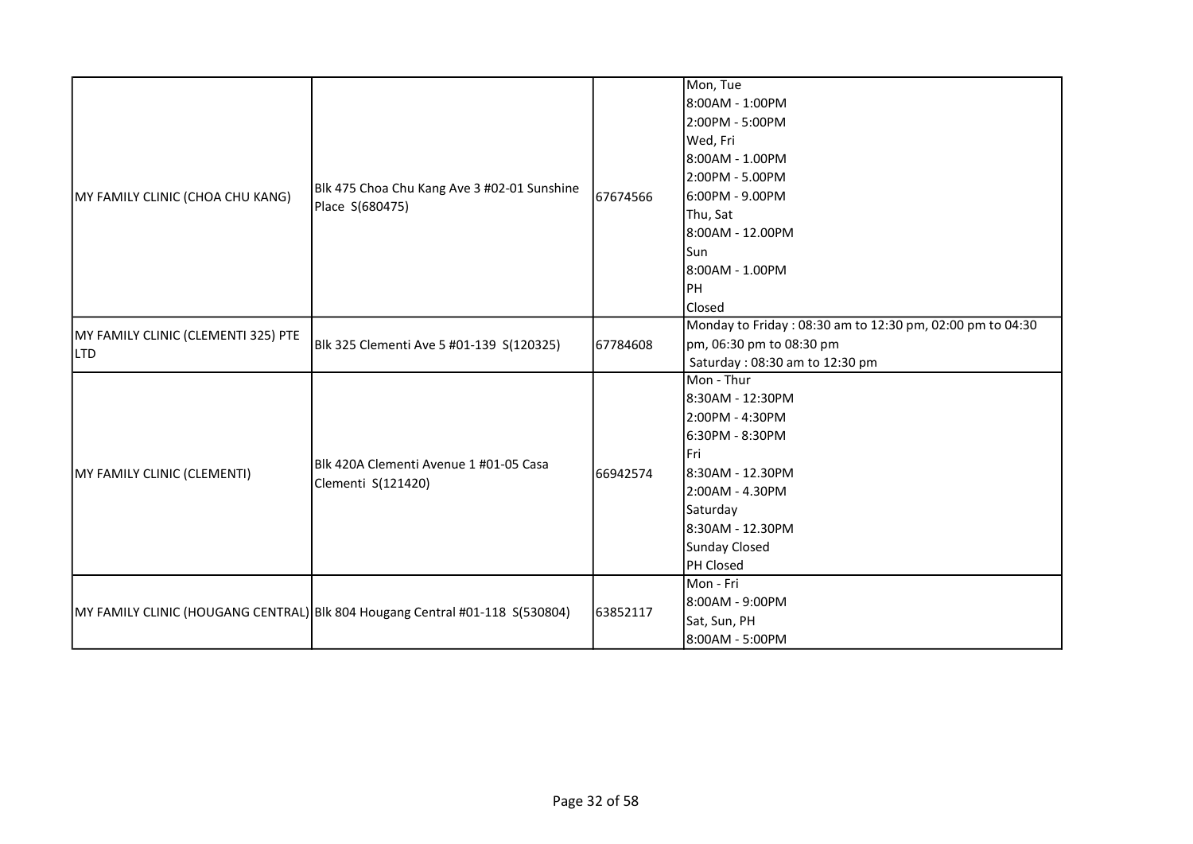| | | | |
|---|---|---|---|
| MY FAMILY CLINIC (CHOA CHU KANG) | Blk 475 Choa Chu Kang Ave 3 #02-01 Sunshine Place S(680475) | 67674566 | Mon, Tue<br>8:00AM - 1:00PM<br>2:00PM - 5:00PM<br>Wed, Fri<br>8:00AM - 1.00PM<br>2:00PM - 5.00PM<br>6:00PM - 9.00PM<br>Thu, Sat<br>8:00AM - 12.00PM<br>Sun<br>8:00AM - 1.00PM<br>PH<br>Closed |
| MY FAMILY CLINIC (CLEMENTI 325) PTE LTD | Blk 325 Clementi Ave 5 #01-139 S(120325) | 67784608 | Monday to Friday : 08:30 am to 12:30 pm, 02:00 pm to 04:30 pm, 06:30 pm to 08:30 pm<br>Saturday : 08:30 am to 12:30 pm |
| MY FAMILY CLINIC (CLEMENTI) | Blk 420A Clementi Avenue 1 #01-05 Casa Clementi S(121420) | 66942574 | Mon - Thur<br>8:30AM - 12:30PM<br>2:00PM - 4:30PM<br>6:30PM - 8:30PM<br>Fri<br>8:30AM - 12.30PM<br>2:00AM - 4.30PM<br>Saturday<br>8:30AM - 12.30PM<br>Sunday Closed<br>PH Closed |
| MY FAMILY CLINIC (HOUGANG CENTRAL) | Blk 804 Hougang Central #01-118 S(530804) | 63852117 | Mon - Fri<br>8:00AM - 9:00PM<br>Sat, Sun, PH<br>8:00AM - 5:00PM |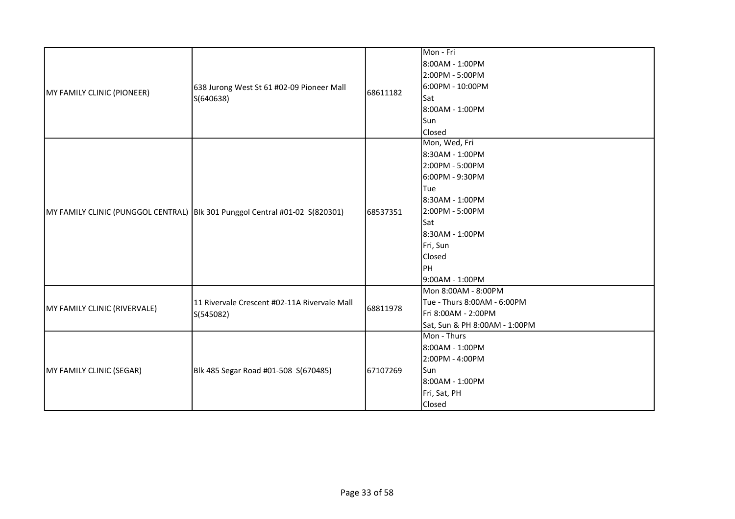| | | | |
|---|---|---|---|
| MY FAMILY CLINIC (PIONEER) | 638 Jurong West St 61 #02-09 Pioneer Mall S(640638) | 68611182 | Mon - Fri<br>8:00AM - 1:00PM<br>2:00PM - 5:00PM<br>6:00PM - 10:00PM<br>Sat<br>8:00AM - 1:00PM<br>Sun<br>Closed |
| MY FAMILY CLINIC (PUNGGOL CENTRAL) | Blk 301 Punggol Central #01-02 S(820301) | 68537351 | Mon, Wed, Fri<br>8:30AM - 1:00PM<br>2:00PM - 5:00PM<br>6:00PM - 9:30PM<br>Tue<br>8:30AM - 1:00PM<br>2:00PM - 5:00PM<br>Sat<br>8:30AM - 1:00PM<br>Fri, Sun<br>Closed<br>PH<br>9:00AM - 1:00PM |
| MY FAMILY CLINIC (RIVERVALE) | 11 Rivervale Crescent #02-11A Rivervale Mall S(545082) | 68811978 | Mon 8:00AM - 8:00PM<br>Tue - Thurs 8:00AM - 6:00PM<br>Fri 8:00AM - 2:00PM<br>Sat, Sun & PH 8:00AM - 1:00PM |
| MY FAMILY CLINIC (SEGAR) | Blk 485 Segar Road #01-508 S(670485) | 67107269 | Mon - Thurs<br>8:00AM - 1:00PM<br>2:00PM - 4:00PM<br>Sun<br>8:00AM - 1:00PM<br>Fri, Sat, PH<br>Closed |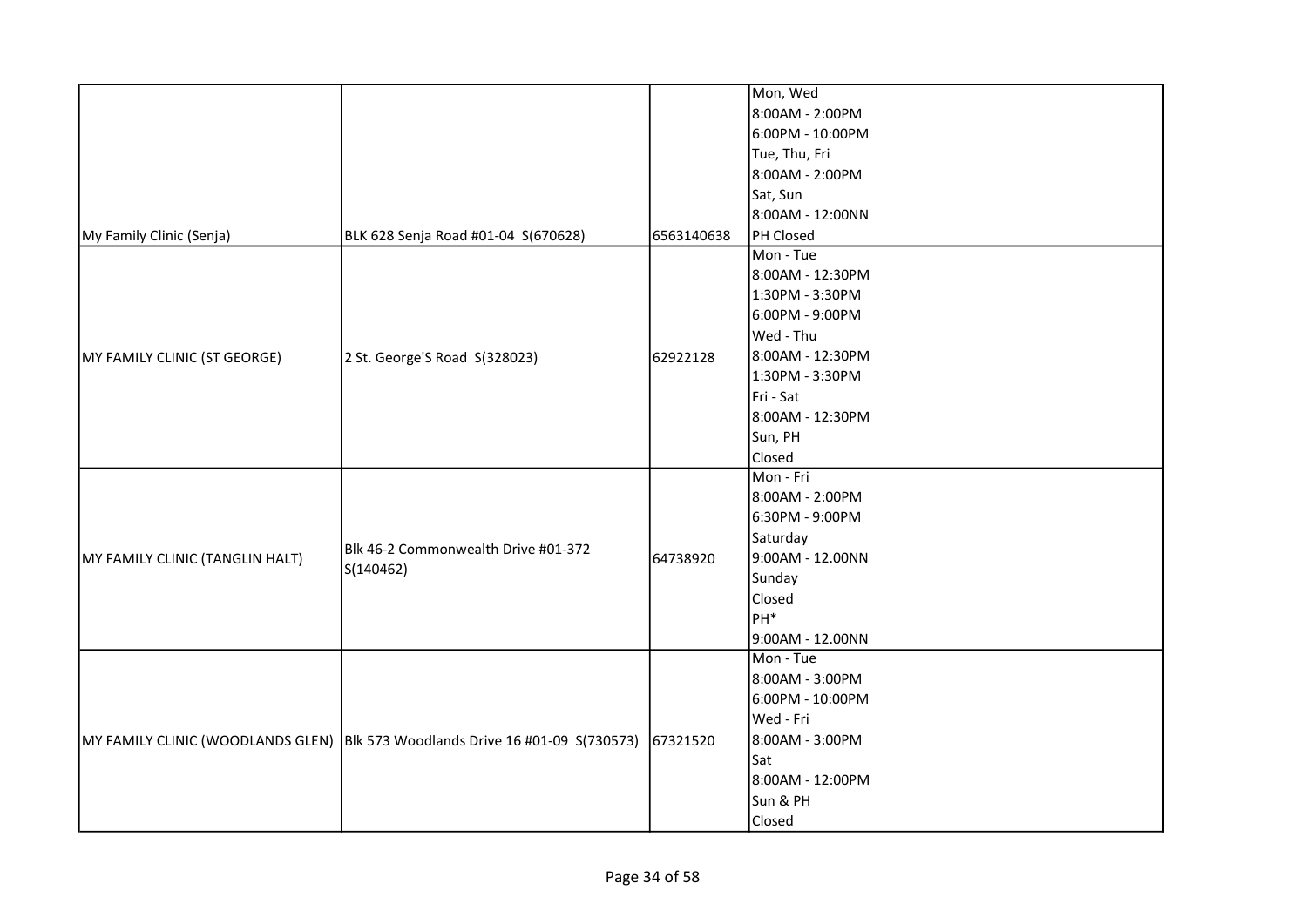| | | | |
|---|---|---|---|
| My Family Clinic (Senja) | BLK 628 Senja Road #01-04 S(670628) | 6563140638 | Mon, Wed<br>8:00AM - 2:00PM<br>6:00PM - 10:00PM<br>Tue, Thu, Fri<br>8:00AM - 2:00PM<br>Sat, Sun<br>8:00AM - 12:00NN<br>PH Closed |
| MY FAMILY CLINIC (ST GEORGE) | 2 St. George'S Road S(328023) | 62922128 | Mon - Tue<br>8:00AM - 12:30PM<br>1:30PM - 3:30PM<br>6:00PM - 9:00PM<br>Wed - Thu<br>8:00AM - 12:30PM<br>1:30PM - 3:30PM<br>Fri - Sat<br>8:00AM - 12:30PM<br>Sun, PH<br>Closed |
| MY FAMILY CLINIC (TANGLIN HALT) | Blk 46-2 Commonwealth Drive #01-372 S(140462) | 64738920 | Mon - Fri<br>8:00AM - 2:00PM<br>6:30PM - 9:00PM<br>Saturday<br>9:00AM - 12.00NN<br>Sunday<br>Closed<br>PH*<br>9:00AM - 12.00NN |
| MY FAMILY CLINIC (WOODLANDS GLEN) | Blk 573 Woodlands Drive 16 #01-09 S(730573) | 67321520 | Mon - Tue<br>8:00AM - 3:00PM<br>6:00PM - 10:00PM<br>Wed - Fri<br>8:00AM - 3:00PM<br>Sat<br>8:00AM - 12:00PM<br>Sun & PH<br>Closed |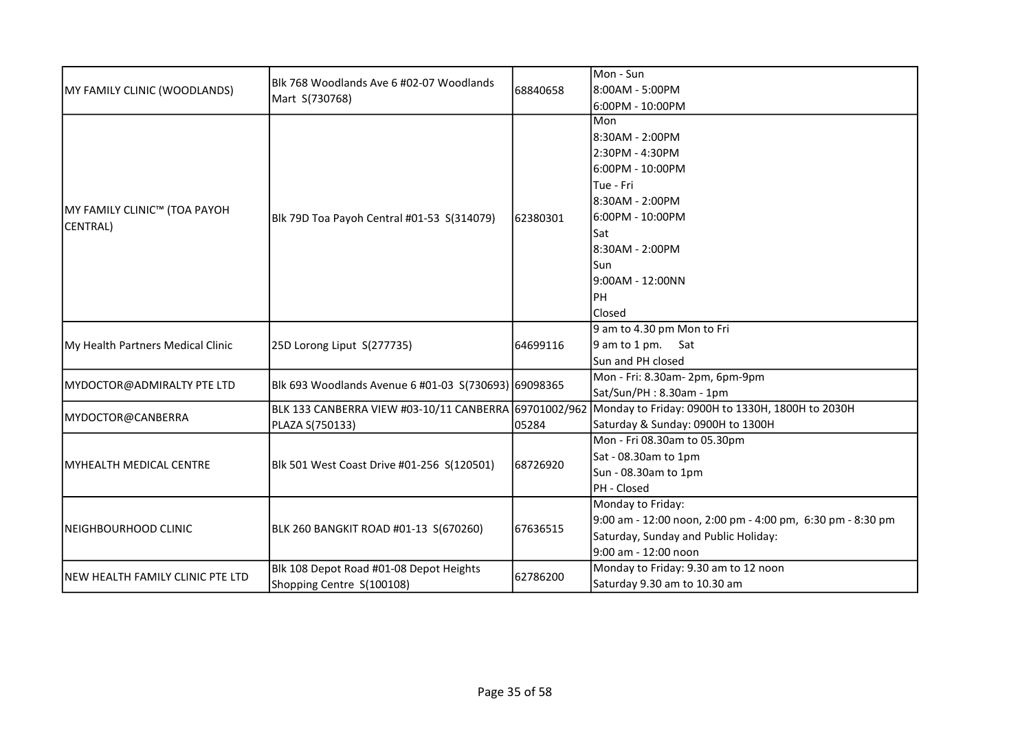| | | | |
|---|---|---|---|
| MY FAMILY CLINIC (WOODLANDS) | Blk 768 Woodlands Ave 6 #02-07 Woodlands Mart S(730768) | 68840658 | Mon - Sun<br>8:00AM - 5:00PM<br>6:00PM - 10:00PM |
| MY FAMILY CLINIC™ (TOA PAYOH CENTRAL) | Blk 79D Toa Payoh Central #01-53 S(314079) | 62380301 | Mon<br>8:30AM - 2:00PM<br>2:30PM - 4:30PM<br>6:00PM - 10:00PM<br>Tue - Fri<br>8:30AM - 2:00PM<br>6:00PM - 10:00PM<br>Sat<br>8:30AM - 2:00PM<br>Sun<br>9:00AM - 12:00NN<br>PH<br>Closed |
| My Health Partners Medical Clinic | 25D Lorong Liput S(277735) | 64699116 | 9 am to 4.30 pm Mon to Fri<br>9 am to 1 pm. Sat<br>Sun and PH closed |
| MYDOCTOR@ADMIRALTY PTE LTD | Blk 693 Woodlands Avenue 6 #01-03 S(730693) | 69098365 | Mon - Fri: 8.30am- 2pm, 6pm-9pm<br>Sat/Sun/PH : 8.30am - 1pm |
| MYDOCTOR@CANBERRA | BLK 133 CANBERRA VIEW #03-10/11 CANBERRA PLAZA S(750133) | 69701002/96205284 | Monday to Friday: 0900H to 1330H, 1800H to 2030H<br>Saturday & Sunday: 0900H to 1300H |
| MYHEALTH MEDICAL CENTRE | Blk 501 West Coast Drive #01-256 S(120501) | 68726920 | Mon - Fri 08.30am to 05.30pm<br>Sat - 08.30am to 1pm<br>Sun - 08.30am to 1pm<br>PH - Closed |
| NEIGHBOURHOOD CLINIC | BLK 260 BANGKIT ROAD #01-13 S(670260) | 67636515 | Monday to Friday:<br>9:00 am - 12:00 noon, 2:00 pm - 4:00 pm, 6:30 pm - 8:30 pm<br>Saturday, Sunday and Public Holiday:<br>9:00 am - 12:00 noon |
| NEW HEALTH FAMILY CLINIC PTE LTD | Blk 108 Depot Road #01-08 Depot Heights Shopping Centre S(100108) | 62786200 | Monday to Friday: 9.30 am to 12 noon<br>Saturday 9.30 am to 10.30 am |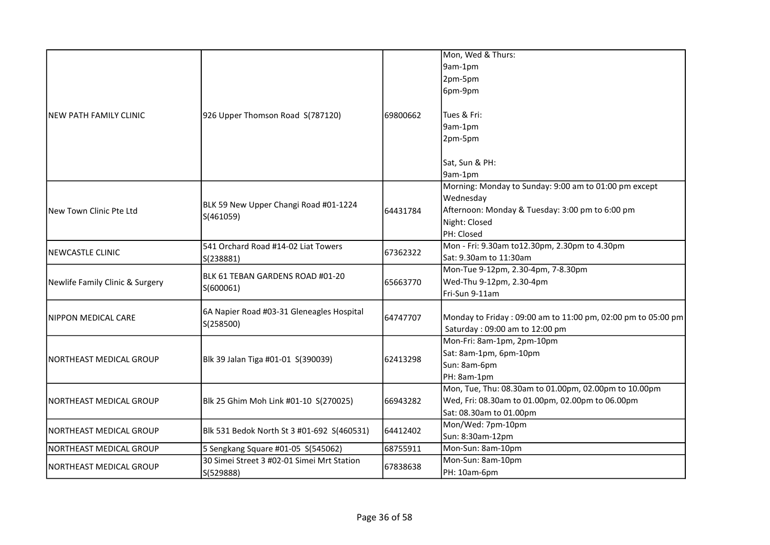| | | | |
|---|---|---|---|
| NEW PATH FAMILY CLINIC | 926 Upper Thomson Road S(787120) | 69800662 | Mon, Wed & Thurs:<br>9am-1pm<br>2pm-5pm<br>6pm-9pm<br><br>Tues & Fri:<br>9am-1pm<br>2pm-5pm<br><br>Sat, Sun & PH:<br>9am-1pm |
| New Town Clinic Pte Ltd | BLK 59 New Upper Changi Road #01-1224 S(461059) | 64431784 | Morning: Monday to Sunday: 9:00 am to 01:00 pm except Wednesday<br>Afternoon: Monday & Tuesday: 3:00 pm to 6:00 pm<br>Night: Closed<br>PH: Closed |
| NEWCASTLE CLINIC | 541 Orchard Road #14-02 Liat Towers S(238881) | 67362322 | Mon - Fri: 9.30am to12.30pm, 2.30pm to 4.30pm<br>Sat: 9.30am to 11:30am |
| Newlife Family Clinic & Surgery | BLK 61 TEBAN GARDENS ROAD #01-20 S(600061) | 65663770 | Mon-Tue 9-12pm, 2.30-4pm, 7-8.30pm<br>Wed-Thu 9-12pm, 2.30-4pm<br>Fri-Sun 9-11am |
| NIPPON MEDICAL CARE | 6A Napier Road #03-31 Gleneagles Hospital S(258500) | 64747707 | Monday to Friday : 09:00 am to 11:00 pm, 02:00 pm to 05:00 pm<br>Saturday : 09:00 am to 12:00 pm |
| NORTHEAST MEDICAL GROUP | Blk 39 Jalan Tiga #01-01 S(390039) | 62413298 | Mon-Fri: 8am-1pm, 2pm-10pm<br>Sat: 8am-1pm, 6pm-10pm<br>Sun: 8am-6pm<br>PH: 8am-1pm |
| NORTHEAST MEDICAL GROUP | Blk 25 Ghim Moh Link #01-10 S(270025) | 66943282 | Mon, Tue, Thu: 08.30am to 01.00pm, 02.00pm to 10.00pm<br>Wed, Fri: 08.30am to 01.00pm, 02.00pm to 06.00pm<br>Sat: 08.30am to 01.00pm |
| NORTHEAST MEDICAL GROUP | Blk 531 Bedok North St 3 #01-692 S(460531) | 64412402 | Mon/Wed: 7pm-10pm<br>Sun: 8:30am-12pm |
| NORTHEAST MEDICAL GROUP | 5 Sengkang Square #01-05 S(545062) | 68755911 | Mon-Sun: 8am-10pm |
| NORTHEAST MEDICAL GROUP | 30 Simei Street 3 #02-01 Simei Mrt Station S(529888) | 67838638 | Mon-Sun: 8am-10pm<br>PH: 10am-6pm |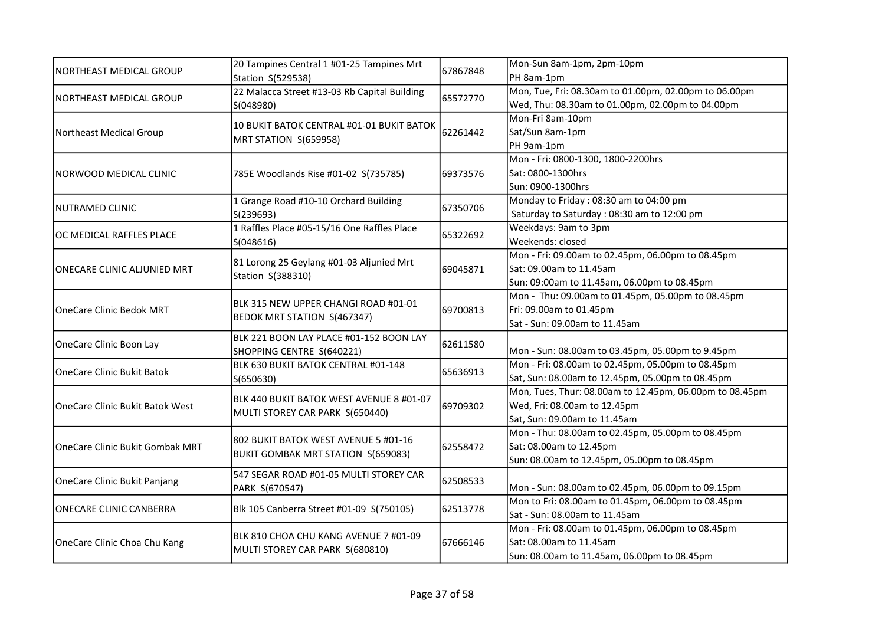| | | | |
|---|---|---|---|
| NORTHEAST MEDICAL GROUP | 20 Tampines Central 1 #01-25 Tampines Mrt Station S(529538) | 67867848 | Mon-Sun 8am-1pm, 2pm-10pm<br>PH 8am-1pm |
| NORTHEAST MEDICAL GROUP | 22 Malacca Street #13-03 Rb Capital Building S(048980) | 65572770 | Mon, Tue, Fri: 08.30am to 01.00pm, 02.00pm to 06.00pm<br>Wed, Thu: 08.30am to 01.00pm, 02.00pm to 04.00pm |
| Northeast Medical Group | 10 BUKIT BATOK CENTRAL #01-01 BUKIT BATOK MRT STATION S(659958) | 62261442 | Mon-Fri 8am-10pm<br>Sat/Sun 8am-1pm<br>PH 9am-1pm |
| NORWOOD MEDICAL CLINIC | 785E Woodlands Rise #01-02 S(735785) | 69373576 | Mon - Fri: 0800-1300, 1800-2200hrs<br>Sat: 0800-1300hrs<br>Sun: 0900-1300hrs |
| NUTRAMED CLINIC | 1 Grange Road #10-10 Orchard Building S(239693) | 67350706 | Monday to Friday : 08:30 am to 04:00 pm<br>Saturday to Saturday : 08:30 am to 12:00 pm |
| OC MEDICAL RAFFLES PLACE | 1 Raffles Place #05-15/16 One Raffles Place S(048616) | 65322692 | Weekdays: 9am to 3pm<br>Weekends: closed |
| ONECARE CLINIC ALJUNIED MRT | 81 Lorong 25 Geylang #01-03 Aljunied Mrt Station S(388310) | 69045871 | Mon - Fri: 09.00am to 02.45pm, 06.00pm to 08.45pm<br>Sat: 09.00am to 11.45am<br>Sun: 09:00am to 11.45am, 06.00pm to 08.45pm |
| OneCare Clinic Bedok MRT | BLK 315 NEW UPPER CHANGI ROAD #01-01 BEDOK MRT STATION S(467347) | 69700813 | Mon - Thu: 09.00am to 01.45pm, 05.00pm to 08.45pm<br>Fri: 09.00am to 01.45pm<br>Sat - Sun: 09.00am to 11.45am |
| OneCare Clinic Boon Lay | BLK 221 BOON LAY PLACE #01-152 BOON LAY SHOPPING CENTRE S(640221) | 62611580 | Mon - Sun: 08.00am to 03.45pm, 05.00pm to 9.45pm |
| OneCare Clinic Bukit Batok | BLK 630 BUKIT BATOK CENTRAL #01-148 S(650630) | 65636913 | Mon - Fri: 08.00am to 02.45pm, 05.00pm to 08.45pm<br>Sat, Sun: 08.00am to 12.45pm, 05.00pm to 08.45pm |
| OneCare Clinic Bukit Batok West | BLK 440 BUKIT BATOK WEST AVENUE 8 #01-07 MULTI STOREY CAR PARK S(650440) | 69709302 | Mon, Tues, Thur: 08.00am to 12.45pm, 06.00pm to 08.45pm<br>Wed, Fri: 08.00am to 12.45pm<br>Sat, Sun: 09.00am to 11.45am |
| OneCare Clinic Bukit Gombak MRT | 802 BUKIT BATOK WEST AVENUE 5 #01-16 BUKIT GOMBAK MRT STATION S(659083) | 62558472 | Mon - Thu: 08.00am to 02.45pm, 05.00pm to 08.45pm<br>Sat: 08.00am to 12.45pm<br>Sun: 08.00am to 12.45pm, 05.00pm to 08.45pm |
| OneCare Clinic Bukit Panjang | 547 SEGAR ROAD #01-05 MULTI STOREY CAR PARK S(670547) | 62508533 | Mon - Sun: 08.00am to 02.45pm, 06.00pm to 09.15pm |
| ONECARE CLINIC CANBERRA | Blk 105 Canberra Street #01-09 S(750105) | 62513778 | Mon to Fri: 08.00am to 01.45pm, 06.00pm to 08.45pm<br>Sat - Sun: 08.00am to 11.45am |
| OneCare Clinic Choa Chu Kang | BLK 810 CHOA CHU KANG AVENUE 7 #01-09 MULTI STOREY CAR PARK S(680810) | 67666146 | Mon - Fri: 08.00am to 01.45pm, 06.00pm to 08.45pm<br>Sat: 08.00am to 11.45am<br>Sun: 08.00am to 11.45am, 06.00pm to 08.45pm |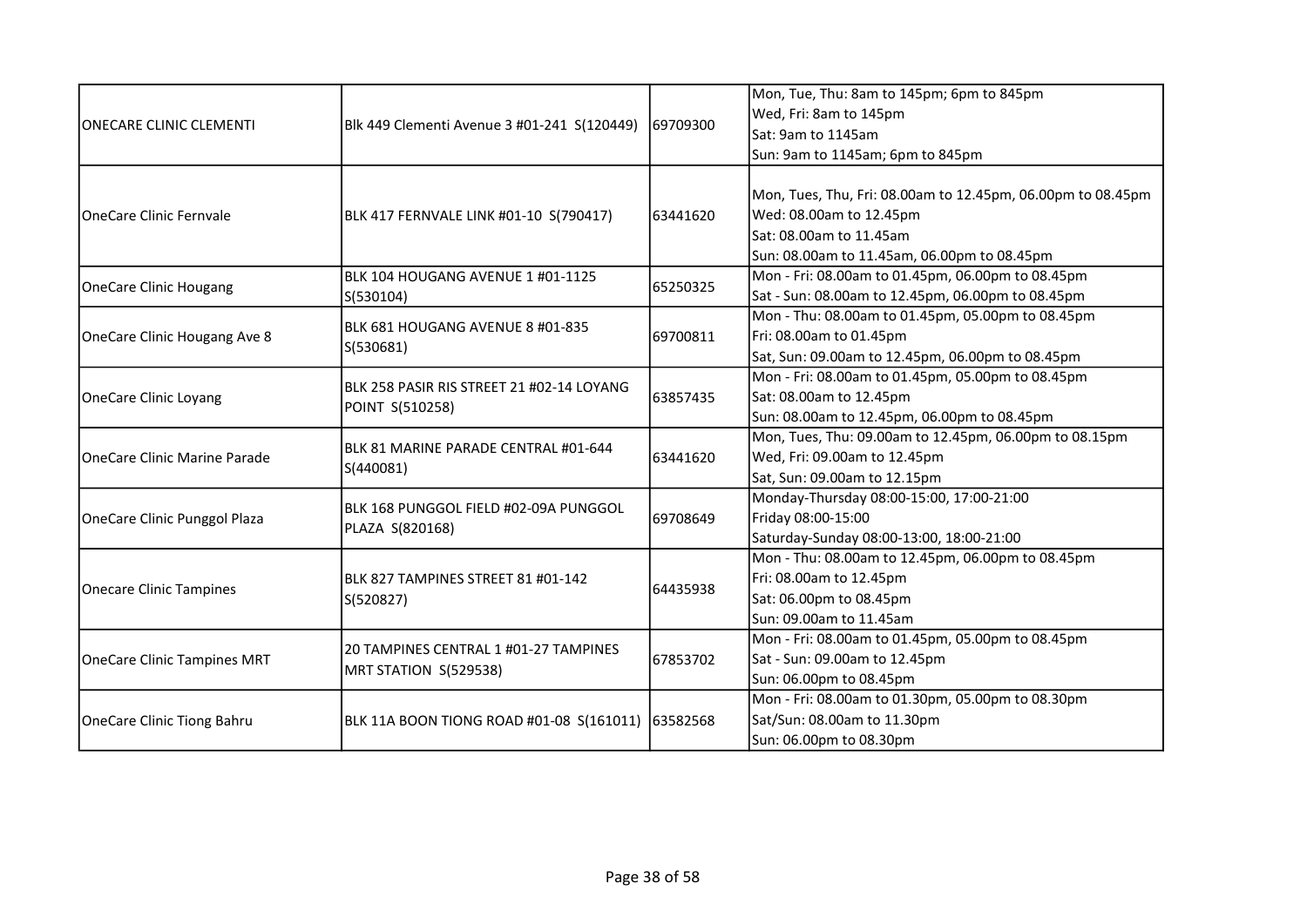| | | | |
|---|---|---|---|
| ONECARE CLINIC CLEMENTI | Blk 449 Clementi Avenue 3 #01-241 S(120449) | 69709300 | Mon, Tue, Thu: 8am to 145pm; 6pm to 845pm<br>Wed, Fri: 8am to 145pm<br>Sat: 9am to 1145am<br>Sun: 9am to 1145am; 6pm to 845pm |
| OneCare Clinic Fernvale | BLK 417 FERNVALE LINK #01-10 S(790417) | 63441620 | Mon, Tues, Thu, Fri: 08.00am to 12.45pm, 06.00pm to 08.45pm<br>Wed: 08.00am to 12.45pm<br>Sat: 08.00am to 11.45am<br>Sun: 08.00am to 11.45am, 06.00pm to 08.45pm |
| OneCare Clinic Hougang | BLK 104 HOUGANG AVENUE 1 #01-1125 S(530104) | 65250325 | Mon - Fri: 08.00am to 01.45pm, 06.00pm to 08.45pm<br>Sat - Sun: 08.00am to 12.45pm, 06.00pm to 08.45pm |
| OneCare Clinic Hougang Ave 8 | BLK 681 HOUGANG AVENUE 8 #01-835 S(530681) | 69700811 | Mon - Thu: 08.00am to 01.45pm, 05.00pm to 08.45pm<br>Fri: 08.00am to 01.45pm<br>Sat, Sun: 09.00am to 12.45pm, 06.00pm to 08.45pm |
| OneCare Clinic Loyang | BLK 258 PASIR RIS STREET 21 #02-14 LOYANG POINT S(510258) | 63857435 | Mon - Fri: 08.00am to 01.45pm, 05.00pm to 08.45pm<br>Sat: 08.00am to 12.45pm<br>Sun: 08.00am to 12.45pm, 06.00pm to 08.45pm |
| OneCare Clinic Marine Parade | BLK 81 MARINE PARADE CENTRAL #01-644 S(440081) | 63441620 | Mon, Tues, Thu: 09.00am to 12.45pm, 06.00pm to 08.15pm<br>Wed, Fri: 09.00am to 12.45pm<br>Sat, Sun: 09.00am to 12.15pm |
| OneCare Clinic Punggol Plaza | BLK 168 PUNGGOL FIELD #02-09A PUNGGOL PLAZA S(820168) | 69708649 | Monday-Thursday 08:00-15:00, 17:00-21:00<br>Friday 08:00-15:00<br>Saturday-Sunday 08:00-13:00, 18:00-21:00 |
| Onecare Clinic Tampines | BLK 827 TAMPINES STREET 81 #01-142 S(520827) | 64435938 | Mon - Thu: 08.00am to 12.45pm, 06.00pm to 08.45pm<br>Fri: 08.00am to 12.45pm<br>Sat: 06.00pm to 08.45pm<br>Sun: 09.00am to 11.45am |
| OneCare Clinic Tampines MRT | 20 TAMPINES CENTRAL 1 #01-27 TAMPINES MRT STATION S(529538) | 67853702 | Mon - Fri: 08.00am to 01.45pm, 05.00pm to 08.45pm<br>Sat - Sun: 09.00am to 12.45pm<br>Sun: 06.00pm to 08.45pm |
| OneCare Clinic Tiong Bahru | BLK 11A BOON TIONG ROAD #01-08 S(161011) | 63582568 | Mon - Fri: 08.00am to 01.30pm, 05.00pm to 08.30pm<br>Sat/Sun: 08.00am to 11.30pm<br>Sun: 06.00pm to 08.30pm |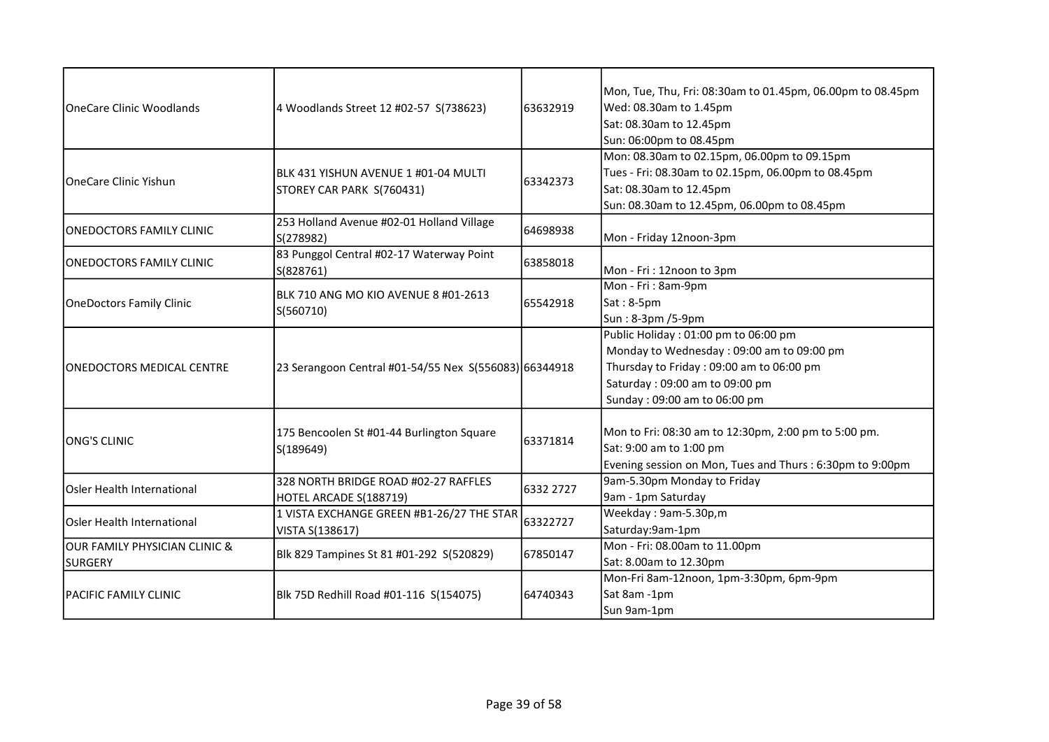| OneCare Clinic Woodlands | 4 Woodlands Street 12 #02-57 S(738623) | 63632919 | Mon, Tue, Thu, Fri: 08:30am to 01.45pm, 06.00pm to 08.45pm<br>Wed: 08.30am to 1.45pm<br>Sat: 08.30am to 12.45pm<br>Sun: 06:00pm to 08.45pm |
|---|---|---|---|
| OneCare Clinic Yishun | BLK 431 YISHUN AVENUE 1 #01-04 MULTI STOREY CAR PARK S(760431) | 63342373 | Mon: 08.30am to 02.15pm, 06.00pm to 09.15pm<br>Tues - Fri: 08.30am to 02.15pm, 06.00pm to 08.45pm<br>Sat: 08.30am to 12.45pm<br>Sun: 08.30am to 12.45pm, 06.00pm to 08.45pm |
| ONEDOCTORS FAMILY CLINIC | 253 Holland Avenue #02-01 Holland Village S(278982) | 64698938 | Mon - Friday 12noon-3pm |
| ONEDOCTORS FAMILY CLINIC | 83 Punggol Central #02-17 Waterway Point S(828761) | 63858018 | Mon - Fri : 12noon to 3pm |
| OneDoctors Family Clinic | BLK 710 ANG MO KIO AVENUE 8 #01-2613 S(560710) | 65542918 | Mon - Fri : 8am-9pm<br>Sat : 8-5pm<br>Sun : 8-3pm /5-9pm |
| ONEDOCTORS MEDICAL CENTRE | 23 Serangoon Central #01-54/55 Nex S(556083) | 66344918 | Public Holiday : 01:00 pm to 06:00 pm<br>Monday to Wednesday : 09:00 am to 09:00 pm<br>Thursday to Friday : 09:00 am to 06:00 pm<br>Saturday : 09:00 am to 09:00 pm<br>Sunday : 09:00 am to 06:00 pm |
| ONG'S CLINIC | 175 Bencoolen St #01-44 Burlington Square S(189649) | 63371814 | Mon to Fri: 08:30 am to 12:30pm, 2:00 pm to 5:00 pm.<br>Sat: 9:00 am to 1:00 pm<br>Evening session on Mon, Tues and Thurs : 6:30pm to 9:00pm |
| Osler Health International | 328 NORTH BRIDGE ROAD #02-27 RAFFLES HOTEL ARCADE S(188719) | 6332 2727 | 9am-5.30pm Monday to Friday<br>9am - 1pm Saturday |
| Osler Health International | 1 VISTA EXCHANGE GREEN #B1-26/27 THE STAR VISTA S(138617) | 63322727 | Weekday : 9am-5.30p,m<br>Saturday:9am-1pm |
| OUR FAMILY PHYSICIAN CLINIC & SURGERY | Blk 829 Tampines St 81 #01-292 S(520829) | 67850147 | Mon - Fri: 08.00am to 11.00pm<br>Sat: 8.00am to 12.30pm |
| PACIFIC FAMILY CLINIC | Blk 75D Redhill Road #01-116 S(154075) | 64740343 | Mon-Fri 8am-12noon, 1pm-3:30pm, 6pm-9pm<br>Sat 8am -1pm<br>Sun 9am-1pm |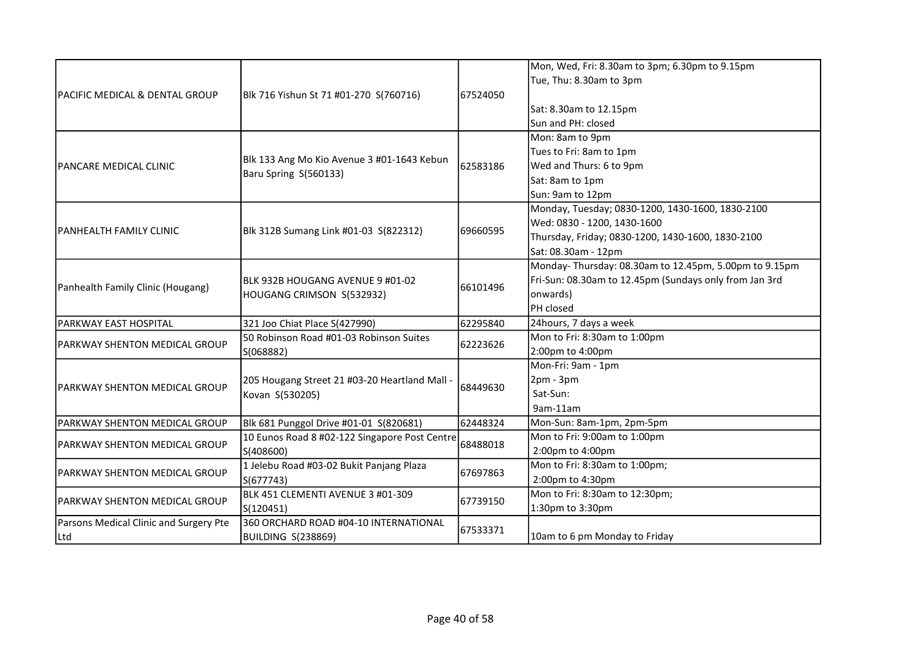| | | | |
|---|---|---|---|
| PACIFIC MEDICAL & DENTAL GROUP | Blk 716 Yishun St 71 #01-270 S(760716) | 67524050 | Mon, Wed, Fri: 8.30am to 3pm; 6.30pm to 9.15pm<br>Tue, Thu: 8.30am to 3pm<br><br>Sat: 8.30am to 12.15pm<br>Sun and PH: closed |
| PANCARE MEDICAL CLINIC | Blk 133 Ang Mo Kio Avenue 3 #01-1643 Kebun Baru Spring S(560133) | 62583186 | Mon: 8am to 9pm<br>Tues to Fri: 8am to 1pm<br>Wed and Thurs: 6 to 9pm<br>Sat: 8am to 1pm<br>Sun: 9am to 12pm |
| PANHEALTH FAMILY CLINIC | Blk 312B Sumang Link #01-03 S(822312) | 69660595 | Monday, Tuesday; 0830-1200, 1430-1600, 1830-2100<br>Wed: 0830 - 1200, 1430-1600<br>Thursday, Friday; 0830-1200, 1430-1600, 1830-2100<br>Sat: 08.30am - 12pm |
| Panhealth Family Clinic (Hougang) | BLK 932B HOUGANG AVENUE 9 #01-02 HOUGANG CRIMSON S(532932) | 66101496 | Monday- Thursday: 08.30am to 12.45pm, 5.00pm to 9.15pm<br>Fri-Sun: 08.30am to 12.45pm (Sundays only from Jan 3rd onwards)<br>PH closed |
| PARKWAY EAST HOSPITAL | 321 Joo Chiat Place S(427990) | 62295840 | 24hours, 7 days a week |
| PARKWAY SHENTON MEDICAL GROUP | 50 Robinson Road #01-03 Robinson Suites S(068882) | 62223626 | Mon to Fri: 8:30am to 1:00pm<br>2:00pm to 4:00pm |
| PARKWAY SHENTON MEDICAL GROUP | 205 Hougang Street 21 #03-20 Heartland Mall - Kovan S(530205) | 68449630 | Mon-Fri: 9am - 1pm<br>2pm - 3pm<br>Sat-Sun:<br>9am-11am |
| PARKWAY SHENTON MEDICAL GROUP | Blk 681 Punggol Drive #01-01 S(820681) | 62448324 | Mon-Sun: 8am-1pm, 2pm-5pm |
| PARKWAY SHENTON MEDICAL GROUP | 10 Eunos Road 8 #02-122 Singapore Post Centre S(408600) | 68488018 | Mon to Fri: 9:00am to 1:00pm<br>2:00pm to 4:00pm |
| PARKWAY SHENTON MEDICAL GROUP | 1 Jelebu Road #03-02 Bukit Panjang Plaza S(677743) | 67697863 | Mon to Fri: 8:30am to 1:00pm;<br>2:00pm to 4:30pm |
| PARKWAY SHENTON MEDICAL GROUP | BLK 451 CLEMENTI AVENUE 3 #01-309 S(120451) | 67739150 | Mon to Fri: 8:30am to 12:30pm;<br>1:30pm to 3:30pm |
| Parsons Medical Clinic and Surgery Pte Ltd | 360 ORCHARD ROAD #04-10 INTERNATIONAL BUILDING S(238869) | 67533371 | 10am to 6 pm Monday to Friday |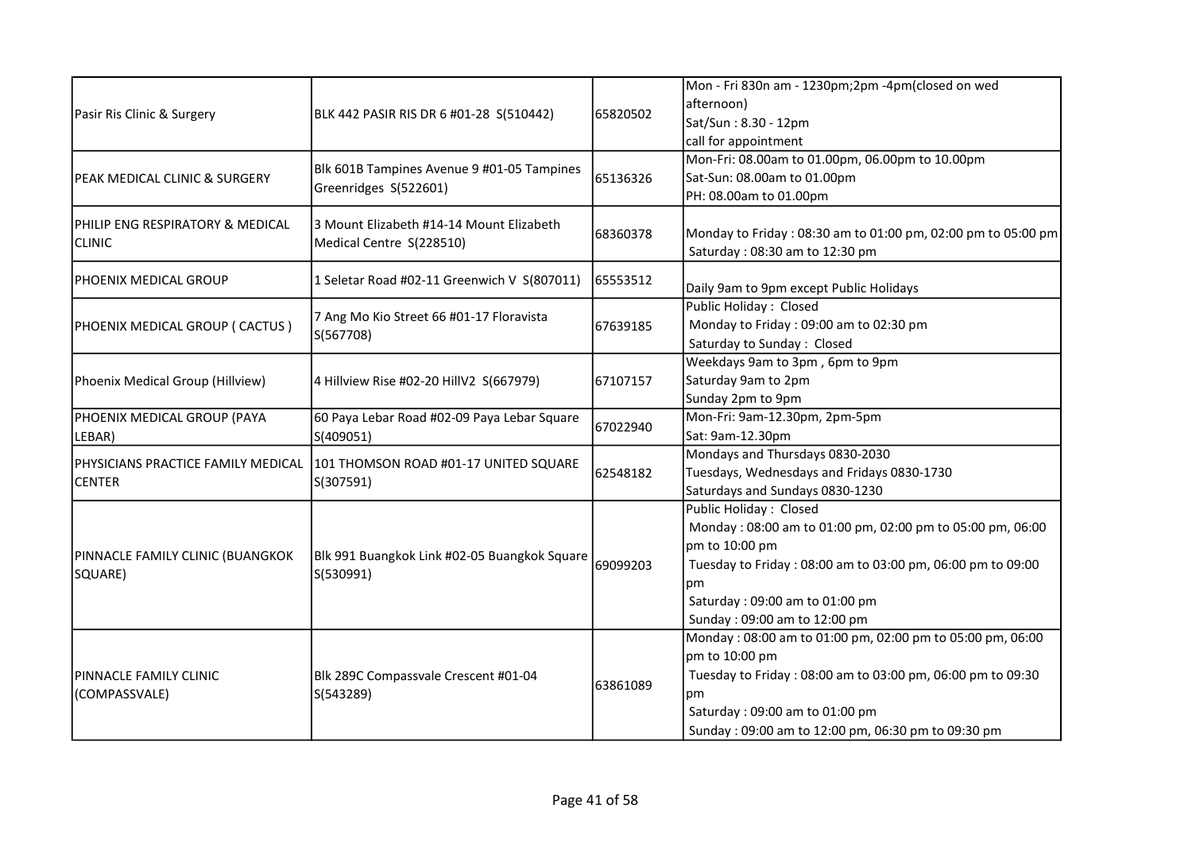| | | | |
|---|---|---|---|
| Pasir Ris Clinic & Surgery | BLK 442 PASIR RIS DR 6 #01-28 S(510442) | 65820502 | Mon - Fri 830n am - 1230pm;2pm -4pm(closed on wed afternoon)<br>Sat/Sun : 8.30 - 12pm<br>call for appointment |
| PEAK MEDICAL CLINIC & SURGERY | Blk 601B Tampines Avenue 9 #01-05 Tampines Greenridges S(522601) | 65136326 | Mon-Fri: 08.00am to 01.00pm, 06.00pm to 10.00pm<br>Sat-Sun: 08.00am to 01.00pm<br>PH: 08.00am to 01.00pm |
| PHILIP ENG RESPIRATORY & MEDICAL CLINIC | 3 Mount Elizabeth #14-14 Mount Elizabeth Medical Centre S(228510) | 68360378 | Monday to Friday : 08:30 am to 01:00 pm, 02:00 pm to 05:00 pm<br>Saturday : 08:30 am to 12:30 pm |
| PHOENIX MEDICAL GROUP | 1 Seletar Road #02-11 Greenwich V S(807011) | 65553512 | Daily 9am to 9pm except Public Holidays |
| PHOENIX MEDICAL GROUP ( CACTUS ) | 7 Ang Mo Kio Street 66 #01-17 Floravista S(567708) | 67639185 | Public Holiday : Closed<br>Monday to Friday : 09:00 am to 02:30 pm<br>Saturday to Sunday : Closed |
| Phoenix Medical Group (Hillview) | 4 Hillview Rise #02-20 HillV2 S(667979) | 67107157 | Weekdays 9am to 3pm , 6pm to 9pm<br>Saturday 9am to 2pm<br>Sunday 2pm to 9pm |
| PHOENIX MEDICAL GROUP (PAYA LEBAR) | 60 Paya Lebar Road #02-09 Paya Lebar Square S(409051) | 67022940 | Mon-Fri: 9am-12.30pm, 2pm-5pm<br>Sat: 9am-12.30pm |
| PHYSICIANS PRACTICE FAMILY MEDICAL CENTER | 101 THOMSON ROAD #01-17 UNITED SQUARE S(307591) | 62548182 | Mondays and Thursdays 0830-2030<br>Tuesdays, Wednesdays and Fridays 0830-1730<br>Saturdays and Sundays 0830-1230 |
| PINNACLE FAMILY CLINIC (BUANGKOK SQUARE) | Blk 991 Buangkok Link #02-05 Buangkok Square S(530991) | 69099203 | Public Holiday : Closed<br>Monday : 08:00 am to 01:00 pm, 02:00 pm to 05:00 pm, 06:00 pm to 10:00 pm<br>Tuesday to Friday : 08:00 am to 03:00 pm, 06:00 pm to 09:00 pm<br>Saturday : 09:00 am to 01:00 pm<br>Sunday : 09:00 am to 12:00 pm |
| PINNACLE FAMILY CLINIC (COMPASSVALE) | Blk 289C Compassvale Crescent #01-04 S(543289) | 63861089 | Monday : 08:00 am to 01:00 pm, 02:00 pm to 05:00 pm, 06:00 pm to 10:00 pm<br>Tuesday to Friday : 08:00 am to 03:00 pm, 06:00 pm to 09:30 pm<br>Saturday : 09:00 am to 01:00 pm<br>Sunday : 09:00 am to 12:00 pm, 06:30 pm to 09:30 pm |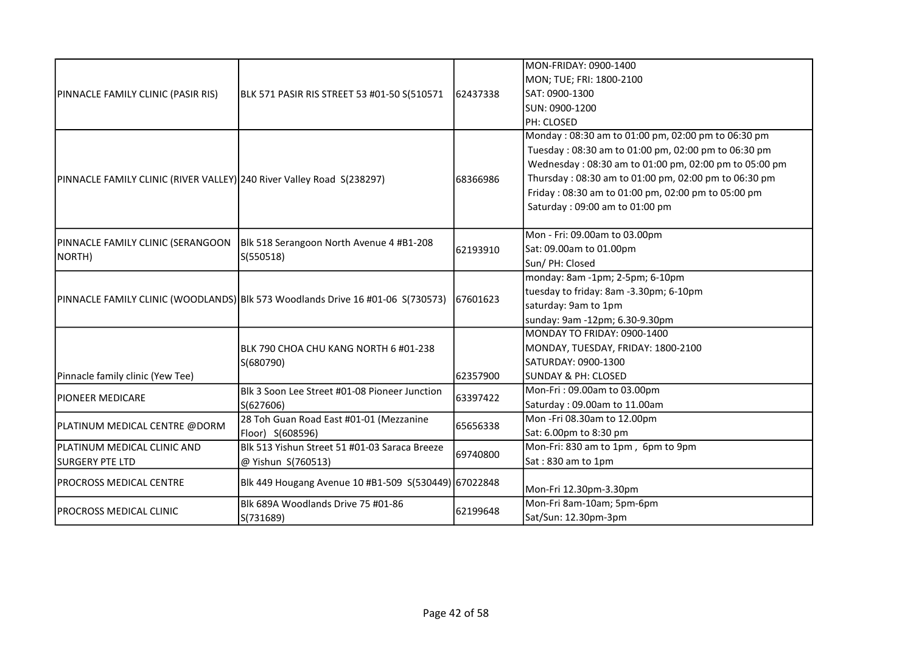| | | | |
|---|---|---|---|
| PINNACLE FAMILY CLINIC (PASIR RIS) | BLK 571 PASIR RIS STREET 53 #01-50 S(510571 | 62437338 | MON-FRIDAY: 0900-1400<br>MON; TUE; FRI: 1800-2100<br>SAT: 0900-1300<br>SUN: 0900-1200<br>PH: CLOSED |
| PINNACLE FAMILY CLINIC (RIVER VALLEY) | 240 River Valley Road S(238297) | 68366986 | Monday : 08:30 am to 01:00 pm, 02:00 pm to 06:30 pm<br>Tuesday : 08:30 am to 01:00 pm, 02:00 pm to 06:30 pm<br>Wednesday : 08:30 am to 01:00 pm, 02:00 pm to 05:00 pm<br>Thursday : 08:30 am to 01:00 pm, 02:00 pm to 06:30 pm<br>Friday : 08:30 am to 01:00 pm, 02:00 pm to 05:00 pm<br>Saturday : 09:00 am to 01:00 pm |
| PINNACLE FAMILY CLINIC (SERANGOON NORTH) | Blk 518 Serangoon North Avenue 4 #B1-208 S(550518) | 62193910 | Mon - Fri: 09.00am to 03.00pm<br>Sat: 09.00am to 01.00pm<br>Sun/ PH: Closed |
| PINNACLE FAMILY CLINIC (WOODLANDS) | Blk 573 Woodlands Drive 16 #01-06 S(730573) | 67601623 | monday: 8am -1pm; 2-5pm; 6-10pm<br>tuesday to friday: 8am -3.30pm; 6-10pm<br>saturday: 9am to 1pm<br>sunday: 9am -12pm; 6.30-9.30pm |
| Pinnacle family clinic (Yew Tee) | BLK 790 CHOA CHU KANG NORTH 6 #01-238 S(680790) | 62357900 | MONDAY TO FRIDAY: 0900-1400<br>MONDAY, TUESDAY, FRIDAY: 1800-2100<br>SATURDAY: 0900-1300<br>SUNDAY & PH: CLOSED |
| PIONEER MEDICARE | Blk 3 Soon Lee Street #01-08 Pioneer Junction S(627606) | 63397422 | Mon-Fri : 09.00am to 03.00pm<br>Saturday : 09.00am to 11.00am |
| PLATINUM MEDICAL CENTRE @DORM | 28 Toh Guan Road East #01-01 (Mezzanine Floor) S(608596) | 65656338 | Mon -Fri 08.30am to 12.00pm<br>Sat: 6.00pm to 8:30 pm |
| PLATINUM MEDICAL CLINIC AND SURGERY PTE LTD | Blk 513 Yishun Street 51 #01-03 Saraca Breeze @ Yishun S(760513) | 69740800 | Mon-Fri: 830 am to 1pm , 6pm to 9pm<br>Sat : 830 am to 1pm |
| PROCROSS MEDICAL CENTRE | Blk 449 Hougang Avenue 10 #B1-509 S(530449) | 67022848 | Mon-Fri 12.30pm-3.30pm |
| PROCROSS MEDICAL CLINIC | Blk 689A Woodlands Drive 75 #01-86 S(731689) | 62199648 | Mon-Fri 8am-10am; 5pm-6pm<br>Sat/Sun: 12.30pm-3pm |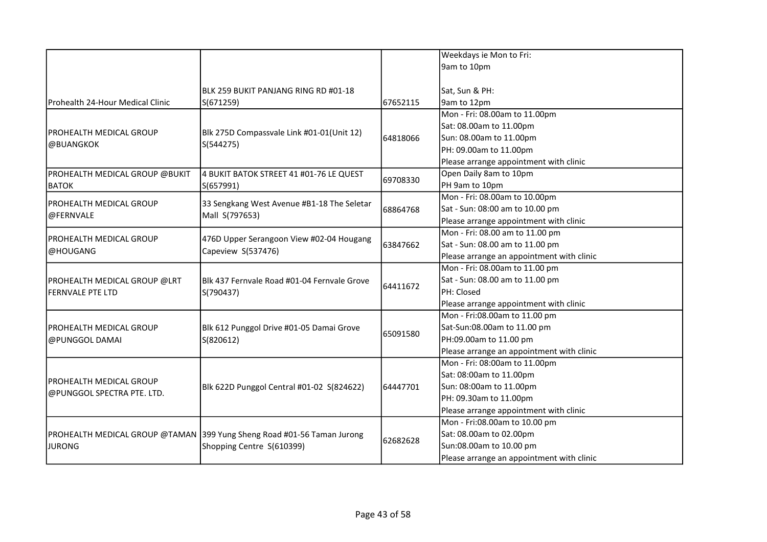| | | | |
|---|---|---|---|
| Prohealth 24-Hour Medical Clinic | BLK 259 BUKIT PANJANG RING RD #01-18 S(671259) | 67652115 | Weekdays ie Mon to Fri:<br>9am to 10pm<br><br>Sat, Sun & PH:<br>9am to 12pm |
| PROHEALTH MEDICAL GROUP @BUANGKOK | Blk 275D Compassvale Link #01-01(Unit 12) S(544275) | 64818066 | Mon - Fri: 08.00am to 11.00pm<br>Sat: 08.00am to 11.00pm<br>Sun: 08.00am to 11.00pm<br>PH: 09.00am to 11.00pm<br>Please arrange appointment with clinic |
| PROHEALTH MEDICAL GROUP @BUKIT BATOK | 4 BUKIT BATOK STREET 41 #01-76 LE QUEST S(657991) | 69708330 | Open Daily 8am to 10pm<br>PH 9am to 10pm |
| PROHEALTH MEDICAL GROUP @FERNVALE | 33 Sengkang West Avenue #B1-18 The Seletar Mall S(797653) | 68864768 | Mon - Fri: 08.00am to 10.00pm<br>Sat - Sun: 08:00 am to 10.00 pm<br>Please arrange appointment with clinic |
| PROHEALTH MEDICAL GROUP @HOUGANG | 476D Upper Serangoon View #02-04 Hougang Capeview S(537476) | 63847662 | Mon - Fri: 08.00 am to 11.00 pm<br>Sat - Sun: 08.00 am to 11.00 pm<br>Please arrange an appointment with clinic |
| PROHEALTH MEDICAL GROUP @LRT FERNVALE PTE LTD | Blk 437 Fernvale Road #01-04 Fernvale Grove S(790437) | 64411672 | Mon - Fri: 08.00am to 11.00 pm<br>Sat - Sun: 08.00 am to 11.00 pm<br>PH: Closed<br>Please arrange appointment with clinic |
| PROHEALTH MEDICAL GROUP @PUNGGOL DAMAI | Blk 612 Punggol Drive #01-05 Damai Grove S(820612) | 65091580 | Mon - Fri:08.00am to 11.00 pm<br>Sat-Sun:08.00am to 11.00 pm<br>PH:09.00am to 11.00 pm<br>Please arrange an appointment with clinic |
| PROHEALTH MEDICAL GROUP @PUNGGOL SPECTRA PTE. LTD. | Blk 622D Punggol Central #01-02 S(824622) | 64447701 | Mon - Fri: 08:00am to 11.00pm<br>Sat: 08:00am to 11.00pm<br>Sun: 08:00am to 11.00pm<br>PH: 09.30am to 11.00pm<br>Please arrange appointment with clinic |
| PROHEALTH MEDICAL GROUP @TAMAN JURONG | 399 Yung Sheng Road #01-56 Taman Jurong Shopping Centre S(610399) | 62682628 | Mon - Fri:08.00am to 10.00 pm<br>Sat: 08.00am to 02.00pm<br>Sun:08.00am to 10.00 pm<br>Please arrange an appointment with clinic |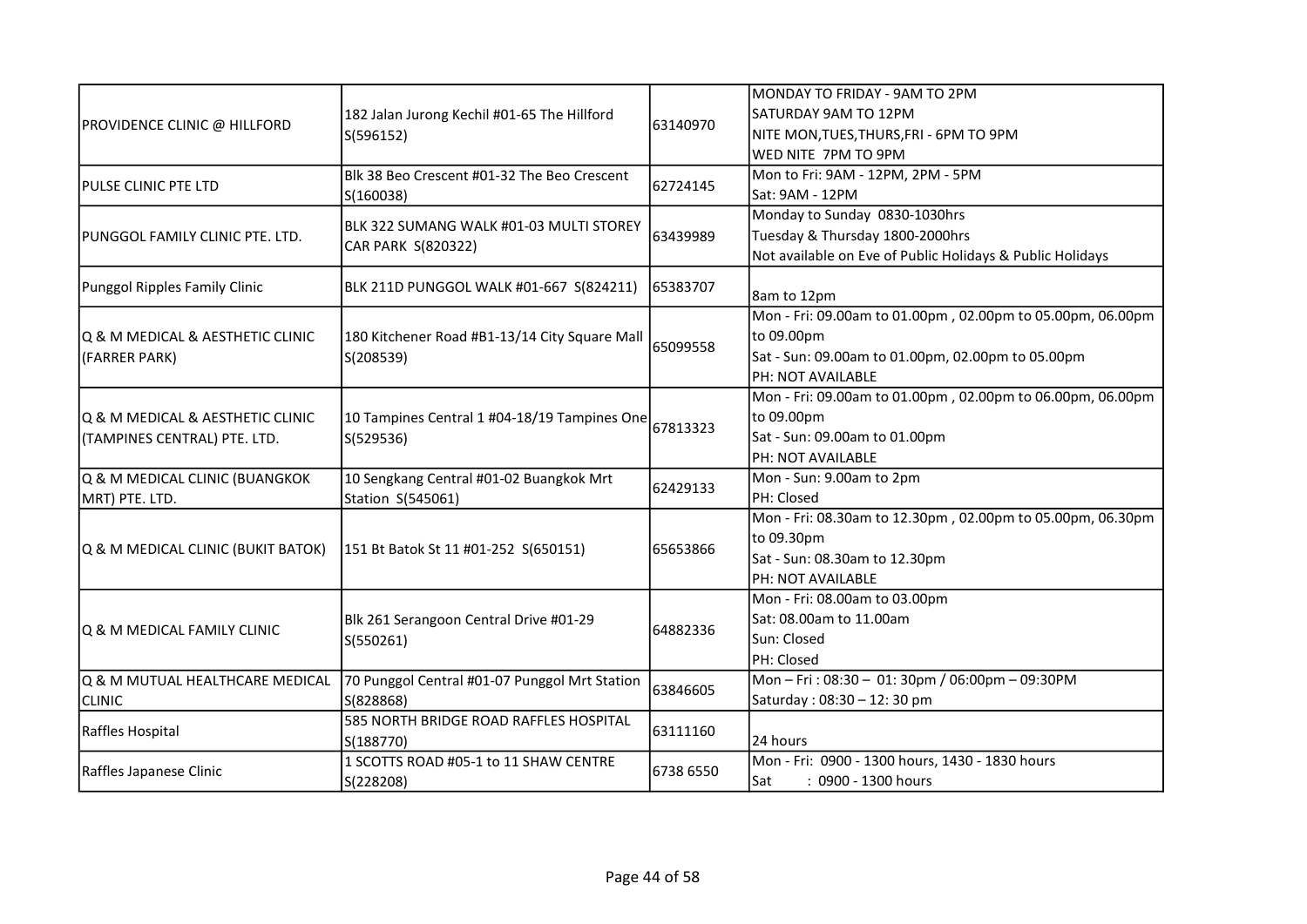| | | | |
|---|---|---|---|
| PROVIDENCE CLINIC @ HILLFORD | 182 Jalan Jurong Kechil #01-65 The Hillford S(596152) | 63140970 | MONDAY TO FRIDAY - 9AM TO 2PM<br>SATURDAY 9AM TO 12PM<br>NITE MON,TUES,THURS,FRI - 6PM TO 9PM<br>WED NITE 7PM TO 9PM |
| PULSE CLINIC PTE LTD | Blk 38 Beo Crescent #01-32 The Beo Crescent S(160038) | 62724145 | Mon to Fri: 9AM - 12PM, 2PM - 5PM<br>Sat: 9AM - 12PM |
| PUNGGOL FAMILY CLINIC PTE. LTD. | BLK 322 SUMANG WALK #01-03 MULTI STOREY CAR PARK S(820322) | 63439989 | Monday to Sunday 0830-1030hrs<br>Tuesday & Thursday 1800-2000hrs<br>Not available on Eve of Public Holidays & Public Holidays |
| Punggol Ripples Family Clinic | BLK 211D PUNGGOL WALK #01-667 S(824211) | 65383707 | 8am to 12pm |
| Q & M MEDICAL & AESTHETIC CLINIC (FARRER PARK) | 180 Kitchener Road #B1-13/14 City Square Mall S(208539) | 65099558 | Mon - Fri: 09.00am to 01.00pm , 02.00pm to 05.00pm, 06.00pm to 09.00pm<br>Sat - Sun: 09.00am to 01.00pm, 02.00pm to 05.00pm<br>PH: NOT AVAILABLE |
| Q & M MEDICAL & AESTHETIC CLINIC (TAMPINES CENTRAL) PTE. LTD. | 10 Tampines Central 1 #04-18/19 Tampines One S(529536) | 67813323 | Mon - Fri: 09.00am to 01.00pm , 02.00pm to 06.00pm, 06.00pm to 09.00pm<br>Sat - Sun: 09.00am to 01.00pm<br>PH: NOT AVAILABLE |
| Q & M MEDICAL CLINIC (BUANGKOK MRT) PTE. LTD. | 10 Sengkang Central #01-02 Buangkok Mrt Station S(545061) | 62429133 | Mon - Sun: 9.00am to 2pm<br>PH: Closed |
| Q & M MEDICAL CLINIC (BUKIT BATOK) | 151 Bt Batok St 11 #01-252 S(650151) | 65653866 | Mon - Fri: 08.30am to 12.30pm , 02.00pm to 05.00pm, 06.30pm to 09.30pm<br>Sat - Sun: 08.30am to 12.30pm<br>PH: NOT AVAILABLE |
| Q & M MEDICAL FAMILY CLINIC | Blk 261 Serangoon Central Drive #01-29 S(550261) | 64882336 | Mon - Fri: 08.00am to 03.00pm<br>Sat: 08.00am to 11.00am<br>Sun: Closed<br>PH: Closed |
| Q & M MUTUAL HEALTHCARE MEDICAL CLINIC | 70 Punggol Central #01-07 Punggol Mrt Station S(828868) | 63846605 | Mon – Fri : 08:30 – 01: 30pm / 06:00pm – 09:30PM<br>Saturday : 08:30 – 12: 30 pm |
| Raffles Hospital | 585 NORTH BRIDGE ROAD RAFFLES HOSPITAL S(188770) | 63111160 | 24 hours |
| Raffles Japanese Clinic | 1 SCOTTS ROAD #05-1 to 11 SHAW CENTRE S(228208) | 6738 6550 | Mon - Fri: 0900 - 1300 hours, 1430 - 1830 hours<br>Sat : 0900 - 1300 hours |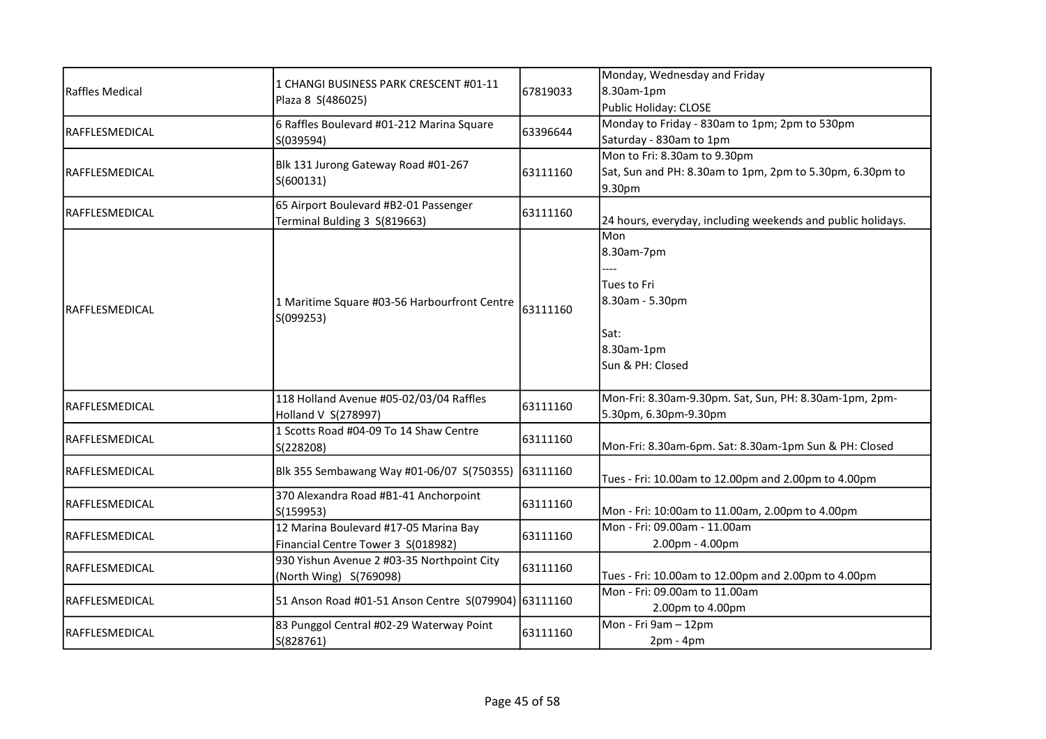| | | | |
|---|---|---|---|
| Raffles Medical | 1 CHANGI BUSINESS PARK CRESCENT #01-11 Plaza 8 S(486025) | 67819033 | Monday, Wednesday and Friday<br>8.30am-1pm<br>Public Holiday: CLOSE |
| RAFFLESMEDICAL | 6 Raffles Boulevard #01-212 Marina Square S(039594) | 63396644 | Monday to Friday - 830am to 1pm; 2pm to 530pm<br>Saturday - 830am to 1pm |
| RAFFLESMEDICAL | Blk 131 Jurong Gateway Road #01-267 S(600131) | 63111160 | Mon to Fri: 8.30am to 9.30pm<br>Sat, Sun and PH: 8.30am to 1pm, 2pm to 5.30pm, 6.30pm to 9.30pm |
| RAFFLESMEDICAL | 65 Airport Boulevard #B2-01 Passenger Terminal Bulding 3 S(819663) | 63111160 | 24 hours, everyday, including weekends and public holidays. |
| RAFFLESMEDICAL | 1 Maritime Square #03-56 Harbourfront Centre S(099253) | 63111160 | Mon<br>8.30am-7pm<br>----<br>Tues to Fri<br>8.30am - 5.30pm<br><br>Sat:<br>8.30am-1pm<br>Sun & PH: Closed |
| RAFFLESMEDICAL | 118 Holland Avenue #05-02/03/04 Raffles Holland V S(278997) | 63111160 | Mon-Fri: 8.30am-9.30pm. Sat, Sun, PH: 8.30am-1pm, 2pm-5.30pm, 6.30pm-9.30pm |
| RAFFLESMEDICAL | 1 Scotts Road #04-09 To 14 Shaw Centre S(228208) | 63111160 | Mon-Fri: 8.30am-6pm. Sat: 8.30am-1pm Sun & PH: Closed |
| RAFFLESMEDICAL | Blk 355 Sembawang Way #01-06/07 S(750355) | 63111160 | Tues - Fri: 10.00am to 12.00pm and 2.00pm to 4.00pm |
| RAFFLESMEDICAL | 370 Alexandra Road #B1-41 Anchorpoint S(159953) | 63111160 | Mon - Fri: 10:00am to 11.00am, 2.00pm to 4.00pm |
| RAFFLESMEDICAL | 12 Marina Boulevard #17-05 Marina Bay Financial Centre Tower 3 S(018982) | 63111160 | Mon - Fri: 09.00am - 11.00am<br>2.00pm - 4.00pm |
| RAFFLESMEDICAL | 930 Yishun Avenue 2 #03-35 Northpoint City (North Wing) S(769098) | 63111160 | Tues - Fri: 10.00am to 12.00pm and 2.00pm to 4.00pm |
| RAFFLESMEDICAL | 51 Anson Road #01-51 Anson Centre S(079904) | 63111160 | Mon - Fri: 09.00am to 11.00am<br>2.00pm to 4.00pm |
| RAFFLESMEDICAL | 83 Punggol Central #02-29 Waterway Point S(828761) | 63111160 | Mon - Fri 9am – 12pm<br>2pm - 4pm |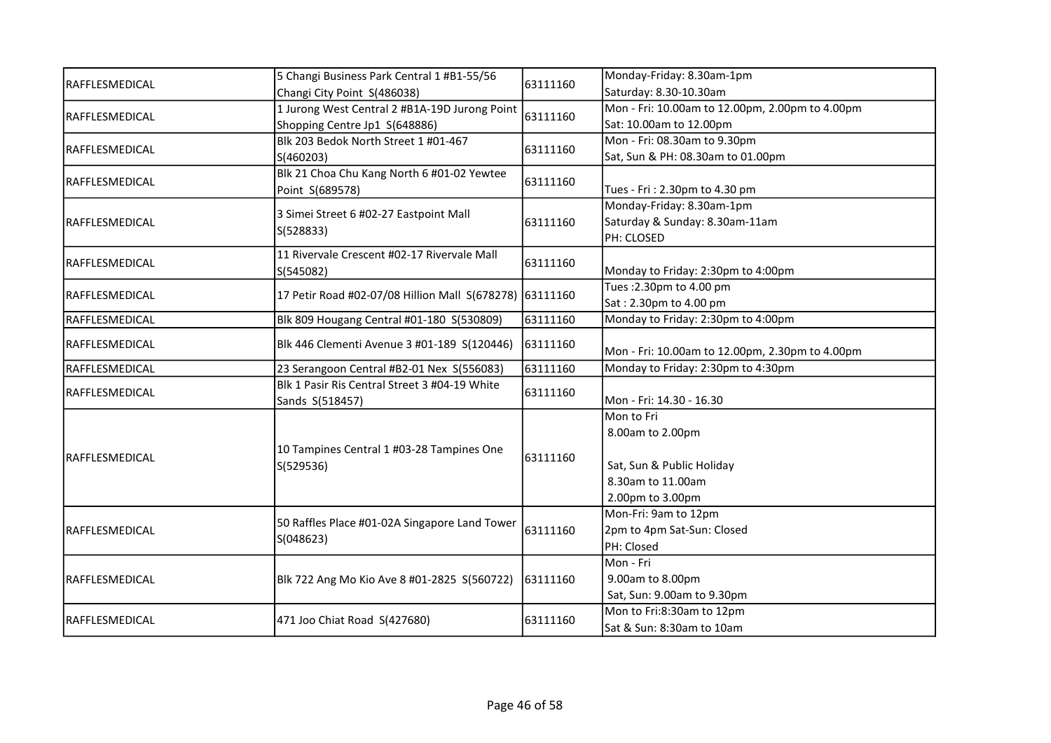| RAFFLESMEDICAL | 5 Changi Business Park Central 1 #B1-55/56 Changi City Point S(486038) | 63111160 | Monday-Friday: 8.30am-1pm<br>Saturday: 8.30-10.30am |
|---|---|---|---|
| RAFFLESMEDICAL | 1 Jurong West Central 2 #B1A-19D Jurong Point Shopping Centre Jp1 S(648886) | 63111160 | Mon - Fri: 10.00am to 12.00pm, 2.00pm to 4.00pm<br>Sat: 10.00am to 12.00pm |
| RAFFLESMEDICAL | Blk 203 Bedok North Street 1 #01-467 S(460203) | 63111160 | Mon - Fri: 08.30am to 9.30pm<br>Sat, Sun & PH: 08.30am to 01.00pm |
| RAFFLESMEDICAL | Blk 21 Choa Chu Kang North 6 #01-02 Yewtee Point S(689578) | 63111160 | Tues - Fri : 2.30pm to 4.30 pm |
| RAFFLESMEDICAL | 3 Simei Street 6 #02-27 Eastpoint Mall S(528833) | 63111160 | Monday-Friday: 8.30am-1pm<br>Saturday & Sunday: 8.30am-11am<br>PH: CLOSED |
| RAFFLESMEDICAL | 11 Rivervale Crescent #02-17 Rivervale Mall S(545082) | 63111160 | Monday to Friday: 2:30pm to 4:00pm |
| RAFFLESMEDICAL | 17 Petir Road #02-07/08 Hillion Mall S(678278) | 63111160 | Tues :2.30pm to 4.00 pm<br>Sat : 2.30pm to 4.00 pm |
| RAFFLESMEDICAL | Blk 809 Hougang Central #01-180 S(530809) | 63111160 | Monday to Friday: 2:30pm to 4:00pm |
| RAFFLESMEDICAL | Blk 446 Clementi Avenue 3 #01-189 S(120446) | 63111160 | Mon - Fri: 10.00am to 12.00pm, 2.30pm to 4.00pm |
| RAFFLESMEDICAL | 23 Serangoon Central #B2-01 Nex S(556083) | 63111160 | Monday to Friday: 2:30pm to 4:30pm |
| RAFFLESMEDICAL | Blk 1 Pasir Ris Central Street 3 #04-19 White Sands S(518457) | 63111160 | Mon - Fri: 14.30 - 16.30 |
| RAFFLESMEDICAL | 10 Tampines Central 1 #03-28 Tampines One S(529536) | 63111160 | Mon to Fri<br>8.00am to 2.00pm<br><br>Sat, Sun & Public Holiday<br>8.30am to 11.00am<br>2.00pm to 3.00pm |
| RAFFLESMEDICAL | 50 Raffles Place #01-02A Singapore Land Tower S(048623) | 63111160 | Mon-Fri: 9am to 12pm<br>2pm to 4pm Sat-Sun: Closed<br>PH: Closed |
| RAFFLESMEDICAL | Blk 722 Ang Mo Kio Ave 8 #01-2825 S(560722) | 63111160 | Mon - Fri<br>9.00am to 8.00pm<br>Sat, Sun: 9.00am to 9.30pm |
| RAFFLESMEDICAL | 471 Joo Chiat Road S(427680) | 63111160 | Mon to Fri:8:30am to 12pm<br>Sat & Sun: 8:30am to 10am |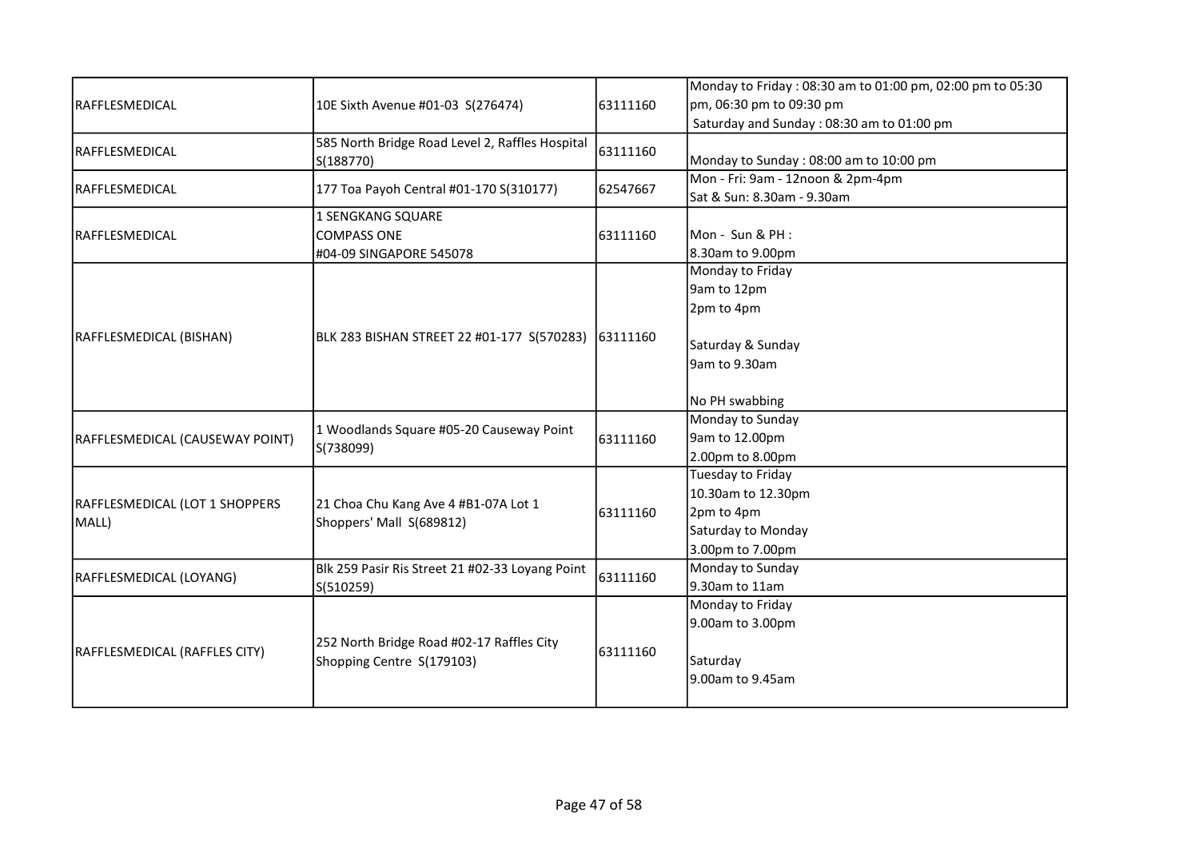| RAFFLESMEDICAL | 10E Sixth Avenue #01-03 S(276474) | 63111160 | Monday to Friday : 08:30 am to 01:00 pm, 02:00 pm to 05:30 pm, 06:30 pm to 09:30 pm<br>Saturday and Sunday : 08:30 am to 01:00 pm |
|---|---|---|---|
| RAFFLESMEDICAL | 585 North Bridge Road Level 2, Raffles Hospital S(188770) | 63111160 | Monday to Sunday : 08:00 am to 10:00 pm |
| RAFFLESMEDICAL | 177 Toa Payoh Central #01-170 S(310177) | 62547667 | Mon - Fri: 9am - 12noon & 2pm-4pm<br>Sat & Sun: 8.30am - 9.30am |
| RAFFLESMEDICAL | 1 SENGKANG SQUARE<br>COMPASS ONE<br>#04-09 SINGAPORE 545078 | 63111160 | Mon - Sun & PH :<br>8.30am to 9.00pm |
| RAFFLESMEDICAL (BISHAN) | BLK 283 BISHAN STREET 22 #01-177 S(570283) | 63111160 | Monday to Friday<br>9am to 12pm<br>2pm to 4pm<br><br>Saturday & Sunday<br>9am to 9.30am<br><br>No PH swabbing |
| RAFFLESMEDICAL (CAUSEWAY POINT) | 1 Woodlands Square #05-20 Causeway Point S(738099) | 63111160 | Monday to Sunday<br>9am to 12.00pm<br>2.00pm to 8.00pm |
| RAFFLESMEDICAL (LOT 1 SHOPPERS MALL) | 21 Choa Chu Kang Ave 4 #B1-07A Lot 1 Shoppers' Mall S(689812) | 63111160 | Tuesday to Friday<br>10.30am to 12.30pm<br>2pm to 4pm<br>Saturday to Monday<br>3.00pm to 7.00pm |
| RAFFLESMEDICAL (LOYANG) | Blk 259 Pasir Ris Street 21 #02-33 Loyang Point S(510259) | 63111160 | Monday to Sunday<br>9.30am to 11am |
| RAFFLESMEDICAL (RAFFLES CITY) | 252 North Bridge Road #02-17 Raffles City Shopping Centre S(179103) | 63111160 | Monday to Friday<br>9.00am to 3.00pm<br><br>Saturday<br>9.00am to 9.45am |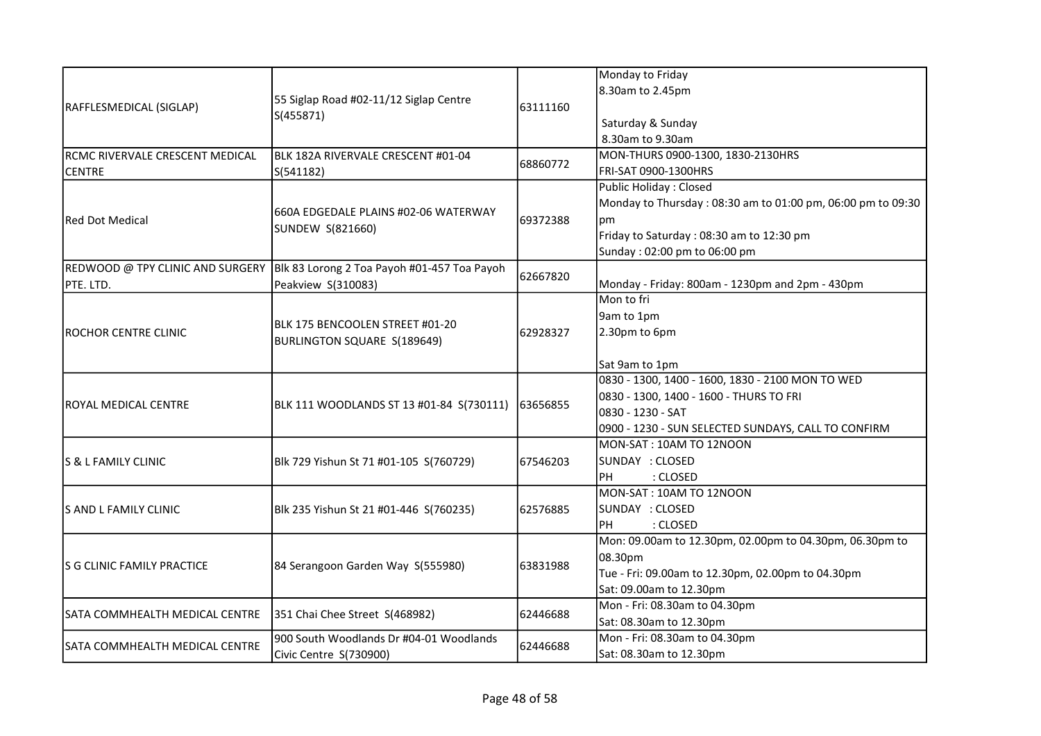| | | | |
|---|---|---|---|
| RAFFLESMEDICAL (SIGLAP) | 55 Siglap Road #02-11/12 Siglap Centre S(455871) | 63111160 | Monday to Friday<br>8.30am to 2.45pm<br><br>Saturday & Sunday<br>8.30am to 9.30am |
| RCMC RIVERVALE CRESCENT MEDICAL CENTRE | BLK 182A RIVERVALE CRESCENT #01-04 S(541182) | 68860772 | MON-THURS 0900-1300, 1830-2130HRS<br>FRI-SAT 0900-1300HRS |
| Red Dot Medical | 660A EDGEDALE PLAINS #02-06 WATERWAY SUNDEW S(821660) | 69372388 | Public Holiday : Closed<br>Monday to Thursday : 08:30 am to 01:00 pm, 06:00 pm to 09:30 pm<br>Friday to Saturday : 08:30 am to 12:30 pm<br>Sunday : 02:00 pm to 06:00 pm |
| REDWOOD @ TPY CLINIC AND SURGERY PTE. LTD. | Blk 83 Lorong 2 Toa Payoh #01-457 Toa Payoh Peakview S(310083) | 62667820 | Monday - Friday: 800am - 1230pm and 2pm - 430pm |
| ROCHOR CENTRE CLINIC | BLK 175 BENCOOLEN STREET #01-20 BURLINGTON SQUARE S(189649) | 62928327 | Mon to fri<br>9am to 1pm<br>2.30pm to 6pm<br><br>Sat 9am to 1pm |
| ROYAL MEDICAL CENTRE | BLK 111 WOODLANDS ST 13 #01-84 S(730111) | 63656855 | 0830 - 1300, 1400 - 1600, 1830 - 2100 MON TO WED<br>0830 - 1300, 1400 - 1600 - THURS TO FRI<br>0830 - 1230 - SAT<br>0900 - 1230 - SUN SELECTED SUNDAYS, CALL TO CONFIRM |
| S & L FAMILY CLINIC | Blk 729 Yishun St 71 #01-105 S(760729) | 67546203 | MON-SAT : 10AM TO 12NOON<br>SUNDAY : CLOSED<br>PH : CLOSED |
| S AND L FAMILY CLINIC | Blk 235 Yishun St 21 #01-446 S(760235) | 62576885 | MON-SAT : 10AM TO 12NOON<br>SUNDAY : CLOSED<br>PH : CLOSED |
| S G CLINIC FAMILY PRACTICE | 84 Serangoon Garden Way S(555980) | 63831988 | Mon: 09.00am to 12.30pm, 02.00pm to 04.30pm, 06.30pm to 08.30pm<br>Tue - Fri: 09.00am to 12.30pm, 02.00pm to 04.30pm<br>Sat: 09.00am to 12.30pm |
| SATA COMMHEALTH MEDICAL CENTRE | 351 Chai Chee Street S(468982) | 62446688 | Mon - Fri: 08.30am to 04.30pm<br>Sat: 08.30am to 12.30pm |
| SATA COMMHEALTH MEDICAL CENTRE | 900 South Woodlands Dr #04-01 Woodlands Civic Centre S(730900) | 62446688 | Mon - Fri: 08.30am to 04.30pm<br>Sat: 08.30am to 12.30pm |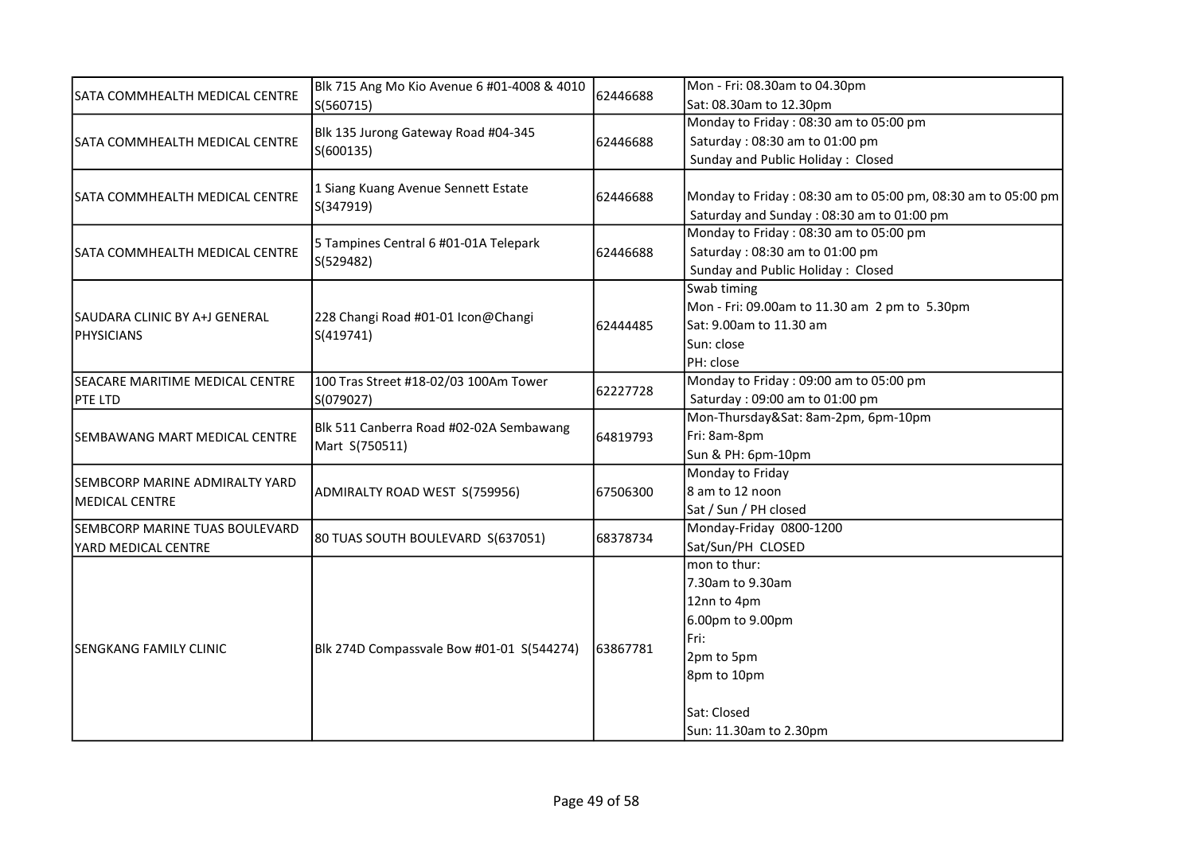| | | | |
|---|---|---|---|
| SATA COMMHEALTH MEDICAL CENTRE | Blk 715 Ang Mo Kio Avenue 6 #01-4008 & 4010 S(560715) | 62446688 | Mon - Fri: 08.30am to 04.30pm<br>Sat: 08.30am to 12.30pm |
| SATA COMMHEALTH MEDICAL CENTRE | Blk 135 Jurong Gateway Road #04-345 S(600135) | 62446688 | Monday to Friday : 08:30 am to 05:00 pm<br>Saturday : 08:30 am to 01:00 pm<br>Sunday and Public Holiday : Closed |
| SATA COMMHEALTH MEDICAL CENTRE | 1 Siang Kuang Avenue Sennett Estate S(347919) | 62446688 | Monday to Friday : 08:30 am to 05:00 pm, 08:30 am to 05:00 pm<br>Saturday and Sunday : 08:30 am to 01:00 pm |
| SATA COMMHEALTH MEDICAL CENTRE | 5 Tampines Central 6 #01-01A Telepark S(529482) | 62446688 | Monday to Friday : 08:30 am to 05:00 pm<br>Saturday : 08:30 am to 01:00 pm<br>Sunday and Public Holiday : Closed |
| SAUDARA CLINIC BY A+J GENERAL PHYSICIANS | 228 Changi Road #01-01 Icon@Changi S(419741) | 62444485 | Swab timing<br>Mon - Fri: 09.00am to 11.30 am 2 pm to 5.30pm<br>Sat: 9.00am to 11.30 am<br>Sun: close<br>PH: close |
| SEACARE MARITIME MEDICAL CENTRE PTE LTD | 100 Tras Street #18-02/03 100Am Tower S(079027) | 62227728 | Monday to Friday : 09:00 am to 05:00 pm<br>Saturday : 09:00 am to 01:00 pm |
| SEMBAWANG MART MEDICAL CENTRE | Blk 511 Canberra Road #02-02A Sembawang Mart S(750511) | 64819793 | Mon-Thursday&Sat: 8am-2pm, 6pm-10pm<br>Fri: 8am-8pm<br>Sun & PH: 6pm-10pm |
| SEMBCORP MARINE ADMIRALTY YARD MEDICAL CENTRE | ADMIRALTY ROAD WEST S(759956) | 67506300 | Monday to Friday<br>8 am to 12 noon<br>Sat / Sun / PH closed |
| SEMBCORP MARINE TUAS BOULEVARD YARD MEDICAL CENTRE | 80 TUAS SOUTH BOULEVARD S(637051) | 68378734 | Monday-Friday 0800-1200<br>Sat/Sun/PH CLOSED |
| SENGKANG FAMILY CLINIC | Blk 274D Compassvale Bow #01-01 S(544274) | 63867781 | mon to thur:<br>7.30am to 9.30am<br>12nn to 4pm<br>6.00pm to 9.00pm<br>Fri:<br>2pm to 5pm<br>8pm to 10pm<br><br>Sat: Closed<br>Sun: 11.30am to 2.30pm |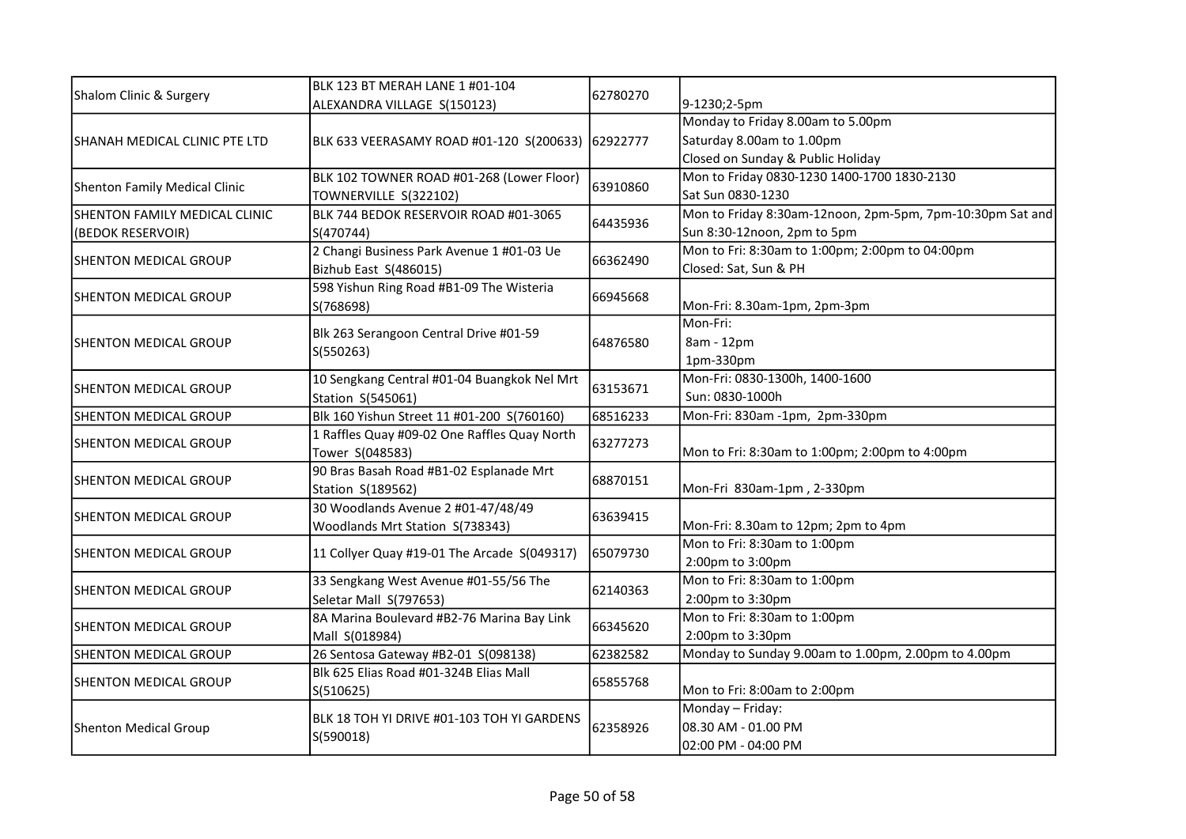| Shalom Clinic & Surgery | BLK 123 BT MERAH LANE 1 #01-104 ALEXANDRA VILLAGE S(150123) | 62780270 | 9-1230;2-5pm |
|---|---|---|---|
| SHANAH MEDICAL CLINIC PTE LTD | BLK 633 VEERASAMY ROAD #01-120 S(200633) | 62922777 | Monday to Friday 8.00am to 5.00pm<br>Saturday 8.00am to 1.00pm<br>Closed on Sunday & Public Holiday |
| Shenton Family Medical Clinic | BLK 102 TOWNER ROAD #01-268 (Lower Floor) TOWNERVILLE S(322102) | 63910860 | Mon to Friday 0830-1230 1400-1700 1830-2130<br>Sat Sun 0830-1230 |
| SHENTON FAMILY MEDICAL CLINIC (BEDOK RESERVOIR) | BLK 744 BEDOK RESERVOIR ROAD #01-3065 S(470744) | 64435936 | Mon to Friday 8:30am-12noon, 2pm-5pm, 7pm-10:30pm Sat and Sun 8:30-12noon, 2pm to 5pm |
| SHENTON MEDICAL GROUP | 2 Changi Business Park Avenue 1 #01-03 Ue Bizhub East S(486015) | 66362490 | Mon to Fri: 8:30am to 1:00pm; 2:00pm to 04:00pm<br>Closed: Sat, Sun & PH |
| SHENTON MEDICAL GROUP | 598 Yishun Ring Road #B1-09 The Wisteria S(768698) | 66945668 | Mon-Fri: 8.30am-1pm, 2pm-3pm |
| SHENTON MEDICAL GROUP | Blk 263 Serangoon Central Drive #01-59 S(550263) | 64876580 | Mon-Fri:<br>8am - 12pm<br>1pm-330pm |
| SHENTON MEDICAL GROUP | 10 Sengkang Central #01-04 Buangkok Nel Mrt Station S(545061) | 63153671 | Mon-Fri: 0830-1300h, 1400-1600<br>Sun: 0830-1000h |
| SHENTON MEDICAL GROUP | Blk 160 Yishun Street 11 #01-200 S(760160) | 68516233 | Mon-Fri: 830am -1pm, 2pm-330pm |
| SHENTON MEDICAL GROUP | 1 Raffles Quay #09-02 One Raffles Quay North Tower S(048583) | 63277273 | Mon to Fri: 8:30am to 1:00pm; 2:00pm to 4:00pm |
| SHENTON MEDICAL GROUP | 90 Bras Basah Road #B1-02 Esplanade Mrt Station S(189562) | 68870151 | Mon-Fri 830am-1pm , 2-330pm |
| SHENTON MEDICAL GROUP | 30 Woodlands Avenue 2 #01-47/48/49 Woodlands Mrt Station S(738343) | 63639415 | Mon-Fri: 8.30am to 12pm; 2pm to 4pm |
| SHENTON MEDICAL GROUP | 11 Collyer Quay #19-01 The Arcade S(049317) | 65079730 | Mon to Fri: 8:30am to 1:00pm<br>2:00pm to 3:00pm |
| SHENTON MEDICAL GROUP | 33 Sengkang West Avenue #01-55/56 The Seletar Mall S(797653) | 62140363 | Mon to Fri: 8:30am to 1:00pm<br>2:00pm to 3:30pm |
| SHENTON MEDICAL GROUP | 8A Marina Boulevard #B2-76 Marina Bay Link Mall S(018984) | 66345620 | Mon to Fri: 8:30am to 1:00pm<br>2:00pm to 3:30pm |
| SHENTON MEDICAL GROUP | 26 Sentosa Gateway #B2-01 S(098138) | 62382582 | Monday to Sunday 9.00am to 1.00pm, 2.00pm to 4.00pm |
| SHENTON MEDICAL GROUP | Blk 625 Elias Road #01-324B Elias Mall S(510625) | 65855768 | Mon to Fri: 8:00am to 2:00pm |
| Shenton Medical Group | BLK 18 TOH YI DRIVE #01-103 TOH YI GARDENS S(590018) | 62358926 | Monday – Friday:<br>08.30 AM - 01.00 PM<br>02:00 PM - 04:00 PM |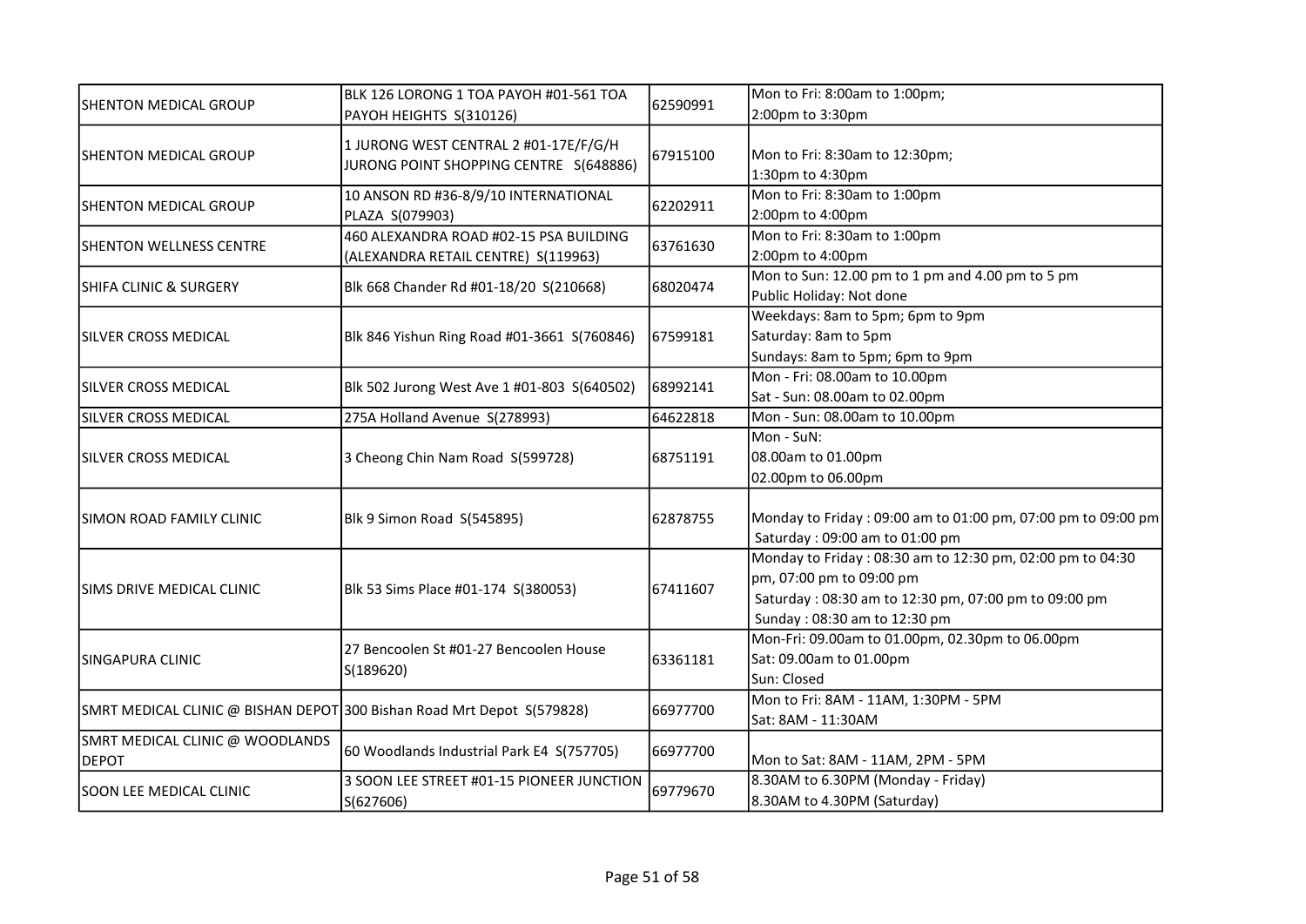| | | | |
|---|---|---|---|
| SHENTON MEDICAL GROUP | BLK 126 LORONG 1 TOA PAYOH #01-561 TOA PAYOH HEIGHTS S(310126) | 62590991 | Mon to Fri: 8:00am to 1:00pm;<br>2:00pm to 3:30pm |
| SHENTON MEDICAL GROUP | 1 JURONG WEST CENTRAL 2 #01-17E/F/G/H JURONG POINT SHOPPING CENTRE S(648886) | 67915100 | Mon to Fri: 8:30am to 12:30pm;<br>1:30pm to 4:30pm |
| SHENTON MEDICAL GROUP | 10 ANSON RD #36-8/9/10 INTERNATIONAL PLAZA S(079903) | 62202911 | Mon to Fri: 8:30am to 1:00pm<br>2:00pm to 4:00pm |
| SHENTON WELLNESS CENTRE | 460 ALEXANDRA ROAD #02-15 PSA BUILDING (ALEXANDRA RETAIL CENTRE) S(119963) | 63761630 | Mon to Fri: 8:30am to 1:00pm<br>2:00pm to 4:00pm |
| SHIFA CLINIC & SURGERY | Blk 668 Chander Rd #01-18/20 S(210668) | 68020474 | Mon to Sun: 12.00 pm to 1 pm and 4.00 pm to 5 pm<br>Public Holiday: Not done |
| SILVER CROSS MEDICAL | Blk 846 Yishun Ring Road #01-3661 S(760846) | 67599181 | Weekdays: 8am to 5pm; 6pm to 9pm<br>Saturday: 8am to 5pm<br>Sundays: 8am to 5pm; 6pm to 9pm |
| SILVER CROSS MEDICAL | Blk 502 Jurong West Ave 1 #01-803 S(640502) | 68992141 | Mon - Fri: 08.00am to 10.00pm<br>Sat - Sun: 08.00am to 02.00pm |
| SILVER CROSS MEDICAL | 275A Holland Avenue S(278993) | 64622818 | Mon - Sun: 08.00am to 10.00pm |
| SILVER CROSS MEDICAL | 3 Cheong Chin Nam Road S(599728) | 68751191 | Mon - SuN:<br>08.00am to 01.00pm<br>02.00pm to 06.00pm |
| SIMON ROAD FAMILY CLINIC | Blk 9 Simon Road S(545895) | 62878755 | Monday to Friday : 09:00 am to 01:00 pm, 07:00 pm to 09:00 pm<br>Saturday : 09:00 am to 01:00 pm |
| SIMS DRIVE MEDICAL CLINIC | Blk 53 Sims Place #01-174 S(380053) | 67411607 | Monday to Friday : 08:30 am to 12:30 pm, 02:00 pm to 04:30 pm, 07:00 pm to 09:00 pm<br>Saturday : 08:30 am to 12:30 pm, 07:00 pm to 09:00 pm<br>Sunday : 08:30 am to 12:30 pm |
| SINGAPURA CLINIC | 27 Bencoolen St #01-27 Bencoolen House S(189620) | 63361181 | Mon-Fri: 09.00am to 01.00pm, 02.30pm to 06.00pm<br>Sat: 09.00am to 01.00pm<br>Sun: Closed |
| SMRT MEDICAL CLINIC @ BISHAN DEPOT | 300 Bishan Road Mrt Depot S(579828) | 66977700 | Mon to Fri: 8AM - 11AM, 1:30PM - 5PM<br>Sat: 8AM - 11:30AM |
| SMRT MEDICAL CLINIC @ WOODLANDS DEPOT | 60 Woodlands Industrial Park E4 S(757705) | 66977700 | Mon to Sat: 8AM - 11AM, 2PM - 5PM |
| SOON LEE MEDICAL CLINIC | 3 SOON LEE STREET #01-15 PIONEER JUNCTION S(627606) | 69779670 | 8.30AM to 6.30PM (Monday - Friday)<br>8.30AM to 4.30PM (Saturday) |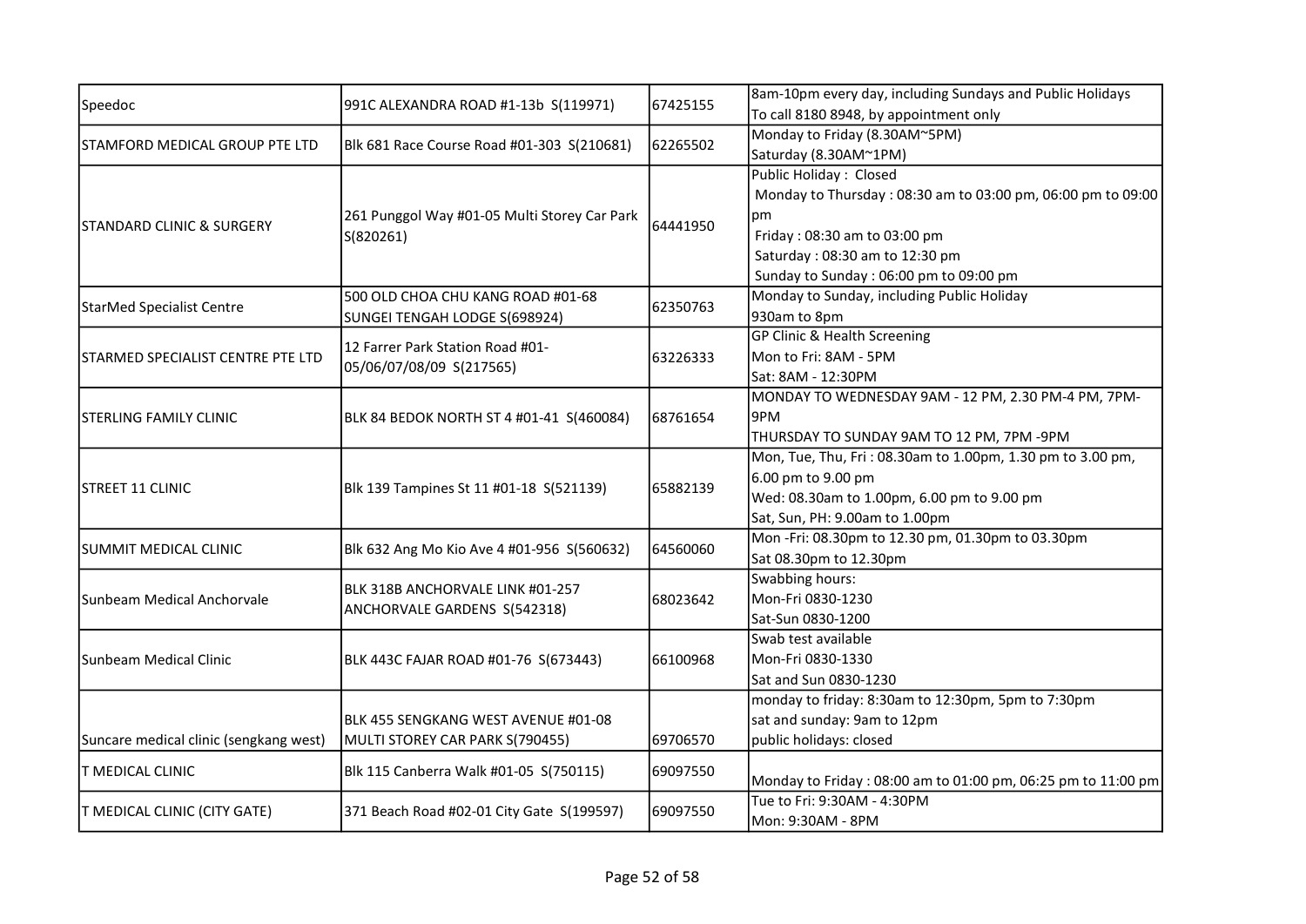| | | | |
|---|---|---|---|
| Speedoc | 991C ALEXANDRA ROAD #1-13b S(119971) | 67425155 | 8am-10pm every day, including Sundays and Public Holidays<br>To call 8180 8948, by appointment only |
| STAMFORD MEDICAL GROUP PTE LTD | Blk 681 Race Course Road #01-303 S(210681) | 62265502 | Monday to Friday (8.30AM~5PM)<br>Saturday (8.30AM~1PM) |
| STANDARD CLINIC & SURGERY | 261 Punggol Way #01-05 Multi Storey Car Park S(820261) | 64441950 | Public Holiday : Closed<br>Monday to Thursday : 08:30 am to 03:00 pm, 06:00 pm to 09:00 pm<br>Friday : 08:30 am to 03:00 pm<br>Saturday : 08:30 am to 12:30 pm<br>Sunday to Sunday : 06:00 pm to 09:00 pm |
| StarMed Specialist Centre | 500 OLD CHOA CHU KANG ROAD #01-68 SUNGEI TENGAH LODGE S(698924) | 62350763 | Monday to Sunday, including Public Holiday<br>930am to 8pm |
| STARMED SPECIALIST CENTRE PTE LTD | 12 Farrer Park Station Road #01-05/06/07/08/09 S(217565) | 63226333 | GP Clinic & Health Screening<br>Mon to Fri: 8AM - 5PM<br>Sat: 8AM - 12:30PM |
| STERLING FAMILY CLINIC | BLK 84 BEDOK NORTH ST 4 #01-41 S(460084) | 68761654 | MONDAY TO WEDNESDAY 9AM - 12 PM, 2.30 PM-4 PM, 7PM-9PM<br>THURSDAY TO SUNDAY 9AM TO 12 PM, 7PM -9PM |
| STREET 11 CLINIC | Blk 139 Tampines St 11 #01-18 S(521139) | 65882139 | Mon, Tue, Thu, Fri : 08.30am to 1.00pm, 1.30 pm to 3.00 pm, 6.00 pm to 9.00 pm<br>Wed: 08.30am to 1.00pm, 6.00 pm to 9.00 pm<br>Sat, Sun, PH: 9.00am to 1.00pm |
| SUMMIT MEDICAL CLINIC | Blk 632 Ang Mo Kio Ave 4 #01-956 S(560632) | 64560060 | Mon -Fri: 08.30pm to 12.30 pm, 01.30pm to 03.30pm<br>Sat 08.30pm to 12.30pm |
| Sunbeam Medical Anchorvale | BLK 318B ANCHORVALE LINK #01-257 ANCHORVALE GARDENS S(542318) | 68023642 | Swabbing hours:<br>Mon-Fri 0830-1230<br>Sat-Sun 0830-1200 |
| Sunbeam Medical Clinic | BLK 443C FAJAR ROAD #01-76 S(673443) | 66100968 | Swab test available<br>Mon-Fri 0830-1330<br>Sat and Sun 0830-1230 |
| Suncare medical clinic (sengkang west) | BLK 455 SENGKANG WEST AVENUE #01-08 MULTI STOREY CAR PARK S(790455) | 69706570 | monday to friday: 8:30am to 12:30pm, 5pm to 7:30pm<br>sat and sunday: 9am to 12pm<br>public holidays: closed |
| T MEDICAL CLINIC | Blk 115 Canberra Walk #01-05 S(750115) | 69097550 | Monday to Friday : 08:00 am to 01:00 pm, 06:25 pm to 11:00 pm |
| T MEDICAL CLINIC (CITY GATE) | 371 Beach Road #02-01 City Gate S(199597) | 69097550 | Tue to Fri: 9:30AM - 4:30PM<br>Mon: 9:30AM - 8PM |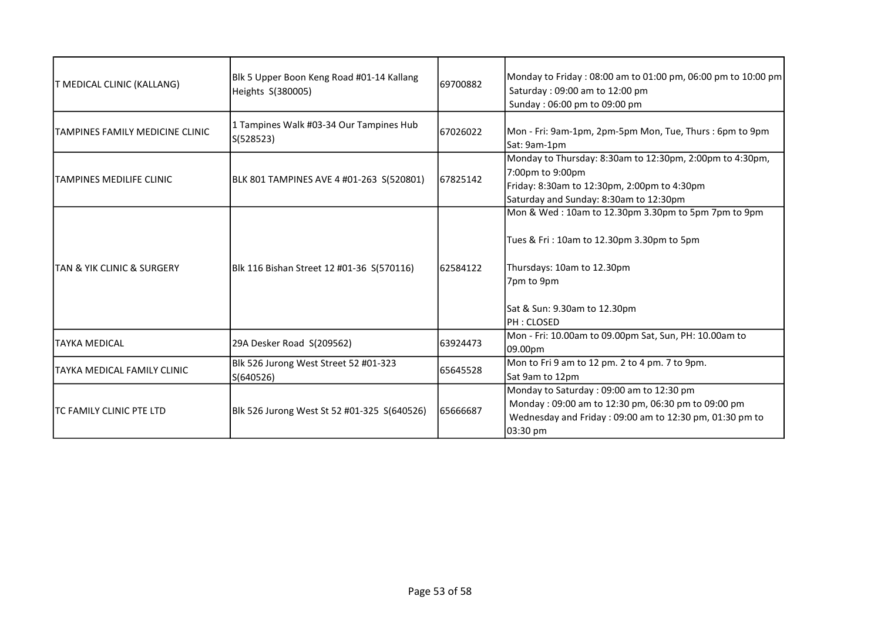| | | | |
|---|---|---|---|
| T MEDICAL CLINIC (KALLANG) | Blk 5 Upper Boon Keng Road #01-14 Kallang Heights S(380005) | 69700882 | Monday to Friday : 08:00 am to 01:00 pm, 06:00 pm to 10:00 pm<br>Saturday : 09:00 am to 12:00 pm<br>Sunday : 06:00 pm to 09:00 pm |
| TAMPINES FAMILY MEDICINE CLINIC | 1 Tampines Walk #03-34 Our Tampines Hub S(528523) | 67026022 | Mon - Fri: 9am-1pm, 2pm-5pm Mon, Tue, Thurs : 6pm to 9pm<br>Sat: 9am-1pm |
| TAMPINES MEDILIFE CLINIC | BLK 801 TAMPINES AVE 4 #01-263 S(520801) | 67825142 | Monday to Thursday: 8:30am to 12:30pm, 2:00pm to 4:30pm, 7:00pm to 9:00pm<br>Friday: 8:30am to 12:30pm, 2:00pm to 4:30pm<br>Saturday and Sunday: 8:30am to 12:30pm |
| TAN & YIK CLINIC & SURGERY | Blk 116 Bishan Street 12 #01-36 S(570116) | 62584122 | Mon & Wed : 10am to 12.30pm 3.30pm to 5pm 7pm to 9pm<br><br>Tues & Fri : 10am to 12.30pm 3.30pm to 5pm<br><br>Thursdays: 10am to 12.30pm<br>7pm to 9pm<br><br>Sat & Sun: 9.30am to 12.30pm<br>PH : CLOSED |
| TAYKA MEDICAL | 29A Desker Road S(209562) | 63924473 | Mon - Fri: 10.00am to 09.00pm Sat, Sun, PH: 10.00am to 09.00pm |
| TAYKA MEDICAL FAMILY CLINIC | Blk 526 Jurong West Street 52 #01-323 S(640526) | 65645528 | Mon to Fri 9 am to 12 pm. 2 to 4 pm. 7 to 9pm.<br>Sat 9am to 12pm |
| TC FAMILY CLINIC PTE LTD | Blk 526 Jurong West St 52 #01-325 S(640526) | 65666687 | Monday to Saturday : 09:00 am to 12:30 pm<br>Monday : 09:00 am to 12:30 pm, 06:30 pm to 09:00 pm<br>Wednesday and Friday : 09:00 am to 12:30 pm, 01:30 pm to 03:30 pm |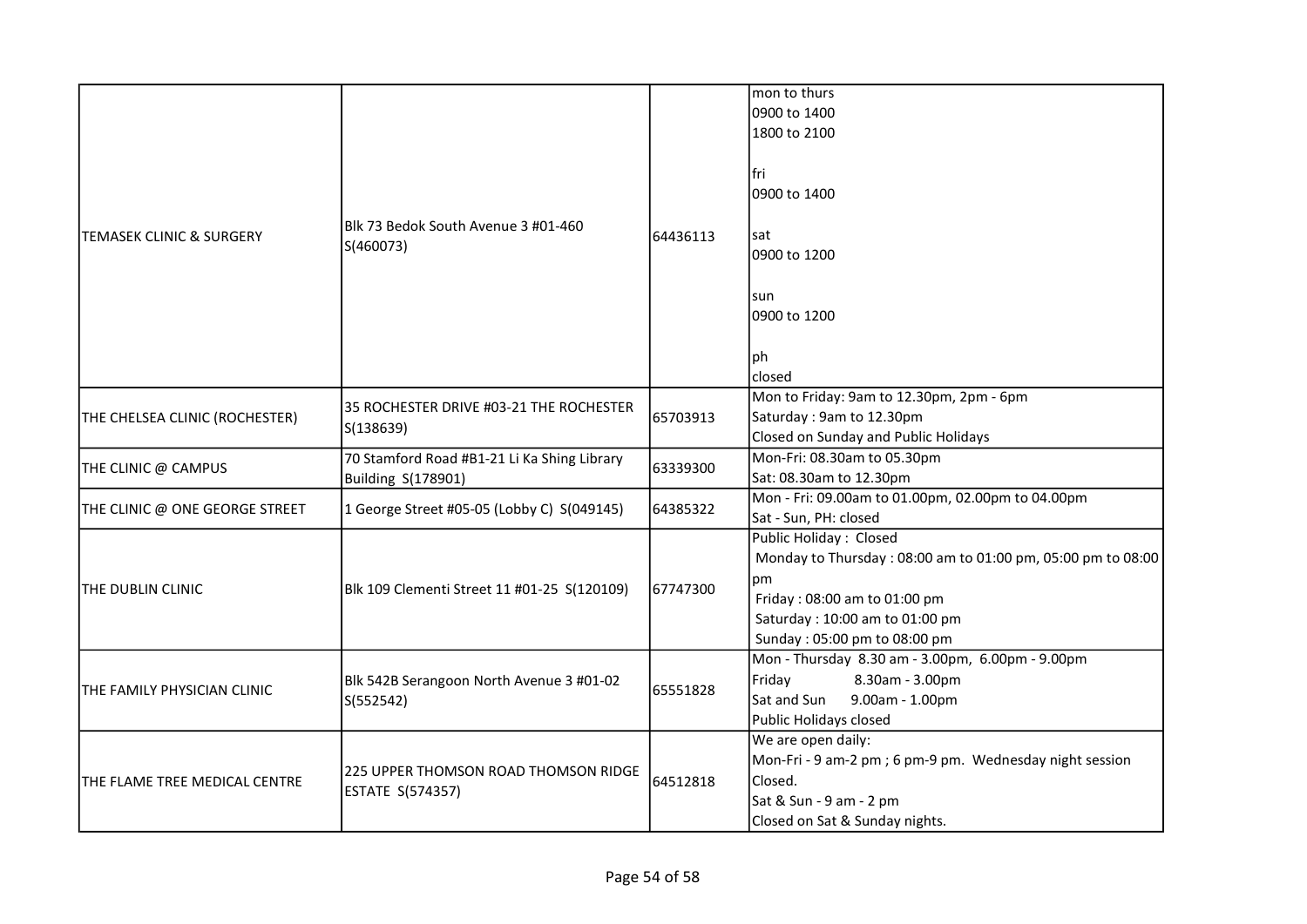| | | | |
|---|---|---|---|
| TEMASEK CLINIC & SURGERY | Blk 73 Bedok South Avenue 3 #01-460 S(460073) | 64436113 | mon to thurs<br>0900 to 1400<br>1800 to 2100<br><br>fri<br>0900 to 1400<br><br>sat<br>0900 to 1200<br><br>sun<br>0900 to 1200<br><br>ph<br>closed |
| THE CHELSEA CLINIC (ROCHESTER) | 35 ROCHESTER DRIVE #03-21 THE ROCHESTER S(138639) | 65703913 | Mon to Friday: 9am to 12.30pm, 2pm - 6pm<br>Saturday : 9am to 12.30pm<br>Closed on Sunday and Public Holidays |
| THE CLINIC @ CAMPUS | 70 Stamford Road #B1-21 Li Ka Shing Library Building S(178901) | 63339300 | Mon-Fri: 08.30am to 05.30pm<br>Sat: 08.30am to 12.30pm |
| THE CLINIC @ ONE GEORGE STREET | 1 George Street #05-05 (Lobby C) S(049145) | 64385322 | Mon - Fri: 09.00am to 01.00pm, 02.00pm to 04.00pm<br>Sat - Sun, PH: closed |
| THE DUBLIN CLINIC | Blk 109 Clementi Street 11 #01-25 S(120109) | 67747300 | Public Holiday : Closed<br>Monday to Thursday : 08:00 am to 01:00 pm, 05:00 pm to 08:00 pm<br>Friday : 08:00 am to 01:00 pm<br>Saturday : 10:00 am to 01:00 pm<br>Sunday : 05:00 pm to 08:00 pm |
| THE FAMILY PHYSICIAN CLINIC | Blk 542B Serangoon North Avenue 3 #01-02 S(552542) | 65551828 | Mon - Thursday 8.30 am - 3.00pm, 6.00pm - 9.00pm<br>Friday 8.30am - 3.00pm<br>Sat and Sun 9.00am - 1.00pm<br>Public Holidays closed |
| THE FLAME TREE MEDICAL CENTRE | 225 UPPER THOMSON ROAD THOMSON RIDGE ESTATE S(574357) | 64512818 | We are open daily:<br>Mon-Fri - 9 am-2 pm ; 6 pm-9 pm. Wednesday night session Closed.<br>Sat & Sun - 9 am - 2 pm<br>Closed on Sat & Sunday nights. |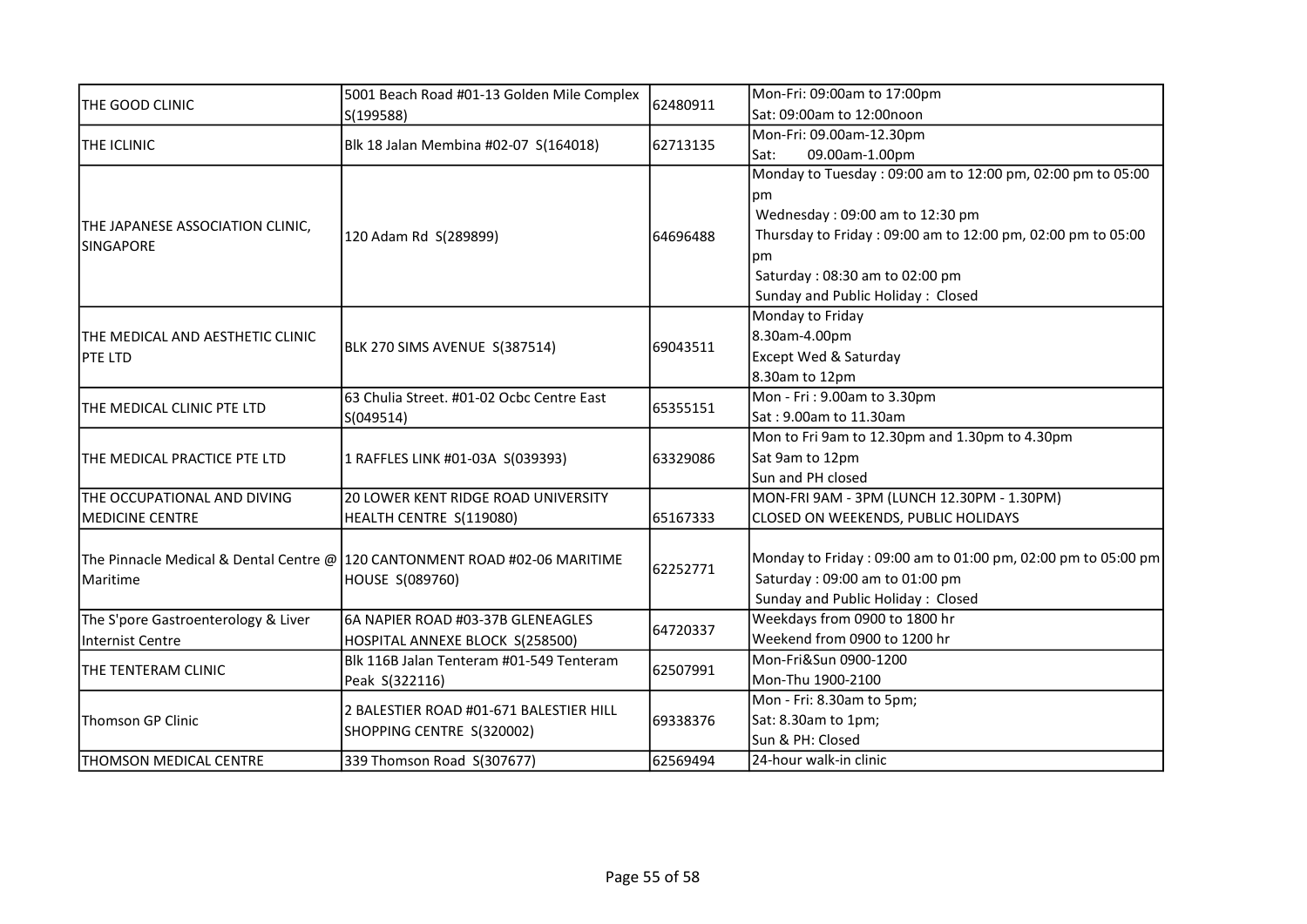| | | | |
|---|---|---|---|
| THE GOOD CLINIC | 5001 Beach Road #01-13 Golden Mile Complex S(199588) | 62480911 | Mon-Fri: 09:00am to 17:00pm<br>Sat: 09:00am to 12:00noon |
| THE ICLINIC | Blk 18 Jalan Membina #02-07 S(164018) | 62713135 | Mon-Fri: 09.00am-12.30pm<br>Sat: 09.00am-1.00pm |
| THE JAPANESE ASSOCIATION CLINIC, SINGAPORE | 120 Adam Rd S(289899) | 64696488 | Monday to Tuesday : 09:00 am to 12:00 pm, 02:00 pm to 05:00 pm<br>Wednesday : 09:00 am to 12:30 pm<br>Thursday to Friday : 09:00 am to 12:00 pm, 02:00 pm to 05:00 pm<br>Saturday : 08:30 am to 02:00 pm<br>Sunday and Public Holiday : Closed |
| THE MEDICAL AND AESTHETIC CLINIC PTE LTD | BLK 270 SIMS AVENUE S(387514) | 69043511 | Monday to Friday<br>8.30am-4.00pm<br>Except Wed & Saturday<br>8.30am to 12pm |
| THE MEDICAL CLINIC PTE LTD | 63 Chulia Street. #01-02 Ocbc Centre East S(049514) | 65355151 | Mon - Fri : 9.00am to 3.30pm<br>Sat : 9.00am to 11.30am |
| THE MEDICAL PRACTICE PTE LTD | 1 RAFFLES LINK #01-03A S(039393) | 63329086 | Mon to Fri 9am to 12.30pm and 1.30pm to 4.30pm<br>Sat 9am to 12pm<br>Sun and PH closed |
| THE OCCUPATIONAL AND DIVING MEDICINE CENTRE | 20 LOWER KENT RIDGE ROAD UNIVERSITY HEALTH CENTRE S(119080) | 65167333 | MON-FRI 9AM - 3PM (LUNCH 12.30PM - 1.30PM)<br>CLOSED ON WEEKENDS, PUBLIC HOLIDAYS |
| The Pinnacle Medical & Dental Centre @ Maritime | 120 CANTONMENT ROAD #02-06 MARITIME HOUSE S(089760) | 62252771 | Monday to Friday : 09:00 am to 01:00 pm, 02:00 pm to 05:00 pm<br>Saturday : 09:00 am to 01:00 pm<br>Sunday and Public Holiday : Closed |
| The S'pore Gastroenterology & Liver Internist Centre | 6A NAPIER ROAD #03-37B GLENEAGLES HOSPITAL ANNEXE BLOCK S(258500) | 64720337 | Weekdays from 0900 to 1800 hr<br>Weekend from 0900 to 1200 hr |
| THE TENTERAM CLINIC | Blk 116B Jalan Tenteram #01-549 Tenteram Peak S(322116) | 62507991 | Mon-Fri&Sun 0900-1200<br>Mon-Thu 1900-2100 |
| Thomson GP Clinic | 2 BALESTIER ROAD #01-671 BALESTIER HILL SHOPPING CENTRE S(320002) | 69338376 | Mon - Fri: 8.30am to 5pm;<br>Sat: 8.30am to 1pm;<br>Sun & PH: Closed |
| THOMSON MEDICAL CENTRE | 339 Thomson Road S(307677) | 62569494 | 24-hour walk-in clinic |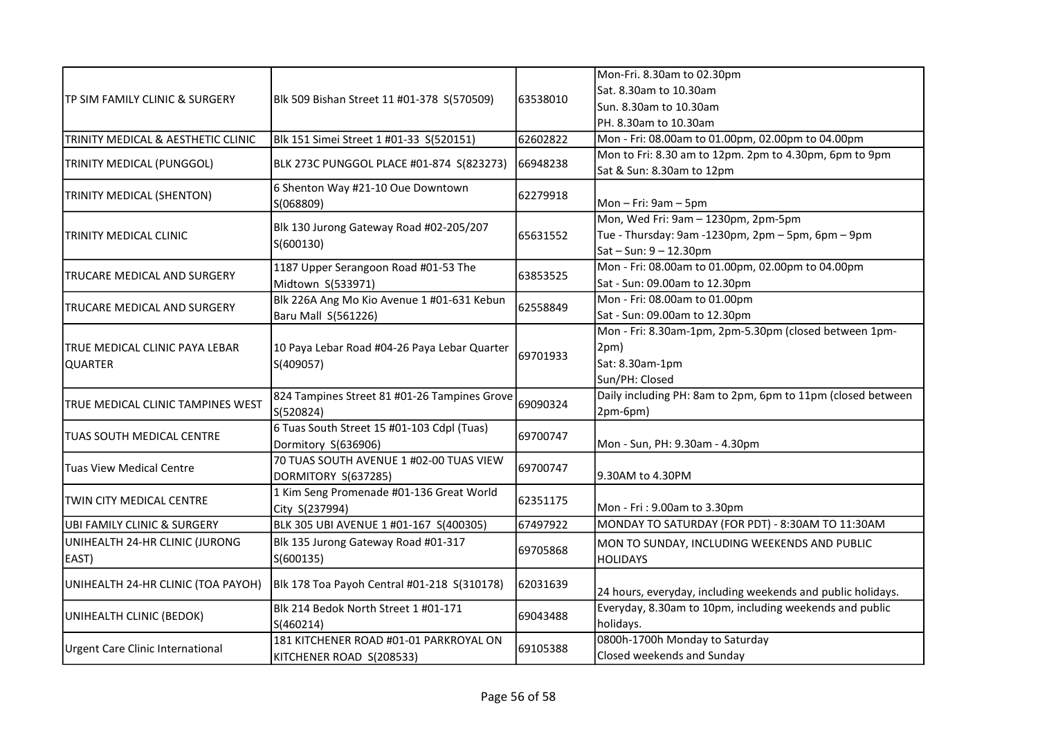| | | | |
|---|---|---|---|
| TP SIM FAMILY CLINIC & SURGERY | Blk 509 Bishan Street 11 #01-378 S(570509) | 63538010 | Mon-Fri. 8.30am to 02.30pm<br>Sat. 8.30am to 10.30am<br>Sun. 8.30am to 10.30am<br>PH. 8.30am to 10.30am |
| TRINITY MEDICAL & AESTHETIC CLINIC | Blk 151 Simei Street 1 #01-33 S(520151) | 62602822 | Mon - Fri: 08.00am to 01.00pm, 02.00pm to 04.00pm |
| TRINITY MEDICAL (PUNGGOL) | BLK 273C PUNGGOL PLACE #01-874 S(823273) | 66948238 | Mon to Fri: 8.30 am to 12pm. 2pm to 4.30pm, 6pm to 9pm<br>Sat & Sun: 8.30am to 12pm |
| TRINITY MEDICAL (SHENTON) | 6 Shenton Way #21-10 Oue Downtown S(068809) | 62279918 | Mon – Fri: 9am – 5pm |
| TRINITY MEDICAL CLINIC | Blk 130 Jurong Gateway Road #02-205/207 S(600130) | 65631552 | Mon, Wed Fri: 9am – 1230pm, 2pm-5pm<br>Tue - Thursday: 9am -1230pm, 2pm – 5pm, 6pm – 9pm<br>Sat – Sun: 9 – 12.30pm |
| TRUCARE MEDICAL AND SURGERY | 1187 Upper Serangoon Road #01-53 The Midtown S(533971) | 63853525 | Mon - Fri: 08.00am to 01.00pm, 02.00pm to 04.00pm<br>Sat - Sun: 09.00am to 12.30pm |
| TRUCARE MEDICAL AND SURGERY | Blk 226A Ang Mo Kio Avenue 1 #01-631 Kebun Baru Mall S(561226) | 62558849 | Mon - Fri: 08.00am to 01.00pm<br>Sat - Sun: 09.00am to 12.30pm |
| TRUE MEDICAL CLINIC PAYA LEBAR QUARTER | 10 Paya Lebar Road #04-26 Paya Lebar Quarter S(409057) | 69701933 | Mon - Fri: 8.30am-1pm, 2pm-5.30pm (closed between 1pm-2pm)<br>Sat: 8.30am-1pm<br>Sun/PH: Closed |
| TRUE MEDICAL CLINIC TAMPINES WEST | 824 Tampines Street 81 #01-26 Tampines Grove S(520824) | 69090324 | Daily including PH: 8am to 2pm, 6pm to 11pm (closed between 2pm-6pm) |
| TUAS SOUTH MEDICAL CENTRE | 6 Tuas South Street 15 #01-103 Cdpl (Tuas) Dormitory S(636906) | 69700747 | Mon - Sun, PH: 9.30am - 4.30pm |
| Tuas View Medical Centre | 70 TUAS SOUTH AVENUE 1 #02-00 TUAS VIEW DORMITORY S(637285) | 69700747 | 9.30AM to 4.30PM |
| TWIN CITY MEDICAL CENTRE | 1 Kim Seng Promenade #01-136 Great World City S(237994) | 62351175 | Mon - Fri : 9.00am to 3.30pm |
| UBI FAMILY CLINIC & SURGERY | BLK 305 UBI AVENUE 1 #01-167 S(400305) | 67497922 | MONDAY TO SATURDAY (FOR PDT) - 8:30AM TO 11:30AM |
| UNIHEALTH 24-HR CLINIC (JURONG EAST) | Blk 135 Jurong Gateway Road #01-317 S(600135) | 69705868 | MON TO SUNDAY, INCLUDING WEEKENDS AND PUBLIC HOLIDAYS |
| UNIHEALTH 24-HR CLINIC (TOA PAYOH) | Blk 178 Toa Payoh Central #01-218 S(310178) | 62031639 | 24 hours, everyday, including weekends and public holidays. |
| UNIHEALTH CLINIC (BEDOK) | Blk 214 Bedok North Street 1 #01-171 S(460214) | 69043488 | Everyday, 8.30am to 10pm, including weekends and public holidays. |
| Urgent Care Clinic International | 181 KITCHENER ROAD #01-01 PARKROYAL ON KITCHENER ROAD S(208533) | 69105388 | 0800h-1700h Monday to Saturday<br>Closed weekends and Sunday |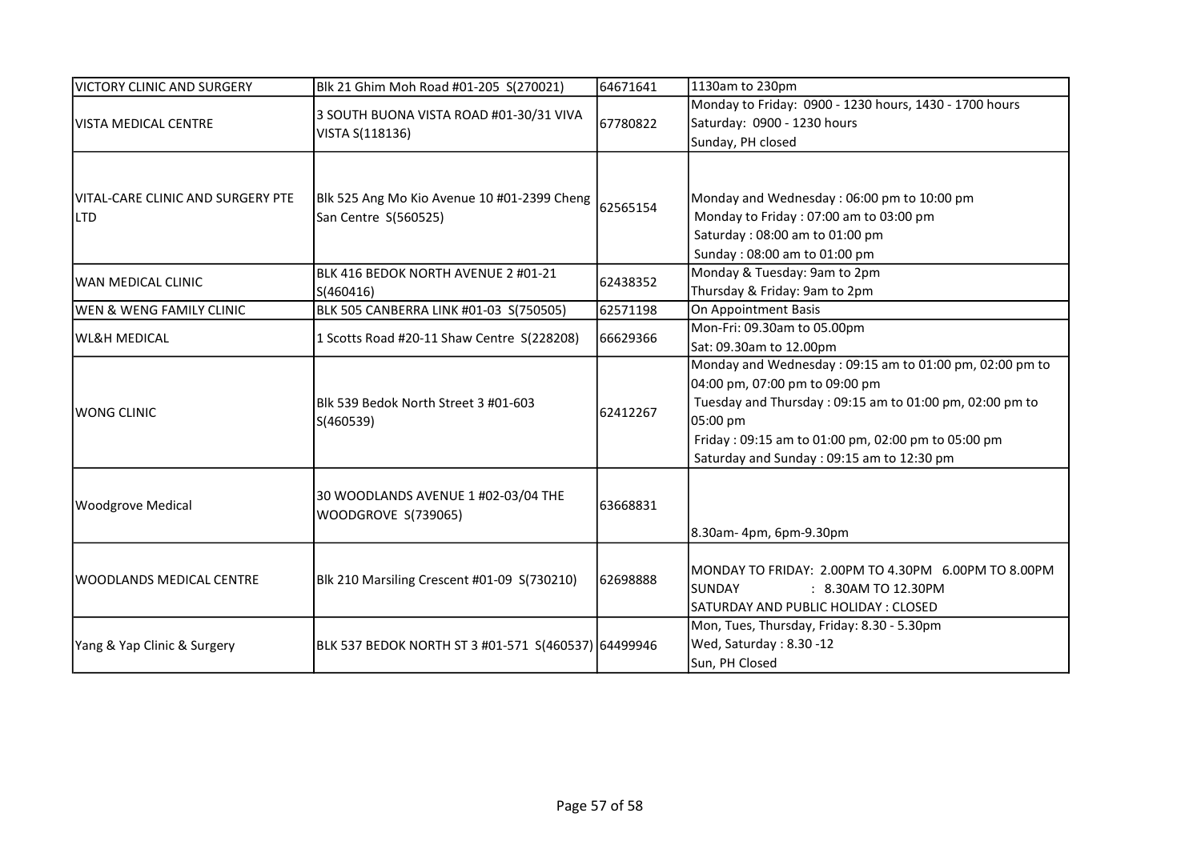| VICTORY CLINIC AND SURGERY | Blk 21 Ghim Moh Road #01-205 S(270021) | 64671641 | 1130am to 230pm |
|---|---|---|---|
| VISTA MEDICAL CENTRE | 3 SOUTH BUONA VISTA ROAD #01-30/31 VIVA VISTA S(118136) | 67780822 | Monday to Friday: 0900 - 1230 hours, 1430 - 1700 hours<br>Saturday: 0900 - 1230 hours<br>Sunday, PH closed |
| VITAL-CARE CLINIC AND SURGERY PTE LTD | Blk 525 Ang Mo Kio Avenue 10 #01-2399 Cheng San Centre S(560525) | 62565154 | Monday and Wednesday : 06:00 pm to 10:00 pm<br>Monday to Friday : 07:00 am to 03:00 pm<br>Saturday : 08:00 am to 01:00 pm<br>Sunday : 08:00 am to 01:00 pm |
| WAN MEDICAL CLINIC | BLK 416 BEDOK NORTH AVENUE 2 #01-21 S(460416) | 62438352 | Monday & Tuesday: 9am to 2pm<br>Thursday & Friday: 9am to 2pm |
| WEN & WENG FAMILY CLINIC | BLK 505 CANBERRA LINK #01-03 S(750505) | 62571198 | On Appointment Basis |
| WL&H MEDICAL | 1 Scotts Road #20-11 Shaw Centre S(228208) | 66629366 | Mon-Fri: 09.30am to 05.00pm<br>Sat: 09.30am to 12.00pm |
| WONG CLINIC | Blk 539 Bedok North Street 3 #01-603 S(460539) | 62412267 | Monday and Wednesday : 09:15 am to 01:00 pm, 02:00 pm to 04:00 pm, 07:00 pm to 09:00 pm<br>Tuesday and Thursday : 09:15 am to 01:00 pm, 02:00 pm to 05:00 pm<br>Friday : 09:15 am to 01:00 pm, 02:00 pm to 05:00 pm<br>Saturday and Sunday : 09:15 am to 12:30 pm |
| Woodgrove Medical | 30 WOODLANDS AVENUE 1 #02-03/04 THE WOODGROVE S(739065) | 63668831 | 8.30am- 4pm, 6pm-9.30pm |
| WOODLANDS MEDICAL CENTRE | Blk 210 Marsiling Crescent #01-09 S(730210) | 62698888 | MONDAY TO FRIDAY: 2.00PM TO 4.30PM 6.00PM TO 8.00PM<br>SUNDAY : 8.30AM TO 12.30PM<br>SATURDAY AND PUBLIC HOLIDAY : CLOSED |
| Yang & Yap Clinic & Surgery | BLK 537 BEDOK NORTH ST 3 #01-571 S(460537) | 64499946 | Mon, Tues, Thursday, Friday: 8.30 - 5.30pm<br>Wed, Saturday : 8.30 -12<br>Sun, PH Closed |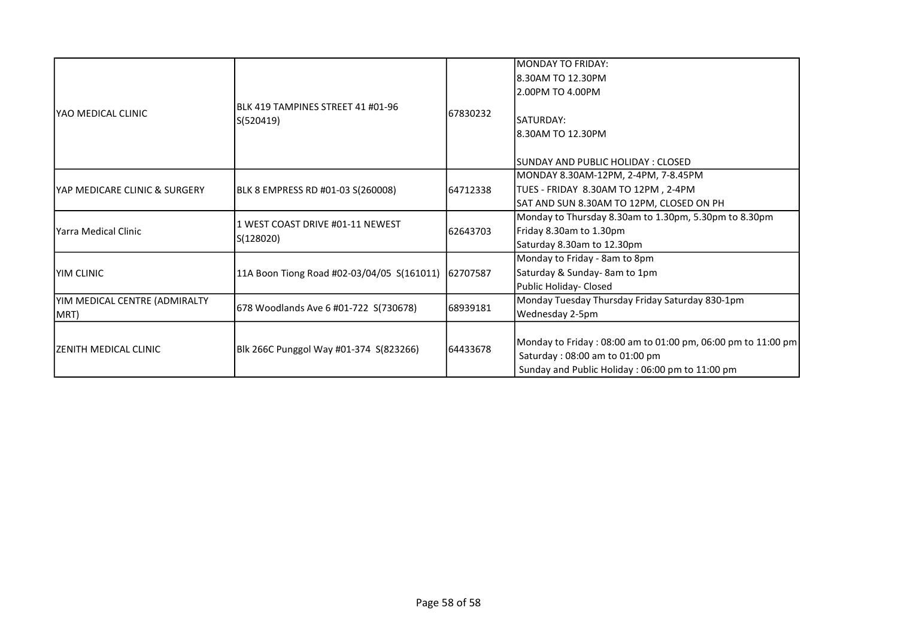| | | | |
|---|---|---|---|
| YAO MEDICAL CLINIC | BLK 419 TAMPINES STREET 41 #01-96 S(520419) | 67830232 | MONDAY TO FRIDAY:<br>8.30AM TO 12.30PM<br>2.00PM TO 4.00PM<br><br>SATURDAY:<br>8.30AM TO 12.30PM<br><br>SUNDAY AND PUBLIC HOLIDAY : CLOSED |
| YAP MEDICARE CLINIC & SURGERY | BLK 8 EMPRESS RD #01-03 S(260008) | 64712338 | MONDAY 8.30AM-12PM, 2-4PM, 7-8.45PM<br>TUES - FRIDAY 8.30AM TO 12PM , 2-4PM<br>SAT AND SUN 8.30AM TO 12PM, CLOSED ON PH |
| Yarra Medical Clinic | 1 WEST COAST DRIVE #01-11 NEWEST S(128020) | 62643703 | Monday to Thursday 8.30am to 1.30pm, 5.30pm to 8.30pm<br>Friday 8.30am to 1.30pm<br>Saturday 8.30am to 12.30pm |
| YIM CLINIC | 11A Boon Tiong Road #02-03/04/05 S(161011) | 62707587 | Monday to Friday - 8am to 8pm<br>Saturday & Sunday- 8am to 1pm<br>Public Holiday- Closed |
| YIM MEDICAL CENTRE (ADMIRALTY MRT) | 678 Woodlands Ave 6 #01-722 S(730678) | 68939181 | Monday Tuesday Thursday Friday Saturday 830-1pm<br>Wednesday 2-5pm |
| ZENITH MEDICAL CLINIC | Blk 266C Punggol Way #01-374 S(823266) | 64433678 | Monday to Friday : 08:00 am to 01:00 pm, 06:00 pm to 11:00 pm<br>Saturday : 08:00 am to 01:00 pm<br>Sunday and Public Holiday : 06:00 pm to 11:00 pm |